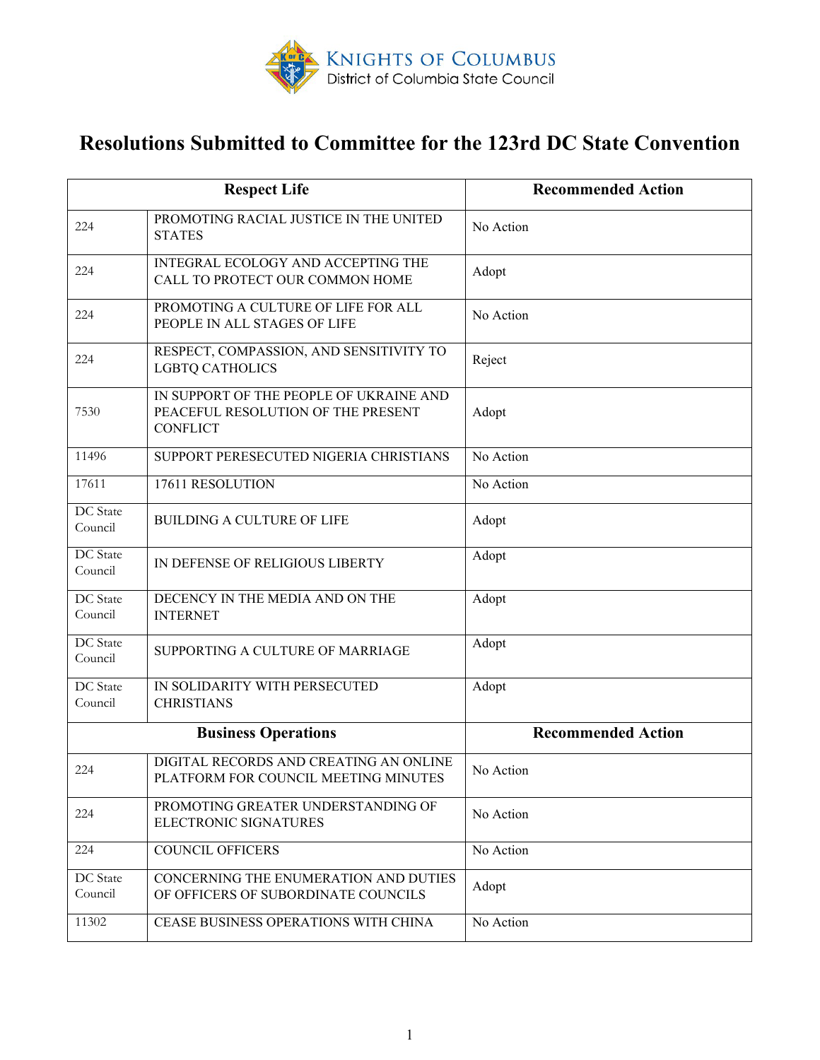KNIGHTS OF COLUMBUS
District of Columbia State Council

# Resolutions Submitted to Committee for the 123rd DC State Convention

| Respect Life | | Recommended Action |
|---|---|---|
| 224 | PROMOTING RACIAL JUSTICE IN THE UNITED STATES | No Action |
| 224 | INTEGRAL ECOLOGY AND ACCEPTING THE CALL TO PROTECT OUR COMMON HOME | Adopt |
| 224 | PROMOTING A CULTURE OF LIFE FOR ALL PEOPLE IN ALL STAGES OF LIFE | No Action |
| 224 | RESPECT, COMPASSION, AND SENSITIVITY TO LGBTQ CATHOLICS | Reject |
| 7530 | IN SUPPORT OF THE PEOPLE OF UKRAINE AND PEACEFUL RESOLUTION OF THE PRESENT CONFLICT | Adopt |
| 11496 | SUPPORT PERESECUTED NIGERIA CHRISTIANS | No Action |
| 17611 | 17611 RESOLUTION | No Action |
| DC State Council | BUILDING A CULTURE OF LIFE | Adopt |
| DC State Council | IN DEFENSE OF RELIGIOUS LIBERTY | Adopt |
| DC State Council | DECENCY IN THE MEDIA AND ON THE INTERNET | Adopt |
| DC State Council | SUPPORTING A CULTURE OF MARRIAGE | Adopt |
| DC State Council | IN SOLIDARITY WITH PERSECUTED CHRISTIANS | Adopt |
| **Business Operations** | | **Recommended Action** |
| 224 | DIGITAL RECORDS AND CREATING AN ONLINE PLATFORM FOR COUNCIL MEETING MINUTES | No Action |
| 224 | PROMOTING GREATER UNDERSTANDING OF ELECTRONIC SIGNATURES | No Action |
| 224 | COUNCIL OFFICERS | No Action |
| DC State Council | CONCERNING THE ENUMERATION AND DUTIES OF OFFICERS OF SUBORDINATE COUNCILS | Adopt |
| 11302 | CEASE BUSINESS OPERATIONS WITH CHINA | No Action |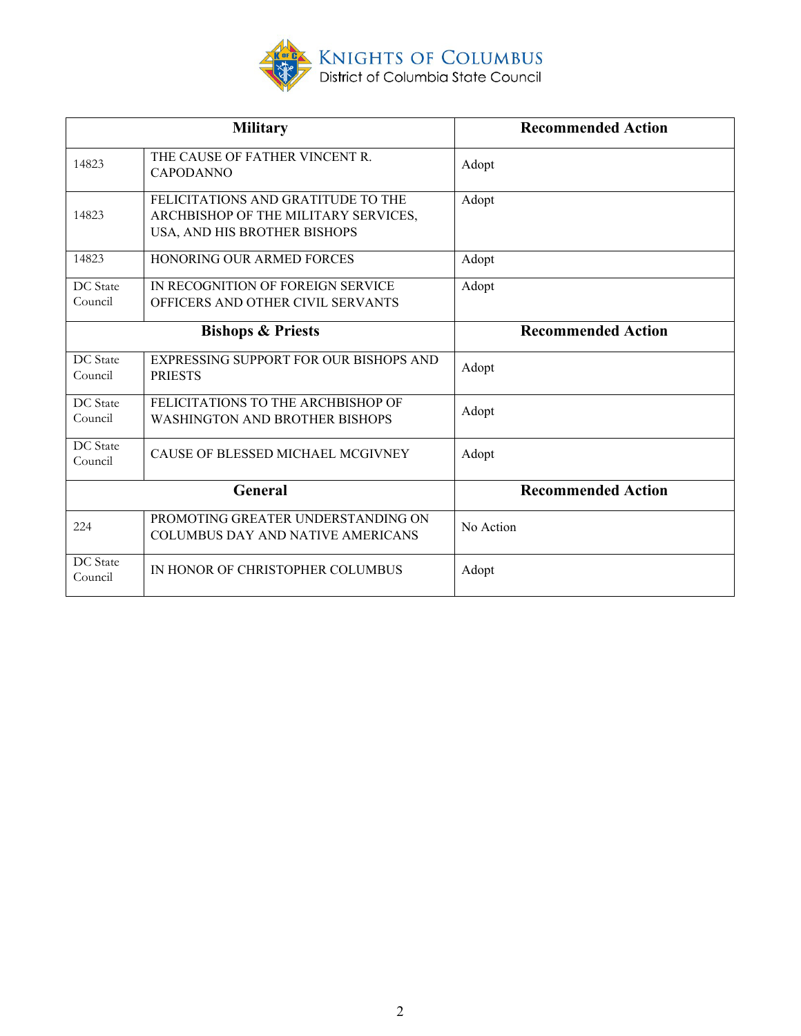**KNIGHTS OF COLUMBUS**
District of Columbia State Council

| Military | | Recommended Action |
|---|---|---|
| 14823 | THE CAUSE OF FATHER VINCENT R. CAPODANNO | Adopt |
| 14823 | FELICITATIONS AND GRATITUDE TO THE ARCHBISHOP OF THE MILITARY SERVICES, USA, AND HIS BROTHER BISHOPS | Adopt |
| 14823 | HONORING OUR ARMED FORCES | Adopt |
| DC State Council | IN RECOGNITION OF FOREIGN SERVICE OFFICERS AND OTHER CIVIL SERVANTS | Adopt |
| **Bishops & Priests** | | **Recommended Action** |
| DC State Council | EXPRESSING SUPPORT FOR OUR BISHOPS AND PRIESTS | Adopt |
| DC State Council | FELICITATIONS TO THE ARCHBISHOP OF WASHINGTON AND BROTHER BISHOPS | Adopt |
| DC State Council | CAUSE OF BLESSED MICHAEL MCGIVNEY | Adopt |
| **General** | | **Recommended Action** |
| 224 | PROMOTING GREATER UNDERSTANDING ON COLUMBUS DAY AND NATIVE AMERICANS | No Action |
| DC State Council | IN HONOR OF CHRISTOPHER COLUMBUS | Adopt |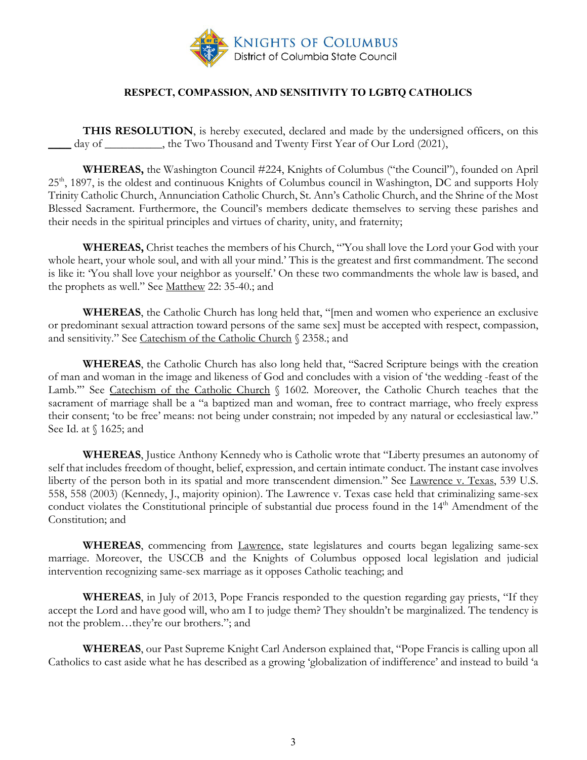KNIGHTS OF COLUMBUS
District of Columbia State Council

## RESPECT, COMPASSION, AND SENSITIVITY TO LGBTQ CATHOLICS

**THIS RESOLUTION**, is hereby executed, declared and made by the undersigned officers, on this ____ day of __________, the Two Thousand and Twenty First Year of Our Lord (2021),

**WHEREAS,** the Washington Council #224, Knights of Columbus ("the Council"), founded on April 25th, 1897, is the oldest and continuous Knights of Columbus council in Washington, DC and supports Holy Trinity Catholic Church, Annunciation Catholic Church, St. Ann's Catholic Church, and the Shrine of the Most Blessed Sacrament. Furthermore, the Council's members dedicate themselves to serving these parishes and their needs in the spiritual principles and virtues of charity, unity, and fraternity;

**WHEREAS,** Christ teaches the members of his Church, "'You shall love the Lord your God with your whole heart, your whole soul, and with all your mind.' This is the greatest and first commandment. The second is like it: 'You shall love your neighbor as yourself.' On these two commandments the whole law is based, and the prophets as well." See Matthew 22: 35-40.; and

**WHEREAS**, the Catholic Church has long held that, "[men and women who experience an exclusive or predominant sexual attraction toward persons of the same sex] must be accepted with respect, compassion, and sensitivity." See Catechism of the Catholic Church § 2358.; and

**WHEREAS**, the Catholic Church has also long held that, "Sacred Scripture beings with the creation of man and woman in the image and likeness of God and concludes with a vision of 'the wedding -feast of the Lamb.'" See Catechism of the Catholic Church § 1602. Moreover, the Catholic Church teaches that the sacrament of marriage shall be a "a baptized man and woman, free to contract marriage, who freely express their consent; 'to be free' means: not being under constrain; not impeded by any natural or ecclesiastical law." See Id. at § 1625; and

**WHEREAS**, Justice Anthony Kennedy who is Catholic wrote that "Liberty presumes an autonomy of self that includes freedom of thought, belief, expression, and certain intimate conduct. The instant case involves liberty of the person both in its spatial and more transcendent dimension." See Lawrence v. Texas, 539 U.S. 558, 558 (2003) (Kennedy, J., majority opinion). The Lawrence v. Texas case held that criminalizing same-sex conduct violates the Constitutional principle of substantial due process found in the 14th Amendment of the Constitution; and

**WHEREAS**, commencing from Lawrence, state legislatures and courts began legalizing same-sex marriage. Moreover, the USCCB and the Knights of Columbus opposed local legislation and judicial intervention recognizing same-sex marriage as it opposes Catholic teaching; and

**WHEREAS**, in July of 2013, Pope Francis responded to the question regarding gay priests, "If they accept the Lord and have good will, who am I to judge them? They shouldn't be marginalized. The tendency is not the problem…they're our brothers."; and

**WHEREAS**, our Past Supreme Knight Carl Anderson explained that, "Pope Francis is calling upon all Catholics to cast aside what he has described as a growing 'globalization of indifference' and instead to build 'a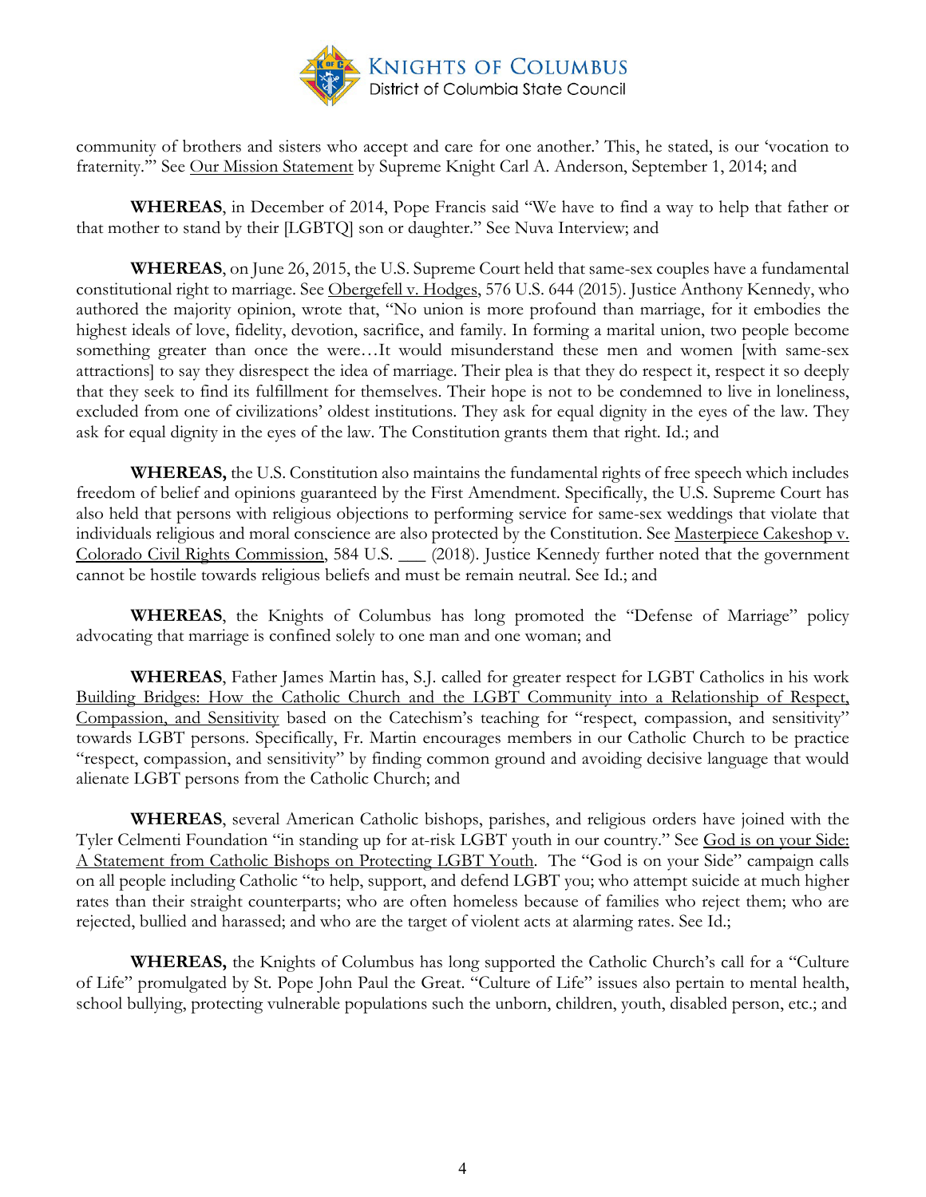community of brothers and sisters who accept and care for one another.' This, he stated, is our 'vocation to fraternity.'" See Our Mission Statement by Supreme Knight Carl A. Anderson, September 1, 2014; and

**WHEREAS**, in December of 2014, Pope Francis said "We have to find a way to help that father or that mother to stand by their [LGBTQ] son or daughter." See Nuva Interview; and

**WHEREAS**, on June 26, 2015, the U.S. Supreme Court held that same-sex couples have a fundamental constitutional right to marriage. See Obergefell v. Hodges, 576 U.S. 644 (2015). Justice Anthony Kennedy, who authored the majority opinion, wrote that, "No union is more profound than marriage, for it embodies the highest ideals of love, fidelity, devotion, sacrifice, and family. In forming a marital union, two people become something greater than once the were…It would misunderstand these men and women [with same-sex attractions] to say they disrespect the idea of marriage. Their plea is that they do respect it, respect it so deeply that they seek to find its fulfillment for themselves. Their hope is not to be condemned to live in loneliness, excluded from one of civilizations' oldest institutions. They ask for equal dignity in the eyes of the law. They ask for equal dignity in the eyes of the law. The Constitution grants them that right. Id.; and

**WHEREAS,** the U.S. Constitution also maintains the fundamental rights of free speech which includes freedom of belief and opinions guaranteed by the First Amendment. Specifically, the U.S. Supreme Court has also held that persons with religious objections to performing service for same-sex weddings that violate that individuals religious and moral conscience are also protected by the Constitution. See Masterpiece Cakeshop v. Colorado Civil Rights Commission, 584 U.S. ___ (2018). Justice Kennedy further noted that the government cannot be hostile towards religious beliefs and must be remain neutral. See Id.; and

**WHEREAS**, the Knights of Columbus has long promoted the "Defense of Marriage" policy advocating that marriage is confined solely to one man and one woman; and

**WHEREAS**, Father James Martin has, S.J. called for greater respect for LGBT Catholics in his work Building Bridges: How the Catholic Church and the LGBT Community into a Relationship of Respect, Compassion, and Sensitivity based on the Catechism's teaching for "respect, compassion, and sensitivity" towards LGBT persons. Specifically, Fr. Martin encourages members in our Catholic Church to be practice "respect, compassion, and sensitivity" by finding common ground and avoiding decisive language that would alienate LGBT persons from the Catholic Church; and

**WHEREAS**, several American Catholic bishops, parishes, and religious orders have joined with the Tyler Celmenti Foundation "in standing up for at-risk LGBT youth in our country." See God is on your Side: A Statement from Catholic Bishops on Protecting LGBT Youth. The "God is on your Side" campaign calls on all people including Catholic "to help, support, and defend LGBT you; who attempt suicide at much higher rates than their straight counterparts; who are often homeless because of families who reject them; who are rejected, bullied and harassed; and who are the target of violent acts at alarming rates. See Id.;

**WHEREAS,** the Knights of Columbus has long supported the Catholic Church's call for a "Culture of Life" promulgated by St. Pope John Paul the Great. "Culture of Life" issues also pertain to mental health, school bullying, protecting vulnerable populations such the unborn, children, youth, disabled person, etc.; and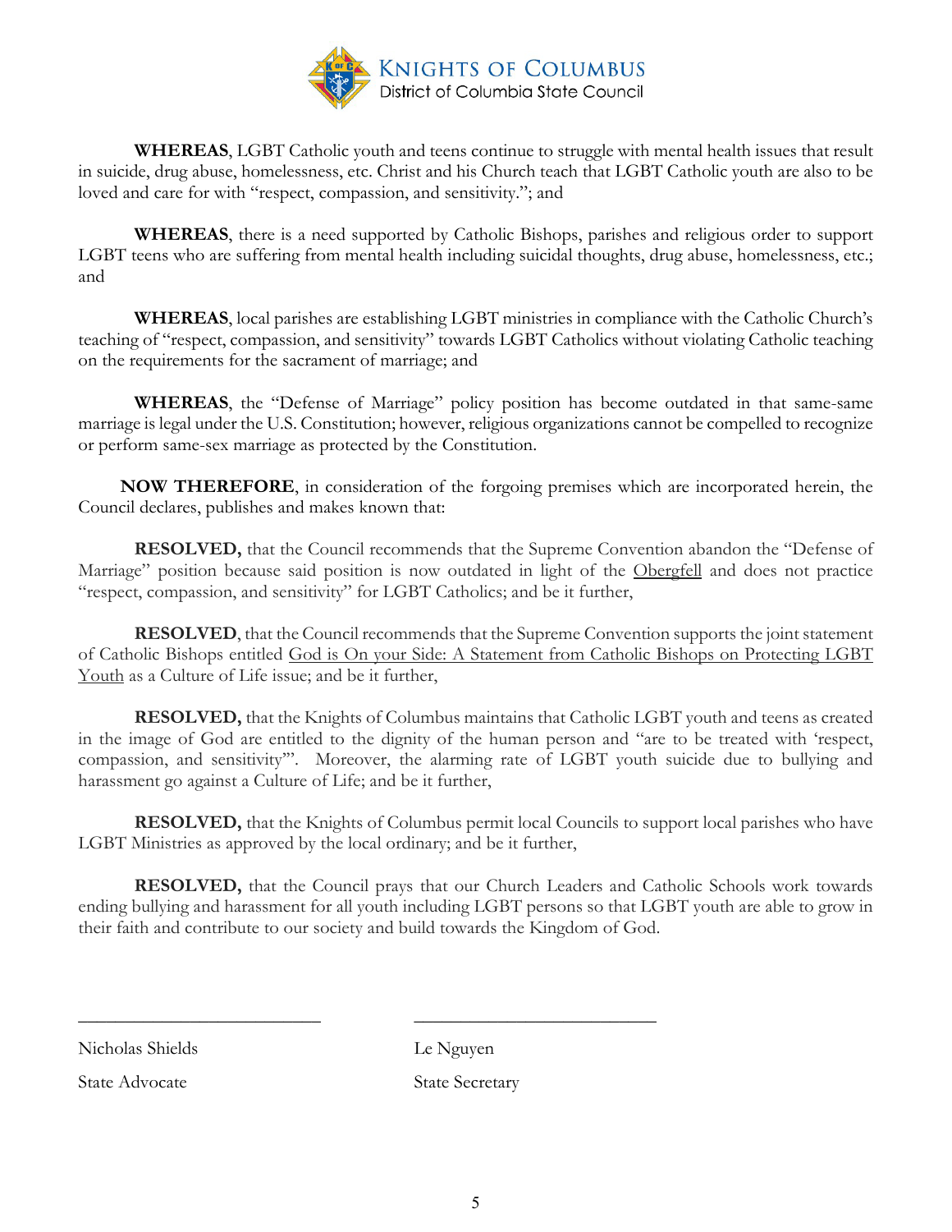**KNIGHTS OF COLUMBUS**
District of Columbia State Council

**WHEREAS**, LGBT Catholic youth and teens continue to struggle with mental health issues that result in suicide, drug abuse, homelessness, etc. Christ and his Church teach that LGBT Catholic youth are also to be loved and care for with "respect, compassion, and sensitivity."; and

**WHEREAS**, there is a need supported by Catholic Bishops, parishes and religious order to support LGBT teens who are suffering from mental health including suicidal thoughts, drug abuse, homelessness, etc.; and

**WHEREAS**, local parishes are establishing LGBT ministries in compliance with the Catholic Church's teaching of "respect, compassion, and sensitivity" towards LGBT Catholics without violating Catholic teaching on the requirements for the sacrament of marriage; and

**WHEREAS**, the "Defense of Marriage" policy position has become outdated in that same-same marriage is legal under the U.S. Constitution; however, religious organizations cannot be compelled to recognize or perform same-sex marriage as protected by the Constitution.

**NOW THEREFORE**, in consideration of the forgoing premises which are incorporated herein, the Council declares, publishes and makes known that:

**RESOLVED,** that the Council recommends that the Supreme Convention abandon the "Defense of Marriage" position because said position is now outdated in light of the Obergfell and does not practice "respect, compassion, and sensitivity" for LGBT Catholics; and be it further,

**RESOLVED**, that the Council recommends that the Supreme Convention supports the joint statement of Catholic Bishops entitled God is On your Side: A Statement from Catholic Bishops on Protecting LGBT Youth as a Culture of Life issue; and be it further,

**RESOLVED,** that the Knights of Columbus maintains that Catholic LGBT youth and teens as created in the image of God are entitled to the dignity of the human person and "are to be treated with 'respect, compassion, and sensitivity'". Moreover, the alarming rate of LGBT youth suicide due to bullying and harassment go against a Culture of Life; and be it further,

**RESOLVED,** that the Knights of Columbus permit local Councils to support local parishes who have LGBT Ministries as approved by the local ordinary; and be it further,

**RESOLVED,** that the Council prays that our Church Leaders and Catholic Schools work towards ending bullying and harassment for all youth including LGBT persons so that LGBT youth are able to grow in their faith and contribute to our society and build towards the Kingdom of God.

\_\_\_\_\_\_\_\_\_\_\_\_\_\_\_\_\_\_\_\_\_\_\_\_\_\_\_

Nicholas Shields

State Advocate

\_\_\_\_\_\_\_\_\_\_\_\_\_\_\_\_\_\_\_\_\_\_\_\_\_\_\_

Le Nguyen

State Secretary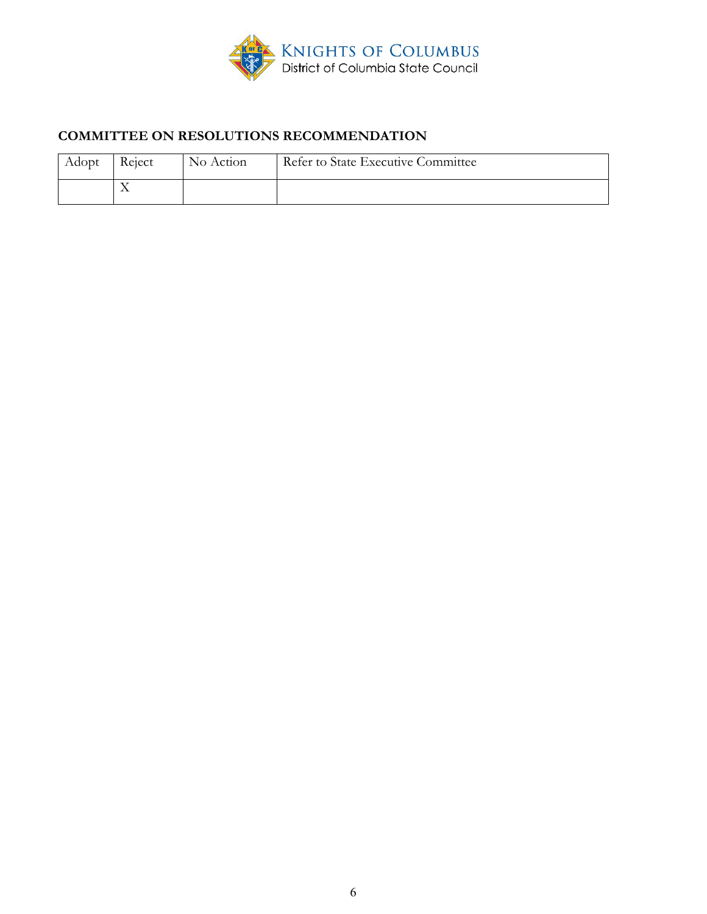KNIGHTS OF COLUMBUS
District of Columbia State Council

## COMMITTEE ON RESOLUTIONS RECOMMENDATION

| Adopt | Reject | No Action | Refer to State Executive Committee |
|---|---|---|---|
| | X | | |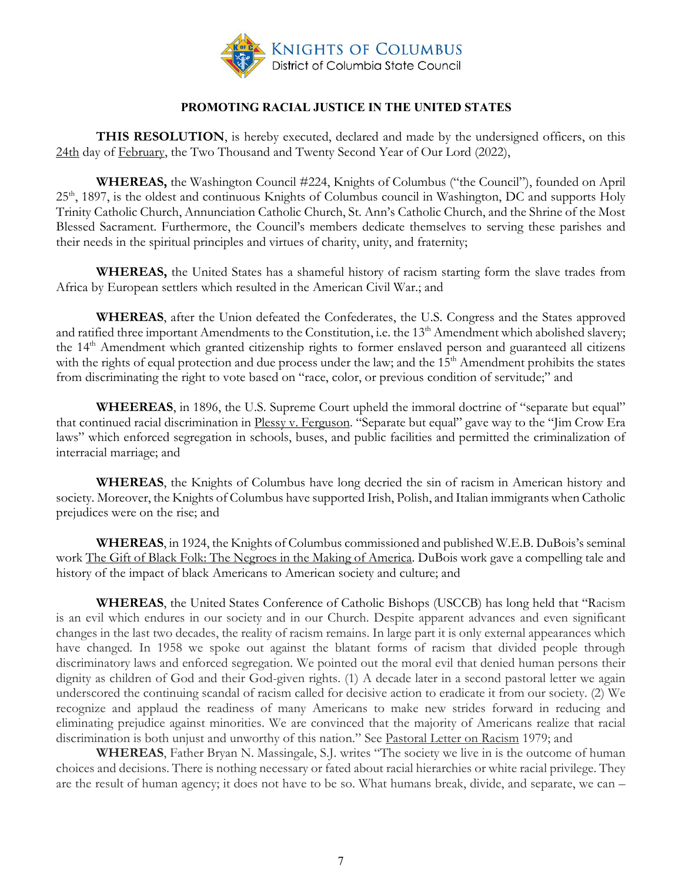KNIGHTS OF COLUMBUS
District of Columbia State Council

**PROMOTING RACIAL JUSTICE IN THE UNITED STATES**

**THIS RESOLUTION**, is hereby executed, declared and made by the undersigned officers, on this 24th day of February, the Two Thousand and Twenty Second Year of Our Lord (2022),

**WHEREAS,** the Washington Council #224, Knights of Columbus ("the Council"), founded on April 25th, 1897, is the oldest and continuous Knights of Columbus council in Washington, DC and supports Holy Trinity Catholic Church, Annunciation Catholic Church, St. Ann's Catholic Church, and the Shrine of the Most Blessed Sacrament. Furthermore, the Council's members dedicate themselves to serving these parishes and their needs in the spiritual principles and virtues of charity, unity, and fraternity;

**WHEREAS,** the United States has a shameful history of racism starting form the slave trades from Africa by European settlers which resulted in the American Civil War.; and

**WHEREAS**, after the Union defeated the Confederates, the U.S. Congress and the States approved and ratified three important Amendments to the Constitution, i.e. the 13th Amendment which abolished slavery; the 14th Amendment which granted citizenship rights to former enslaved person and guaranteed all citizens with the rights of equal protection and due process under the law; and the 15th Amendment prohibits the states from discriminating the right to vote based on "race, color, or previous condition of servitude;" and

**WHEEREAS**, in 1896, the U.S. Supreme Court upheld the immoral doctrine of "separate but equal" that continued racial discrimination in Plessy v. Ferguson. "Separate but equal" gave way to the "Jim Crow Era laws" which enforced segregation in schools, buses, and public facilities and permitted the criminalization of interracial marriage; and

**WHEREAS**, the Knights of Columbus have long decried the sin of racism in American history and society. Moreover, the Knights of Columbus have supported Irish, Polish, and Italian immigrants when Catholic prejudices were on the rise; and

**WHEREAS**, in 1924, the Knights of Columbus commissioned and published W.E.B. DuBois's seminal work The Gift of Black Folk: The Negroes in the Making of America. DuBois work gave a compelling tale and history of the impact of black Americans to American society and culture; and

**WHEREAS**, the United States Conference of Catholic Bishops (USCCB) has long held that "Racism is an evil which endures in our society and in our Church. Despite apparent advances and even significant changes in the last two decades, the reality of racism remains. In large part it is only external appearances which have changed. In 1958 we spoke out against the blatant forms of racism that divided people through discriminatory laws and enforced segregation. We pointed out the moral evil that denied human persons their dignity as children of God and their God-given rights. (1) A decade later in a second pastoral letter we again underscored the continuing scandal of racism called for decisive action to eradicate it from our society. (2) We recognize and applaud the readiness of many Americans to make new strides forward in reducing and eliminating prejudice against minorities. We are convinced that the majority of Americans realize that racial discrimination is both unjust and unworthy of this nation." See Pastoral Letter on Racism 1979; and

**WHEREAS**, Father Bryan N. Massingale, S.J. writes "The society we live in is the outcome of human choices and decisions. There is nothing necessary or fated about racial hierarchies or white racial privilege. They are the result of human agency; it does not have to be so. What humans break, divide, and separate, we can –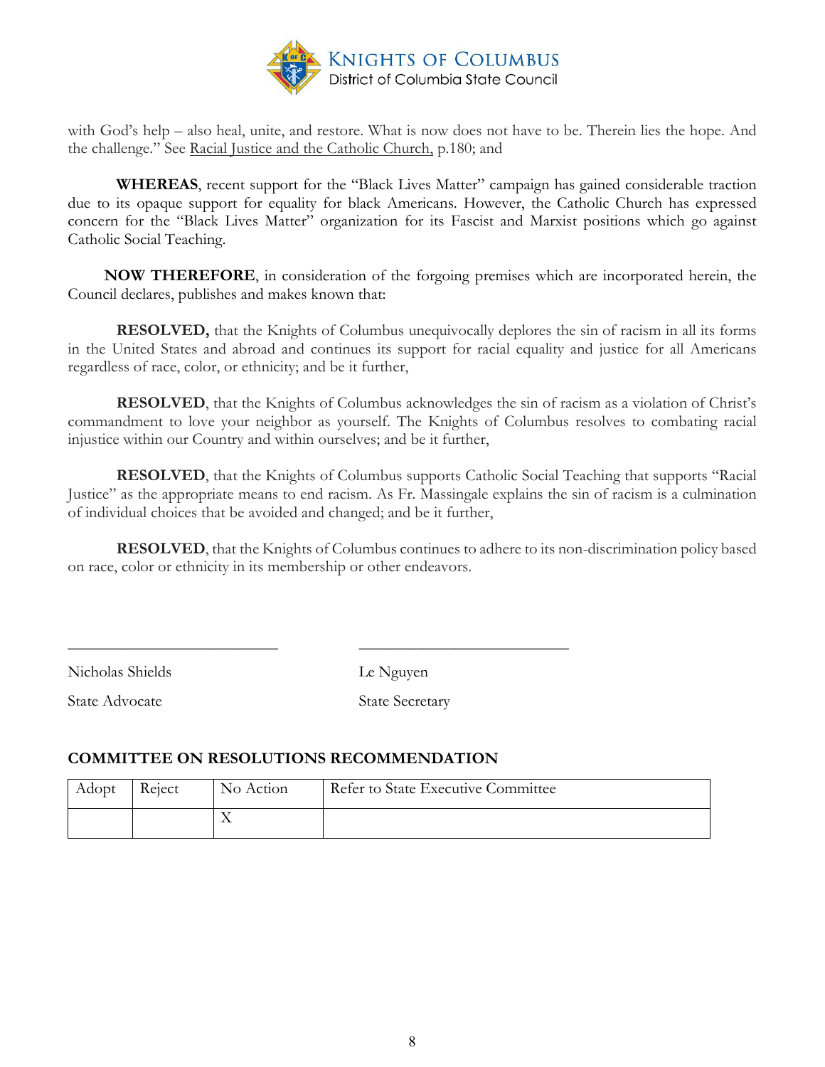with God's help – also heal, unite, and restore. What is now does not have to be. Therein lies the hope. And the challenge." See Racial Justice and the Catholic Church, p.180; and

**WHEREAS**, recent support for the "Black Lives Matter" campaign has gained considerable traction due to its opaque support for equality for black Americans. However, the Catholic Church has expressed concern for the "Black Lives Matter" organization for its Fascist and Marxist positions which go against Catholic Social Teaching.

**NOW THEREFORE**, in consideration of the forgoing premises which are incorporated herein, the Council declares, publishes and makes known that:

**RESOLVED,** that the Knights of Columbus unequivocally deplores the sin of racism in all its forms in the United States and abroad and continues its support for racial equality and justice for all Americans regardless of race, color, or ethnicity; and be it further,

**RESOLVED**, that the Knights of Columbus acknowledges the sin of racism as a violation of Christ's commandment to love your neighbor as yourself. The Knights of Columbus resolves to combating racial injustice within our Country and within ourselves; and be it further,

**RESOLVED**, that the Knights of Columbus supports Catholic Social Teaching that supports "Racial Justice" as the appropriate means to end racism. As Fr. Massingale explains the sin of racism is a culmination of individual choices that be avoided and changed; and be it further,

**RESOLVED**, that the Knights of Columbus continues to adhere to its non-discrimination policy based on race, color or ethnicity in its membership or other endeavors.

\_\_\_\_\_\_\_\_\_\_\_\_\_\_\_\_\_\_\_\_\_\_\_\_\_\_\_\_ \_\_\_\_\_\_\_\_\_\_\_\_\_\_\_\_\_\_\_\_\_\_\_\_\_\_\_\_

Nicholas Shields — Le Nguyen

State Advocate — State Secretary

## COMMITTEE ON RESOLUTIONS RECOMMENDATION

| Adopt | Reject | No Action | Refer to State Executive Committee |
|---|---|---|---|
| | | X | |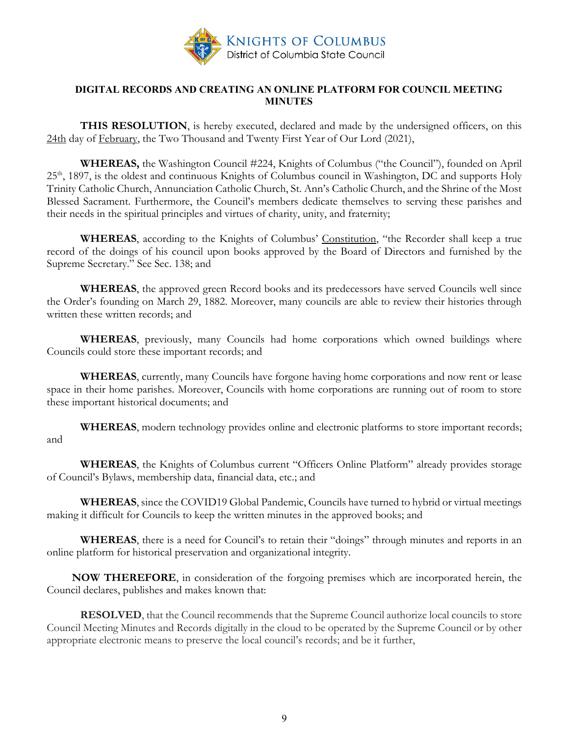KNIGHTS OF COLUMBUS
District of Columbia State Council

## DIGITAL RECORDS AND CREATING AN ONLINE PLATFORM FOR COUNCIL MEETING MINUTES

**THIS RESOLUTION**, is hereby executed, declared and made by the undersigned officers, on this 24th day of February, the Two Thousand and Twenty First Year of Our Lord (2021),

**WHEREAS,** the Washington Council #224, Knights of Columbus ("the Council"), founded on April 25th, 1897, is the oldest and continuous Knights of Columbus council in Washington, DC and supports Holy Trinity Catholic Church, Annunciation Catholic Church, St. Ann's Catholic Church, and the Shrine of the Most Blessed Sacrament. Furthermore, the Council's members dedicate themselves to serving these parishes and their needs in the spiritual principles and virtues of charity, unity, and fraternity;

**WHEREAS**, according to the Knights of Columbus' Constitution, "the Recorder shall keep a true record of the doings of his council upon books approved by the Board of Directors and furnished by the Supreme Secretary." See Sec. 138; and

**WHEREAS**, the approved green Record books and its predecessors have served Councils well since the Order's founding on March 29, 1882. Moreover, many councils are able to review their histories through written these written records; and

**WHEREAS**, previously, many Councils had home corporations which owned buildings where Councils could store these important records; and

**WHEREAS**, currently, many Councils have forgone having home corporations and now rent or lease space in their home parishes. Moreover, Councils with home corporations are running out of room to store these important historical documents; and

**WHEREAS**, modern technology provides online and electronic platforms to store important records; and

**WHEREAS**, the Knights of Columbus current "Officers Online Platform" already provides storage of Council's Bylaws, membership data, financial data, etc.; and

**WHEREAS**, since the COVID19 Global Pandemic, Councils have turned to hybrid or virtual meetings making it difficult for Councils to keep the written minutes in the approved books; and

**WHEREAS**, there is a need for Council's to retain their "doings" through minutes and reports in an online platform for historical preservation and organizational integrity.

**NOW THEREFORE**, in consideration of the forgoing premises which are incorporated herein, the Council declares, publishes and makes known that:

**RESOLVED**, that the Council recommends that the Supreme Council authorize local councils to store Council Meeting Minutes and Records digitally in the cloud to be operated by the Supreme Council or by other appropriate electronic means to preserve the local council's records; and be it further,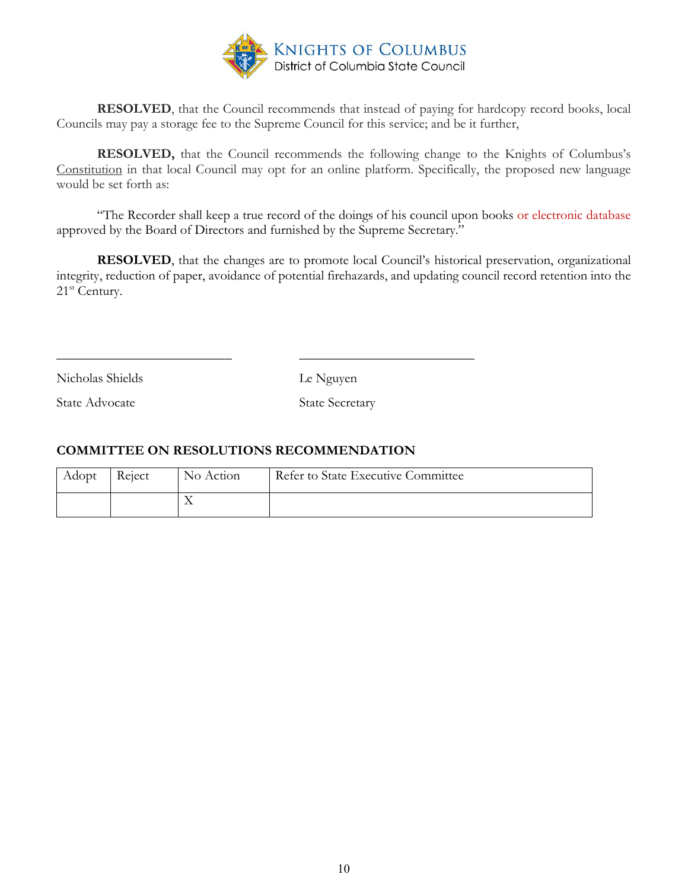**RESOLVED**, that the Council recommends that instead of paying for hardcopy record books, local Councils may pay a storage fee to the Supreme Council for this service; and be it further,

**RESOLVED,** that the Council recommends the following change to the Knights of Columbus's Constitution in that local Council may opt for an online platform. Specifically, the proposed new language would be set forth as:

"The Recorder shall keep a true record of the doings of his council upon books or electronic database approved by the Board of Directors and furnished by the Supreme Secretary."

**RESOLVED**, that the changes are to promote local Council's historical preservation, organizational integrity, reduction of paper, avoidance of potential firehazards, and updating council record retention into the 21st Century.

\_\_\_\_\_\_\_\_\_\_\_\_\_\_\_\_\_\_\_\_\_\_\_\_\_\_\_ \_\_\_\_\_\_\_\_\_\_\_\_\_\_\_\_\_\_\_\_\_\_\_\_\_\_\_

Nicholas Shields — State Advocate

Le Nguyen — State Secretary

**COMMITTEE ON RESOLUTIONS RECOMMENDATION**

| Adopt | Reject | No Action | Refer to State Executive Committee |
|---|---|---|---|
| | | X | |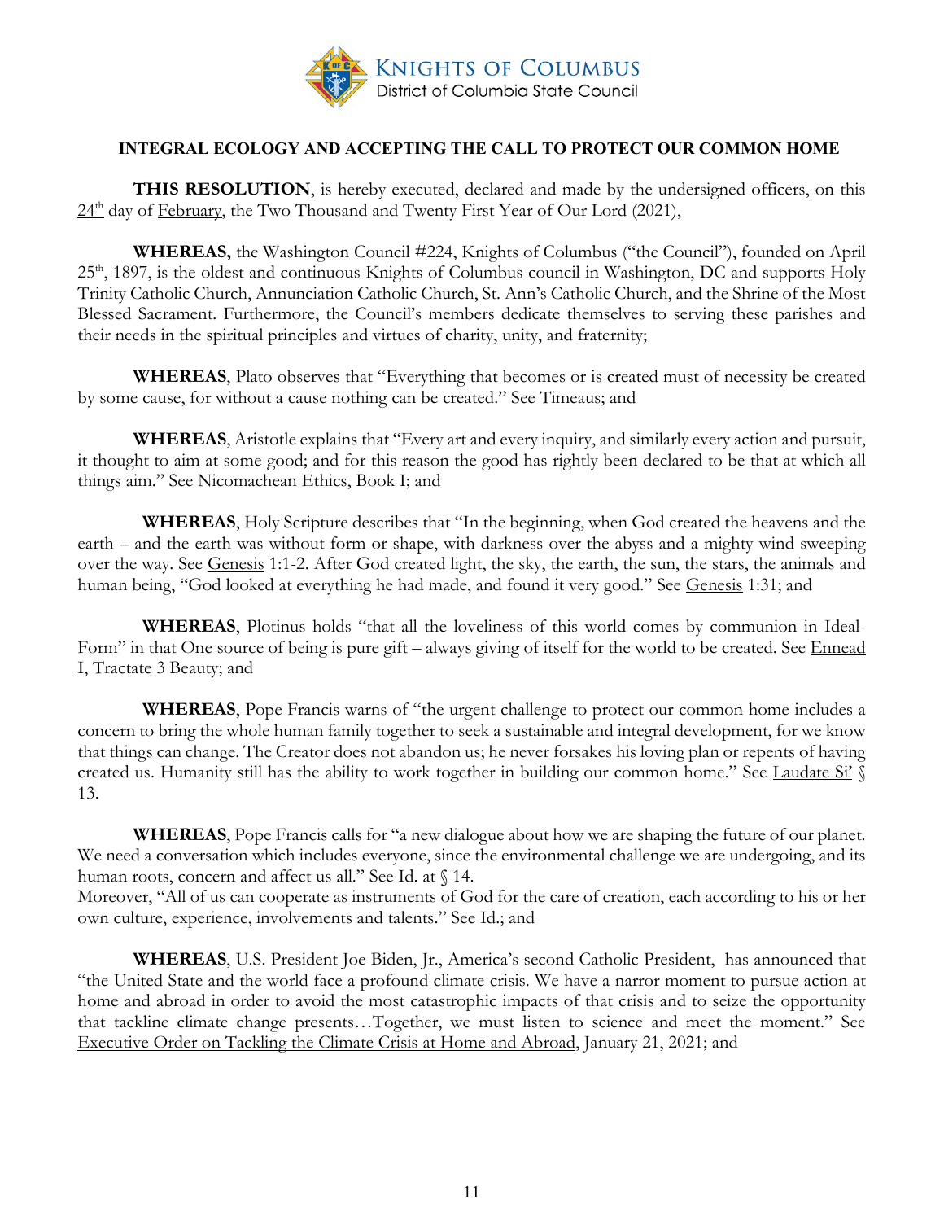KNIGHTS OF COLUMBUS
District of Columbia State Council

### INTEGRAL ECOLOGY AND ACCEPTING THE CALL TO PROTECT OUR COMMON HOME

**THIS RESOLUTION**, is hereby executed, declared and made by the undersigned officers, on this 24th day of February, the Two Thousand and Twenty First Year of Our Lord (2021),

**WHEREAS,** the Washington Council #224, Knights of Columbus ("the Council"), founded on April 25th, 1897, is the oldest and continuous Knights of Columbus council in Washington, DC and supports Holy Trinity Catholic Church, Annunciation Catholic Church, St. Ann's Catholic Church, and the Shrine of the Most Blessed Sacrament. Furthermore, the Council's members dedicate themselves to serving these parishes and their needs in the spiritual principles and virtues of charity, unity, and fraternity;

**WHEREAS**, Plato observes that "Everything that becomes or is created must of necessity be created by some cause, for without a cause nothing can be created." See Timeaus; and

**WHEREAS**, Aristotle explains that "Every art and every inquiry, and similarly every action and pursuit, it thought to aim at some good; and for this reason the good has rightly been declared to be that at which all things aim." See Nicomachean Ethics, Book I; and

**WHEREAS**, Holy Scripture describes that "In the beginning, when God created the heavens and the earth – and the earth was without form or shape, with darkness over the abyss and a mighty wind sweeping over the way. See Genesis 1:1-2. After God created light, the sky, the earth, the sun, the stars, the animals and human being, "God looked at everything he had made, and found it very good." See Genesis 1:31; and

**WHEREAS**, Plotinus holds "that all the loveliness of this world comes by communion in Ideal-Form" in that One source of being is pure gift – always giving of itself for the world to be created. See Ennead I, Tractate 3 Beauty; and

**WHEREAS**, Pope Francis warns of "the urgent challenge to protect our common home includes a concern to bring the whole human family together to seek a sustainable and integral development, for we know that things can change. The Creator does not abandon us; he never forsakes his loving plan or repents of having created us. Humanity still has the ability to work together in building our common home." See Laudate Si' § 13.

**WHEREAS**, Pope Francis calls for "a new dialogue about how we are shaping the future of our planet. We need a conversation which includes everyone, since the environmental challenge we are undergoing, and its human roots, concern and affect us all." See Id. at § 14.
Moreover, "All of us can cooperate as instruments of God for the care of creation, each according to his or her own culture, experience, involvements and talents." See Id.; and

**WHEREAS**, U.S. President Joe Biden, Jr., America's second Catholic President, has announced that "the United State and the world face a profound climate crisis. We have a narror moment to pursue action at home and abroad in order to avoid the most catastrophic impacts of that crisis and to seize the opportunity that tackline climate change presents…Together, we must listen to science and meet the moment." See Executive Order on Tackling the Climate Crisis at Home and Abroad, January 21, 2021; and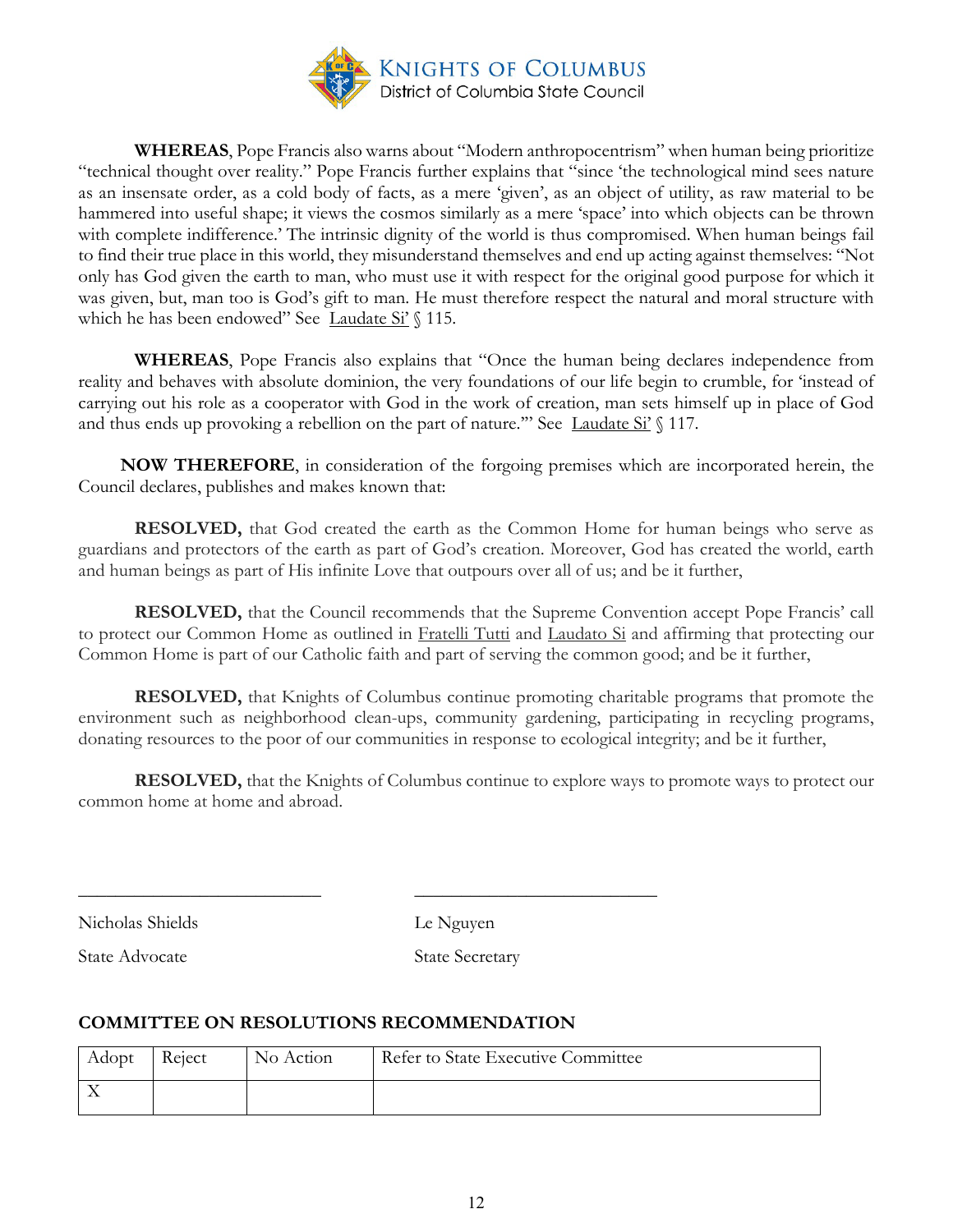KNIGHTS OF COLUMBUS
District of Columbia State Council

**WHEREAS**, Pope Francis also warns about "Modern anthropocentrism" when human being prioritize "technical thought over reality." Pope Francis further explains that "since 'the technological mind sees nature as an insensate order, as a cold body of facts, as a mere 'given', as an object of utility, as raw material to be hammered into useful shape; it views the cosmos similarly as a mere 'space' into which objects can be thrown with complete indifference.' The intrinsic dignity of the world is thus compromised. When human beings fail to find their true place in this world, they misunderstand themselves and end up acting against themselves: "Not only has God given the earth to man, who must use it with respect for the original good purpose for which it was given, but, man too is God's gift to man. He must therefore respect the natural and moral structure with which he has been endowed" See Laudate Si' § 115.

**WHEREAS**, Pope Francis also explains that "Once the human being declares independence from reality and behaves with absolute dominion, the very foundations of our life begin to crumble, for 'instead of carrying out his role as a cooperator with God in the work of creation, man sets himself up in place of God and thus ends up provoking a rebellion on the part of nature.'" See Laudate Si' § 117.

**NOW THEREFORE**, in consideration of the forgoing premises which are incorporated herein, the Council declares, publishes and makes known that:

**RESOLVED,** that God created the earth as the Common Home for human beings who serve as guardians and protectors of the earth as part of God's creation. Moreover, God has created the world, earth and human beings as part of His infinite Love that outpours over all of us; and be it further,

**RESOLVED,** that the Council recommends that the Supreme Convention accept Pope Francis' call to protect our Common Home as outlined in Fratelli Tutti and Laudato Si and affirming that protecting our Common Home is part of our Catholic faith and part of serving the common good; and be it further,

**RESOLVED,** that Knights of Columbus continue promoting charitable programs that promote the environment such as neighborhood clean-ups, community gardening, participating in recycling programs, donating resources to the poor of our communities in response to ecological integrity; and be it further,

**RESOLVED,** that the Knights of Columbus continue to explore ways to promote ways to protect our common home at home and abroad.

Nicholas Shields
State Advocate

Le Nguyen
State Secretary

**COMMITTEE ON RESOLUTIONS RECOMMENDATION**

| Adopt | Reject | No Action | Refer to State Executive Committee |
|---|---|---|---|
| X | | | |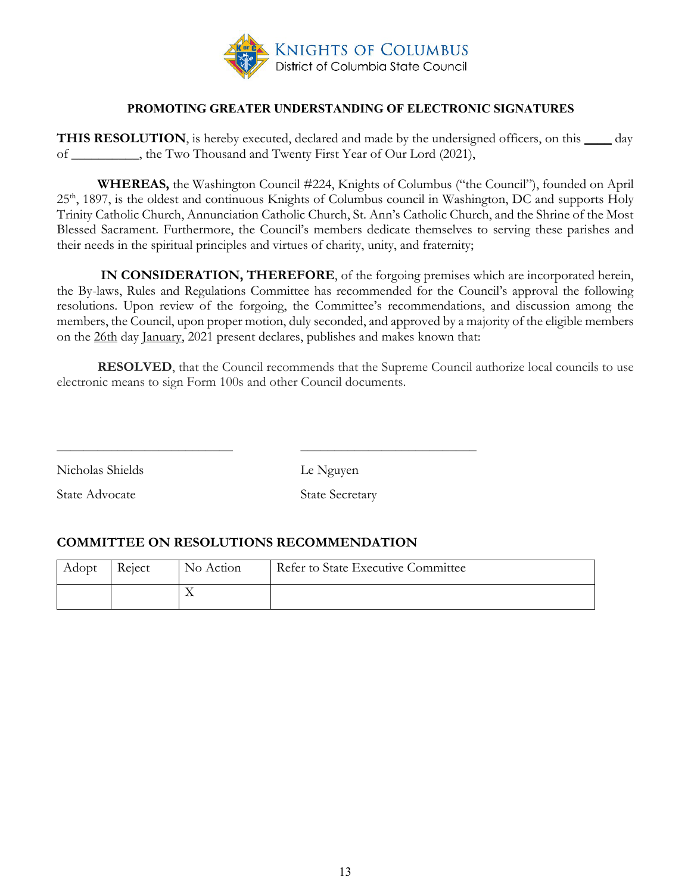KNIGHTS OF COLUMBUS
District of Columbia State Council

### PROMOTING GREATER UNDERSTANDING OF ELECTRONIC SIGNATURES

**THIS RESOLUTION**, is hereby executed, declared and made by the undersigned officers, on this ____ day of __________, the Two Thousand and Twenty First Year of Our Lord (2021),

**WHEREAS,** the Washington Council #224, Knights of Columbus ("the Council"), founded on April 25th, 1897, is the oldest and continuous Knights of Columbus council in Washington, DC and supports Holy Trinity Catholic Church, Annunciation Catholic Church, St. Ann's Catholic Church, and the Shrine of the Most Blessed Sacrament. Furthermore, the Council's members dedicate themselves to serving these parishes and their needs in the spiritual principles and virtues of charity, unity, and fraternity;

**IN CONSIDERATION, THEREFORE**, of the forgoing premises which are incorporated herein, the By-laws, Rules and Regulations Committee has recommended for the Council's approval the following resolutions. Upon review of the forgoing, the Committee's recommendations, and discussion among the members, the Council, upon proper motion, duly seconded, and approved by a majority of the eligible members on the 26th day January, 2021 present declares, publishes and makes known that:

**RESOLVED**, that the Council recommends that the Supreme Council authorize local councils to use electronic means to sign Form 100s and other Council documents.

___________________________ ___________________________

Nicholas Shields
State Advocate

Le Nguyen
State Secretary

### COMMITTEE ON RESOLUTIONS RECOMMENDATION

| Adopt | Reject | No Action | Refer to State Executive Committee |
|---|---|---|---|
| | | X | |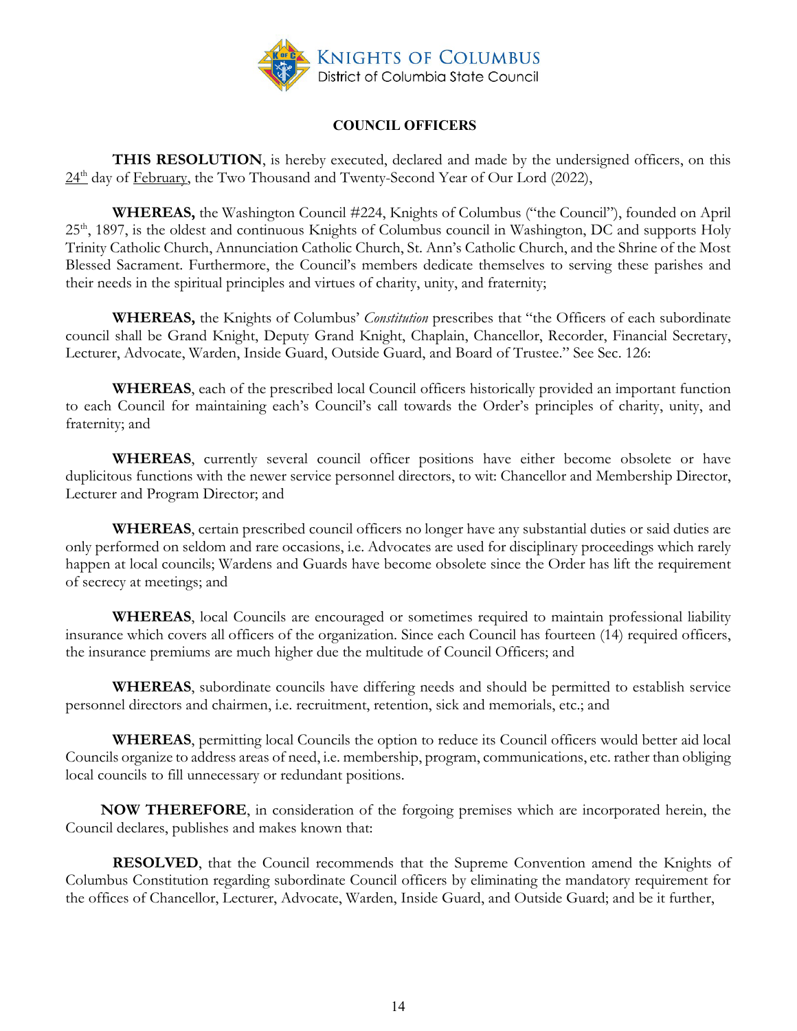KNIGHTS OF COLUMBUS
District of Columbia State Council

## COUNCIL OFFICERS

**THIS RESOLUTION**, is hereby executed, declared and made by the undersigned officers, on this 24th day of February, the Two Thousand and Twenty-Second Year of Our Lord (2022),

**WHEREAS,** the Washington Council #224, Knights of Columbus ("the Council"), founded on April 25th, 1897, is the oldest and continuous Knights of Columbus council in Washington, DC and supports Holy Trinity Catholic Church, Annunciation Catholic Church, St. Ann's Catholic Church, and the Shrine of the Most Blessed Sacrament. Furthermore, the Council's members dedicate themselves to serving these parishes and their needs in the spiritual principles and virtues of charity, unity, and fraternity;

**WHEREAS,** the Knights of Columbus' *Constitution* prescribes that "the Officers of each subordinate council shall be Grand Knight, Deputy Grand Knight, Chaplain, Chancellor, Recorder, Financial Secretary, Lecturer, Advocate, Warden, Inside Guard, Outside Guard, and Board of Trustee." See Sec. 126:

**WHEREAS**, each of the prescribed local Council officers historically provided an important function to each Council for maintaining each's Council's call towards the Order's principles of charity, unity, and fraternity; and

**WHEREAS**, currently several council officer positions have either become obsolete or have duplicitous functions with the newer service personnel directors, to wit: Chancellor and Membership Director, Lecturer and Program Director; and

**WHEREAS**, certain prescribed council officers no longer have any substantial duties or said duties are only performed on seldom and rare occasions, i.e. Advocates are used for disciplinary proceedings which rarely happen at local councils; Wardens and Guards have become obsolete since the Order has lift the requirement of secrecy at meetings; and

**WHEREAS**, local Councils are encouraged or sometimes required to maintain professional liability insurance which covers all officers of the organization. Since each Council has fourteen (14) required officers, the insurance premiums are much higher due the multitude of Council Officers; and

**WHEREAS**, subordinate councils have differing needs and should be permitted to establish service personnel directors and chairmen, i.e. recruitment, retention, sick and memorials, etc.; and

**WHEREAS**, permitting local Councils the option to reduce its Council officers would better aid local Councils organize to address areas of need, i.e. membership, program, communications, etc. rather than obliging local councils to fill unnecessary or redundant positions.

**NOW THEREFORE**, in consideration of the forgoing premises which are incorporated herein, the Council declares, publishes and makes known that:

**RESOLVED**, that the Council recommends that the Supreme Convention amend the Knights of Columbus Constitution regarding subordinate Council officers by eliminating the mandatory requirement for the offices of Chancellor, Lecturer, Advocate, Warden, Inside Guard, and Outside Guard; and be it further,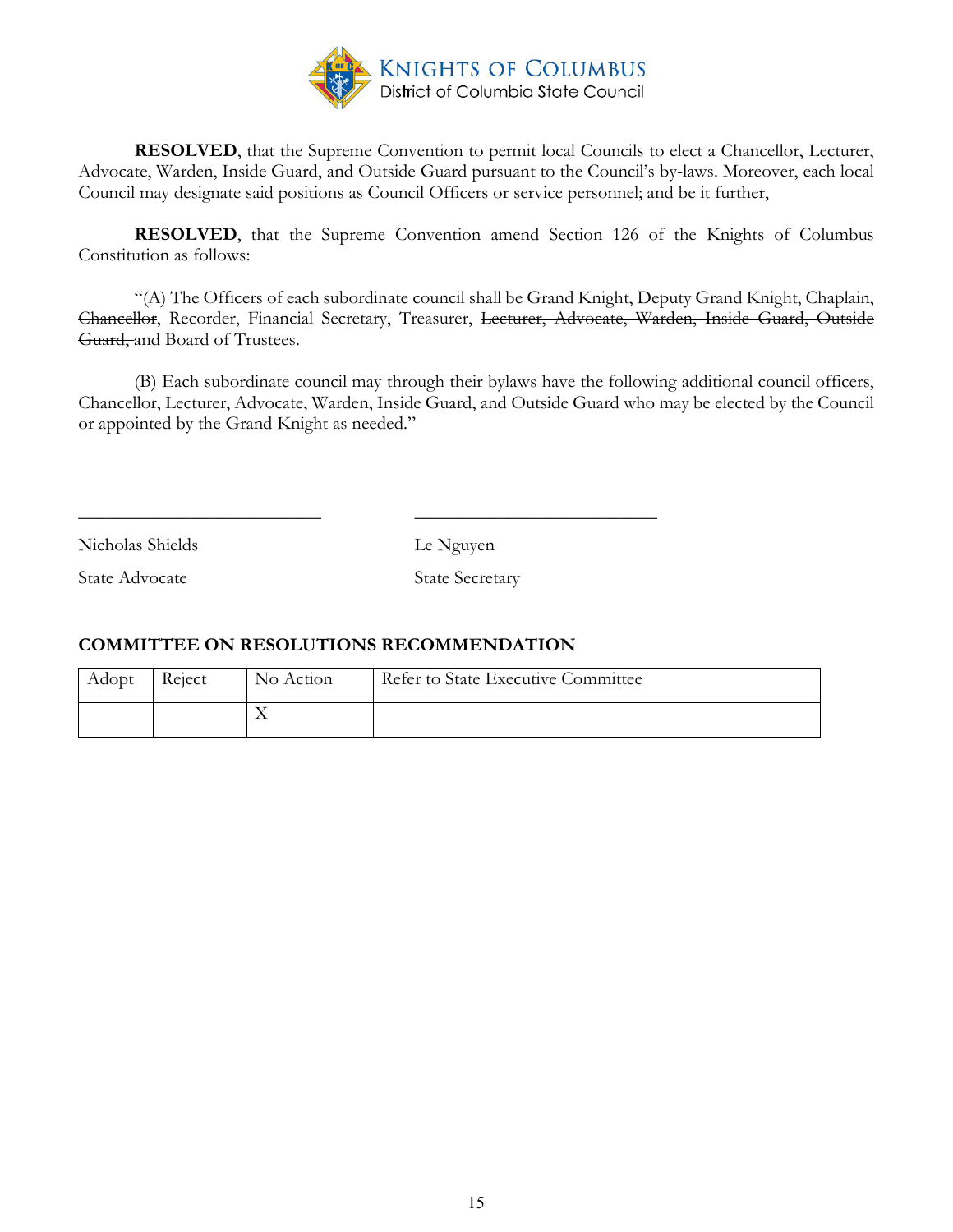**RESOLVED**, that the Supreme Convention to permit local Councils to elect a Chancellor, Lecturer, Advocate, Warden, Inside Guard, and Outside Guard pursuant to the Council's by-laws. Moreover, each local Council may designate said positions as Council Officers or service personnel; and be it further,

**RESOLVED**, that the Supreme Convention amend Section 126 of the Knights of Columbus Constitution as follows:

"(A) The Officers of each subordinate council shall be Grand Knight, Deputy Grand Knight, Chaplain, ~~Chancellor~~, Recorder, Financial Secretary, Treasurer, ~~Lecturer, Advocate, Warden, Inside Guard, Outside Guard,~~ and Board of Trustees.

(B) Each subordinate council may through their bylaws have the following additional council officers, Chancellor, Lecturer, Advocate, Warden, Inside Guard, and Outside Guard who may be elected by the Council or appointed by the Grand Knight as needed."

\_\_\_\_\_\_\_\_\_\_\_\_\_\_\_\_\_\_\_\_\_\_\_\_\_\_\_ \_\_\_\_\_\_\_\_\_\_\_\_\_\_\_\_\_\_\_\_\_\_\_\_\_\_\_

Nicholas Shields — State Advocate

Le Nguyen — State Secretary

**COMMITTEE ON RESOLUTIONS RECOMMENDATION**

| Adopt | Reject | No Action | Refer to State Executive Committee |
|---|---|---|---|
| | | X | |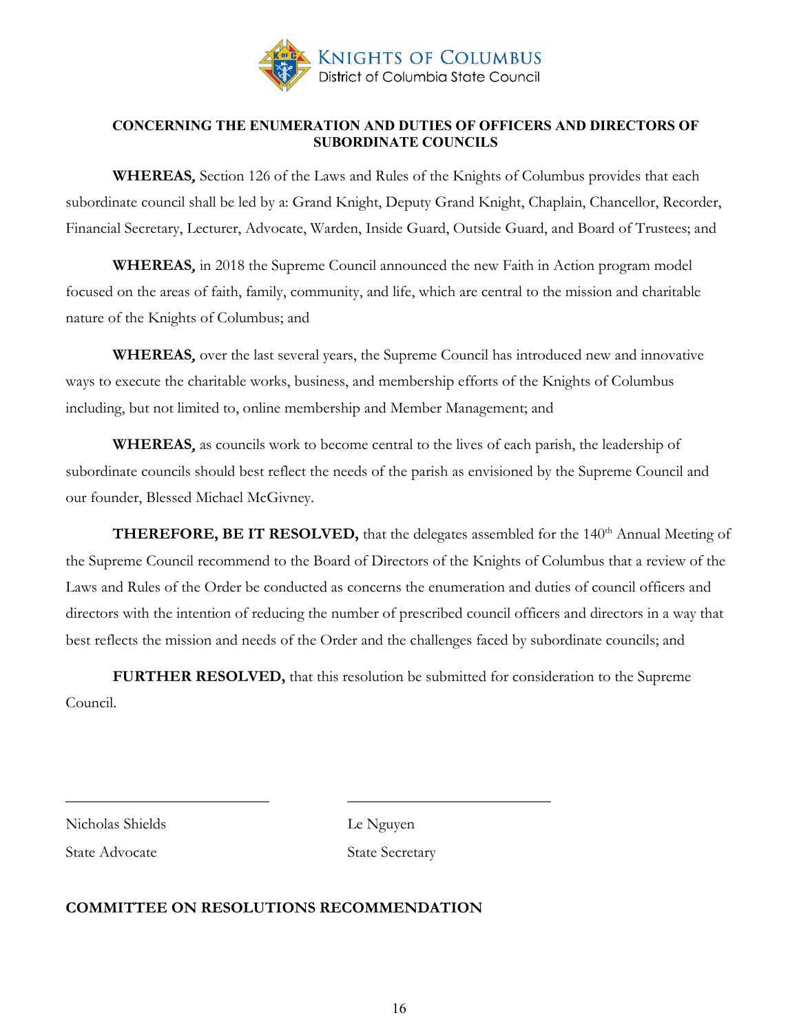KNIGHTS OF COLUMBUS
District of Columbia State Council

**CONCERNING THE ENUMERATION AND DUTIES OF OFFICERS AND DIRECTORS OF SUBORDINATE COUNCILS**

**WHEREAS,** Section 126 of the Laws and Rules of the Knights of Columbus provides that each subordinate council shall be led by a: Grand Knight, Deputy Grand Knight, Chaplain, Chancellor, Recorder, Financial Secretary, Lecturer, Advocate, Warden, Inside Guard, Outside Guard, and Board of Trustees; and

**WHEREAS,** in 2018 the Supreme Council announced the new Faith in Action program model focused on the areas of faith, family, community, and life, which are central to the mission and charitable nature of the Knights of Columbus; and

**WHEREAS,** over the last several years, the Supreme Council has introduced new and innovative ways to execute the charitable works, business, and membership efforts of the Knights of Columbus including, but not limited to, online membership and Member Management; and

**WHEREAS,** as councils work to become central to the lives of each parish, the leadership of subordinate councils should best reflect the needs of the parish as envisioned by the Supreme Council and our founder, Blessed Michael McGivney.

**THEREFORE, BE IT RESOLVED,** that the delegates assembled for the 140th Annual Meeting of the Supreme Council recommend to the Board of Directors of the Knights of Columbus that a review of the Laws and Rules of the Order be conducted as concerns the enumeration and duties of council officers and directors with the intention of reducing the number of prescribed council officers and directors in a way that best reflects the mission and needs of the Order and the challenges faced by subordinate councils; and

**FURTHER RESOLVED,** that this resolution be submitted for consideration to the Supreme Council.

\_\_\_\_\_\_\_\_\_\_\_\_\_\_\_\_\_\_\_\_\_\_\_\_\_\_\_
Nicholas Shields
State Advocate

\_\_\_\_\_\_\_\_\_\_\_\_\_\_\_\_\_\_\_\_\_\_\_\_\_\_\_
Le Nguyen
State Secretary

**COMMITTEE ON RESOLUTIONS RECOMMENDATION**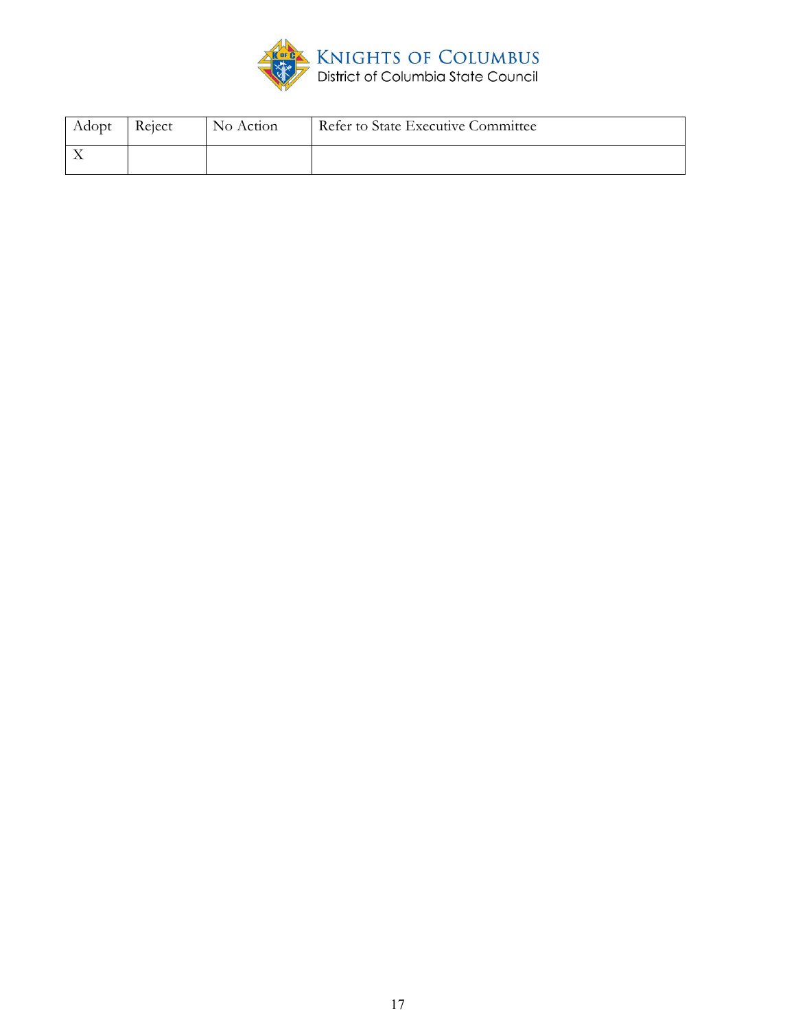| Adopt | Reject | No Action | Refer to State Executive Committee |
| --- | --- | --- | --- |
| X | | | |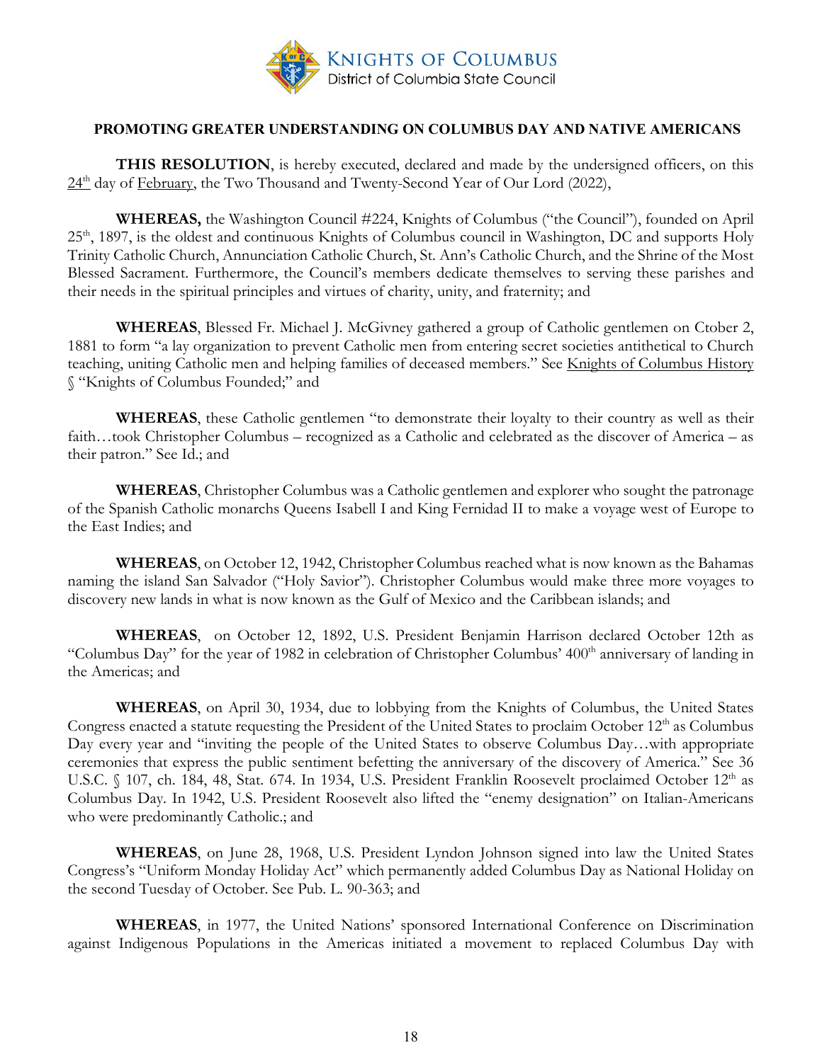KNIGHTS OF COLUMBUS
District of Columbia State Council

**PROMOTING GREATER UNDERSTANDING ON COLUMBUS DAY AND NATIVE AMERICANS**

**THIS RESOLUTION**, is hereby executed, declared and made by the undersigned officers, on this 24th day of February, the Two Thousand and Twenty-Second Year of Our Lord (2022),

**WHEREAS,** the Washington Council #224, Knights of Columbus ("the Council"), founded on April 25th, 1897, is the oldest and continuous Knights of Columbus council in Washington, DC and supports Holy Trinity Catholic Church, Annunciation Catholic Church, St. Ann's Catholic Church, and the Shrine of the Most Blessed Sacrament. Furthermore, the Council's members dedicate themselves to serving these parishes and their needs in the spiritual principles and virtues of charity, unity, and fraternity; and

**WHEREAS**, Blessed Fr. Michael J. McGivney gathered a group of Catholic gentlemen on Ctober 2, 1881 to form "a lay organization to prevent Catholic men from entering secret societies antithetical to Church teaching, uniting Catholic men and helping families of deceased members." See Knights of Columbus History § "Knights of Columbus Founded;" and

**WHEREAS**, these Catholic gentlemen "to demonstrate their loyalty to their country as well as their faith…took Christopher Columbus – recognized as a Catholic and celebrated as the discover of America – as their patron." See Id.; and

**WHEREAS**, Christopher Columbus was a Catholic gentlemen and explorer who sought the patronage of the Spanish Catholic monarchs Queens Isabell I and King Fernidad II to make a voyage west of Europe to the East Indies; and

**WHEREAS**, on October 12, 1942, Christopher Columbus reached what is now known as the Bahamas naming the island San Salvador ("Holy Savior"). Christopher Columbus would make three more voyages to discovery new lands in what is now known as the Gulf of Mexico and the Caribbean islands; and

**WHEREAS**, on October 12, 1892, U.S. President Benjamin Harrison declared October 12th as "Columbus Day" for the year of 1982 in celebration of Christopher Columbus' 400th anniversary of landing in the Americas; and

**WHEREAS**, on April 30, 1934, due to lobbying from the Knights of Columbus, the United States Congress enacted a statute requesting the President of the United States to proclaim October 12th as Columbus Day every year and "inviting the people of the United States to observe Columbus Day…with appropriate ceremonies that express the public sentiment befetting the anniversary of the discovery of America." See 36 U.S.C. § 107, ch. 184, 48, Stat. 674. In 1934, U.S. President Franklin Roosevelt proclaimed October 12th as Columbus Day. In 1942, U.S. President Roosevelt also lifted the "enemy designation" on Italian-Americans who were predominantly Catholic.; and

**WHEREAS**, on June 28, 1968, U.S. President Lyndon Johnson signed into law the United States Congress's "Uniform Monday Holiday Act" which permanently added Columbus Day as National Holiday on the second Tuesday of October. See Pub. L. 90-363; and

**WHEREAS**, in 1977, the United Nations' sponsored International Conference on Discrimination against Indigenous Populations in the Americas initiated a movement to replaced Columbus Day with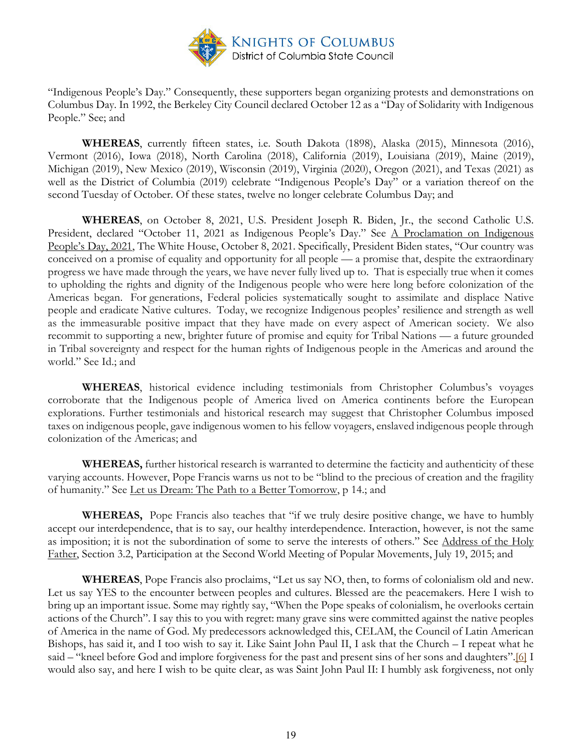"Indigenous People's Day." Consequently, these supporters began organizing protests and demonstrations on Columbus Day. In 1992, the Berkeley City Council declared October 12 as a "Day of Solidarity with Indigenous People." See; and

**WHEREAS**, currently fifteen states, i.e. South Dakota (1898), Alaska (2015), Minnesota (2016), Vermont (2016), Iowa (2018), North Carolina (2018), California (2019), Louisiana (2019), Maine (2019), Michigan (2019), New Mexico (2019), Wisconsin (2019), Virginia (2020), Oregon (2021), and Texas (2021) as well as the District of Columbia (2019) celebrate "Indigenous People's Day" or a variation thereof on the second Tuesday of October. Of these states, twelve no longer celebrate Columbus Day; and

**WHEREAS**, on October 8, 2021, U.S. President Joseph R. Biden, Jr., the second Catholic U.S. President, declared "October 11, 2021 as Indigenous People's Day." See A Proclamation on Indigenous People's Day, 2021, The White House, October 8, 2021. Specifically, President Biden states, "Our country was conceived on a promise of equality and opportunity for all people — a promise that, despite the extraordinary progress we have made through the years, we have never fully lived up to. That is especially true when it comes to upholding the rights and dignity of the Indigenous people who were here long before colonization of the Americas began. For generations, Federal policies systematically sought to assimilate and displace Native people and eradicate Native cultures. Today, we recognize Indigenous peoples' resilience and strength as well as the immeasurable positive impact that they have made on every aspect of American society. We also recommit to supporting a new, brighter future of promise and equity for Tribal Nations — a future grounded in Tribal sovereignty and respect for the human rights of Indigenous people in the Americas and around the world." See Id.; and

**WHEREAS**, historical evidence including testimonials from Christopher Columbus's voyages corroborate that the Indigenous people of America lived on America continents before the European explorations. Further testimonials and historical research may suggest that Christopher Columbus imposed taxes on indigenous people, gave indigenous women to his fellow voyagers, enslaved indigenous people through colonization of the Americas; and

**WHEREAS,** further historical research is warranted to determine the facticity and authenticity of these varying accounts. However, Pope Francis warns us not to be "blind to the precious of creation and the fragility of humanity." See Let us Dream: The Path to a Better Tomorrow, p 14.; and

**WHEREAS,** Pope Francis also teaches that "if we truly desire positive change, we have to humbly accept our interdependence, that is to say, our healthy interdependence. Interaction, however, is not the same as imposition; it is not the subordination of some to serve the interests of others." See Address of the Holy Father, Section 3.2, Participation at the Second World Meeting of Popular Movements, July 19, 2015; and

**WHEREAS**, Pope Francis also proclaims, "Let us say NO, then, to forms of colonialism old and new. Let us say YES to the encounter between peoples and cultures. Blessed are the peacemakers. Here I wish to bring up an important issue. Some may rightly say, "When the Pope speaks of colonialism, he overlooks certain actions of the Church". I say this to you with regret: many grave sins were committed against the native peoples of America in the name of God. My predecessors acknowledged this, CELAM, the Council of Latin American Bishops, has said it, and I too wish to say it. Like Saint John Paul II, I ask that the Church – I repeat what he said – "kneel before God and implore forgiveness for the past and present sins of her sons and daughters".[6] I would also say, and here I wish to be quite clear, as was Saint John Paul II: I humbly ask forgiveness, not only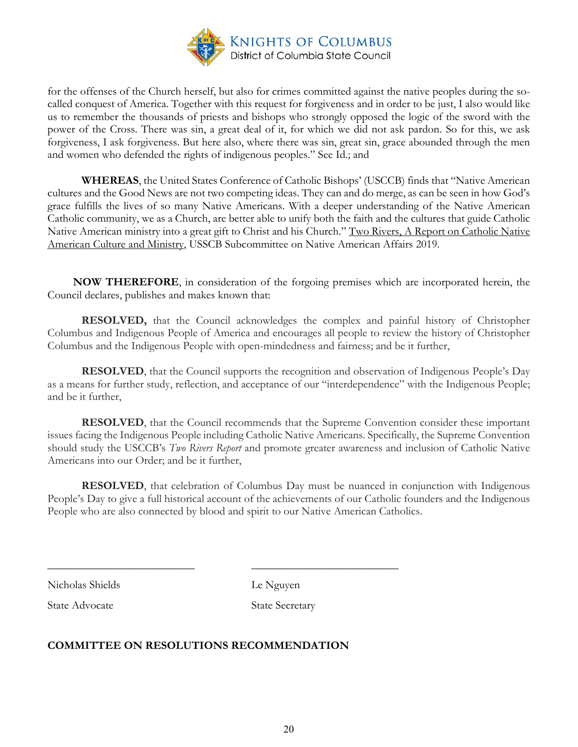for the offenses of the Church herself, but also for crimes committed against the native peoples during the so-called conquest of America. Together with this request for forgiveness and in order to be just, I also would like us to remember the thousands of priests and bishops who strongly opposed the logic of the sword with the power of the Cross. There was sin, a great deal of it, for which we did not ask pardon. So for this, we ask forgiveness, I ask forgiveness. But here also, where there was sin, great sin, grace abounded through the men and women who defended the rights of indigenous peoples." See Id.; and

**WHEREAS**, the United States Conference of Catholic Bishops' (USCCB) finds that "Native American cultures and the Good News are not two competing ideas. They can and do merge, as can be seen in how God's grace fulfills the lives of so many Native Americans. With a deeper understanding of the Native American Catholic community, we as a Church, are better able to unify both the faith and the cultures that guide Catholic Native American ministry into a great gift to Christ and his Church." Two Rivers, A Report on Catholic Native American Culture and Ministry, USSCB Subcommittee on Native American Affairs 2019.

**NOW THEREFORE**, in consideration of the forgoing premises which are incorporated herein, the Council declares, publishes and makes known that:

**RESOLVED,** that the Council acknowledges the complex and painful history of Christopher Columbus and Indigenous People of America and encourages all people to review the history of Christopher Columbus and the Indigenous People with open-mindedness and fairness; and be it further,

**RESOLVED**, that the Council supports the recognition and observation of Indigenous People's Day as a means for further study, reflection, and acceptance of our "interdependence" with the Indigenous People; and be it further,

**RESOLVED**, that the Council recommends that the Supreme Convention consider these important issues facing the Indigenous People including Catholic Native Americans. Specifically, the Supreme Convention should study the USCCB's *Two Rivers Report* and promote greater awareness and inclusion of Catholic Native Americans into our Order; and be it further,

**RESOLVED**, that celebration of Columbus Day must be nuanced in conjunction with Indigenous People's Day to give a full historical account of the achievements of our Catholic founders and the Indigenous People who are also connected by blood and spirit to our Native American Catholics.

\_\_\_\_\_\_\_\_\_\_\_\_\_\_\_\_\_\_\_\_\_\_\_\_\_\_\_ \_\_\_\_\_\_\_\_\_\_\_\_\_\_\_\_\_\_\_\_\_\_\_\_\_\_\_

Nicholas Shields — State Advocate

Le Nguyen — State Secretary

**COMMITTEE ON RESOLUTIONS RECOMMENDATION**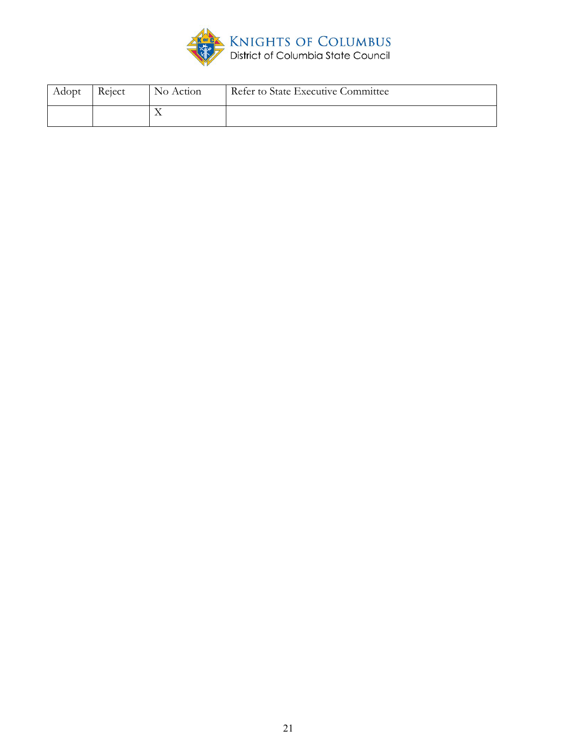| Adopt | Reject | No Action | Refer to State Executive Committee |
|---|---|---|---|
| | | X | |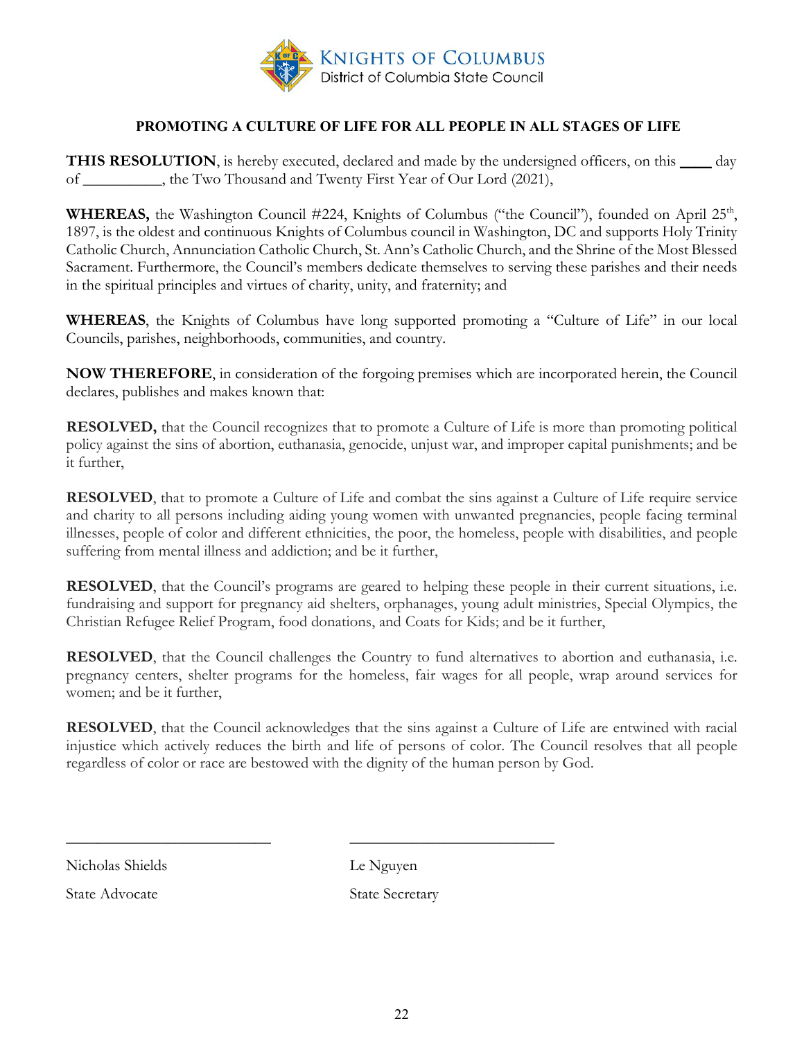KNIGHTS OF COLUMBUS
District of Columbia State Council

## PROMOTING A CULTURE OF LIFE FOR ALL PEOPLE IN ALL STAGES OF LIFE

**THIS RESOLUTION**, is hereby executed, declared and made by the undersigned officers, on this ____ day of __________, the Two Thousand and Twenty First Year of Our Lord (2021),

**WHEREAS,** the Washington Council #224, Knights of Columbus ("the Council"), founded on April 25th, 1897, is the oldest and continuous Knights of Columbus council in Washington, DC and supports Holy Trinity Catholic Church, Annunciation Catholic Church, St. Ann's Catholic Church, and the Shrine of the Most Blessed Sacrament. Furthermore, the Council's members dedicate themselves to serving these parishes and their needs in the spiritual principles and virtues of charity, unity, and fraternity; and

**WHEREAS**, the Knights of Columbus have long supported promoting a "Culture of Life" in our local Councils, parishes, neighborhoods, communities, and country.

**NOW THEREFORE**, in consideration of the forgoing premises which are incorporated herein, the Council declares, publishes and makes known that:

**RESOLVED,** that the Council recognizes that to promote a Culture of Life is more than promoting political policy against the sins of abortion, euthanasia, genocide, unjust war, and improper capital punishments; and be it further,

**RESOLVED**, that to promote a Culture of Life and combat the sins against a Culture of Life require service and charity to all persons including aiding young women with unwanted pregnancies, people facing terminal illnesses, people of color and different ethnicities, the poor, the homeless, people with disabilities, and people suffering from mental illness and addiction; and be it further,

**RESOLVED**, that the Council's programs are geared to helping these people in their current situations, i.e. fundraising and support for pregnancy aid shelters, orphanages, young adult ministries, Special Olympics, the Christian Refugee Relief Program, food donations, and Coats for Kids; and be it further,

**RESOLVED**, that the Council challenges the Country to fund alternatives to abortion and euthanasia, i.e. pregnancy centers, shelter programs for the homeless, fair wages for all people, wrap around services for women; and be it further,

**RESOLVED**, that the Council acknowledges that the sins against a Culture of Life are entwined with racial injustice which actively reduces the birth and life of persons of color. The Council resolves that all people regardless of color or race are bestowed with the dignity of the human person by God.

___________________________

Nicholas Shields

State Advocate

___________________________

Le Nguyen

State Secretary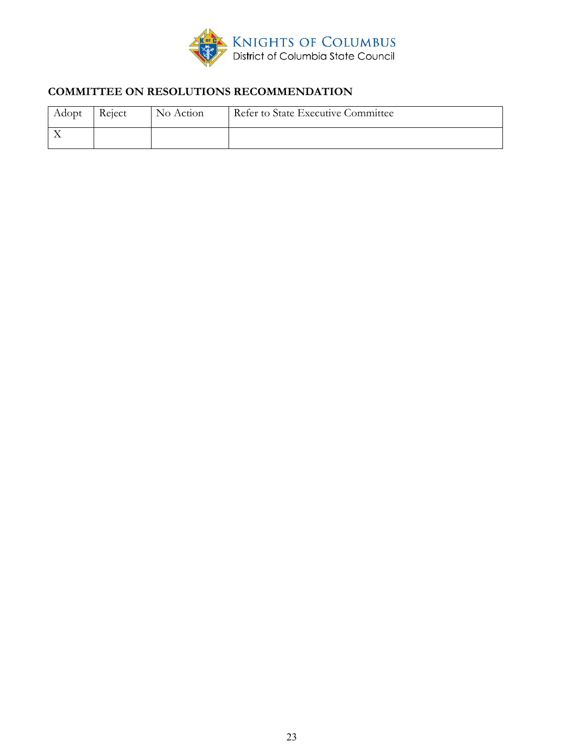KNIGHTS OF COLUMBUS
District of Columbia State Council

## COMMITTEE ON RESOLUTIONS RECOMMENDATION

| Adopt | Reject | No Action | Refer to State Executive Committee |
|---|---|---|---|
| X | | | |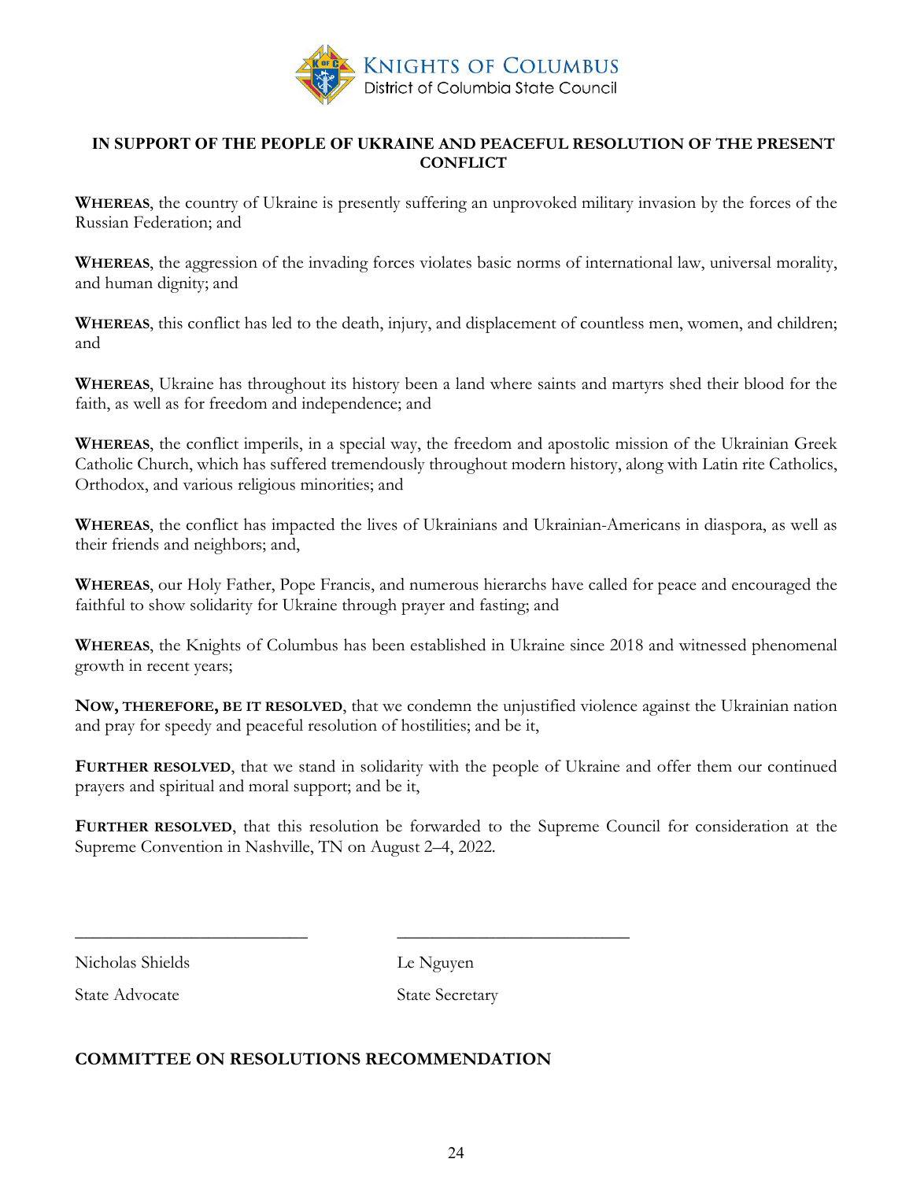Knights of Columbus
District of Columbia State Council

## IN SUPPORT OF THE PEOPLE OF UKRAINE AND PEACEFUL RESOLUTION OF THE PRESENT CONFLICT

**WHEREAS**, the country of Ukraine is presently suffering an unprovoked military invasion by the forces of the Russian Federation; and

**WHEREAS**, the aggression of the invading forces violates basic norms of international law, universal morality, and human dignity; and

**WHEREAS**, this conflict has led to the death, injury, and displacement of countless men, women, and children; and

**WHEREAS**, Ukraine has throughout its history been a land where saints and martyrs shed their blood for the faith, as well as for freedom and independence; and

**WHEREAS**, the conflict imperils, in a special way, the freedom and apostolic mission of the Ukrainian Greek Catholic Church, which has suffered tremendously throughout modern history, along with Latin rite Catholics, Orthodox, and various religious minorities; and

**WHEREAS**, the conflict has impacted the lives of Ukrainians and Ukrainian-Americans in diaspora, as well as their friends and neighbors; and,

**WHEREAS**, our Holy Father, Pope Francis, and numerous hierarchs have called for peace and encouraged the faithful to show solidarity for Ukraine through prayer and fasting; and

**WHEREAS**, the Knights of Columbus has been established in Ukraine since 2018 and witnessed phenomenal growth in recent years;

**NOW, THEREFORE, BE IT RESOLVED**, that we condemn the unjustified violence against the Ukrainian nation and pray for speedy and peaceful resolution of hostilities; and be it,

**FURTHER RESOLVED**, that we stand in solidarity with the people of Ukraine and offer them our continued prayers and spiritual and moral support; and be it,

**FURTHER RESOLVED**, that this resolution be forwarded to the Supreme Council for consideration at the Supreme Convention in Nashville, TN on August 2–4, 2022.

\_\_\_\_\_\_\_\_\_\_\_\_\_\_\_\_\_\_\_\_\_\_\_\_\_\_ \_\_\_\_\_\_\_\_\_\_\_\_\_\_\_\_\_\_\_\_\_\_\_\_\_\_

Nicholas Shields — State Advocate

Le Nguyen — State Secretary

## COMMITTEE ON RESOLUTIONS RECOMMENDATION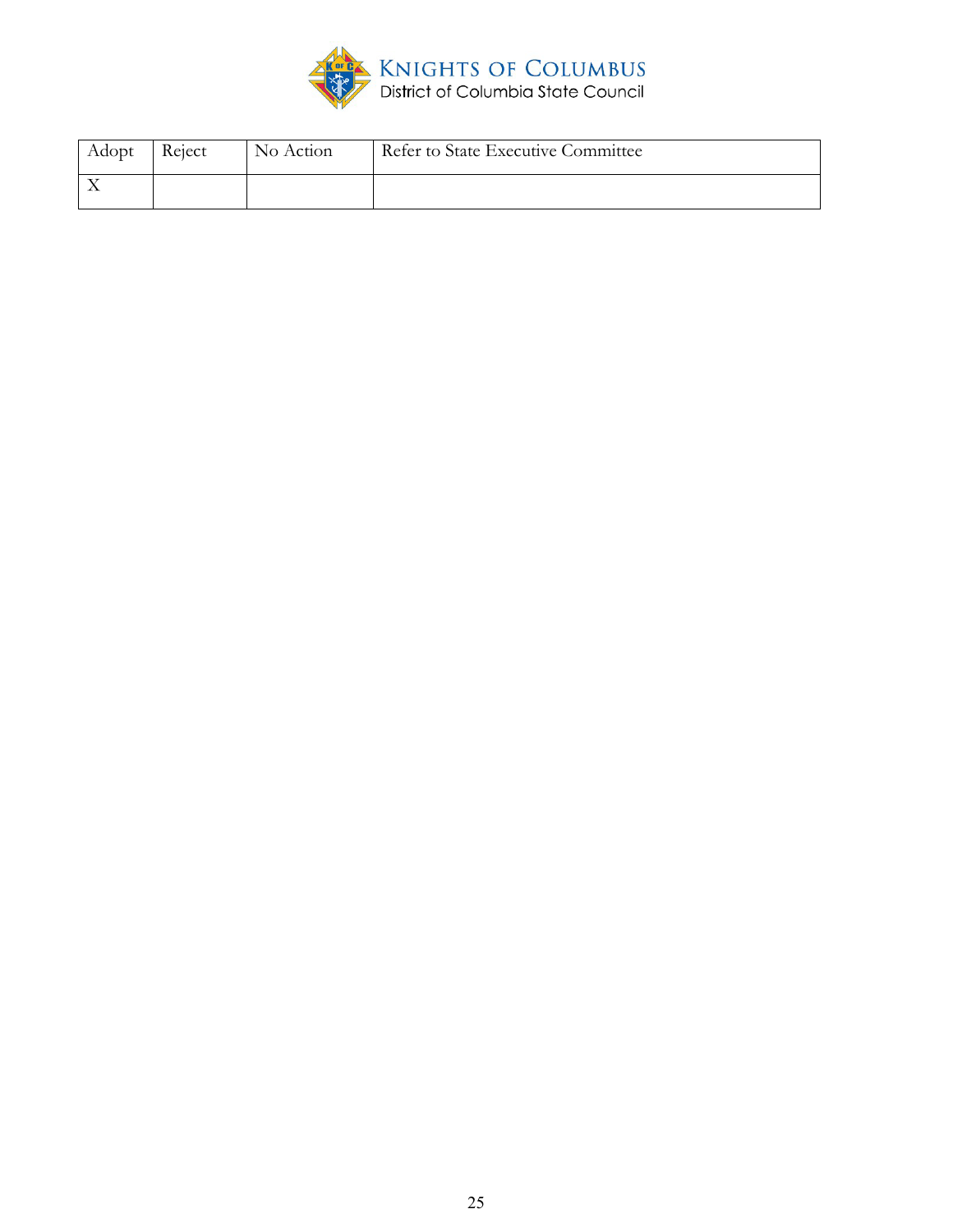| Adopt | Reject | No Action | Refer to State Executive Committee |
|---|---|---|---|
| X | | | |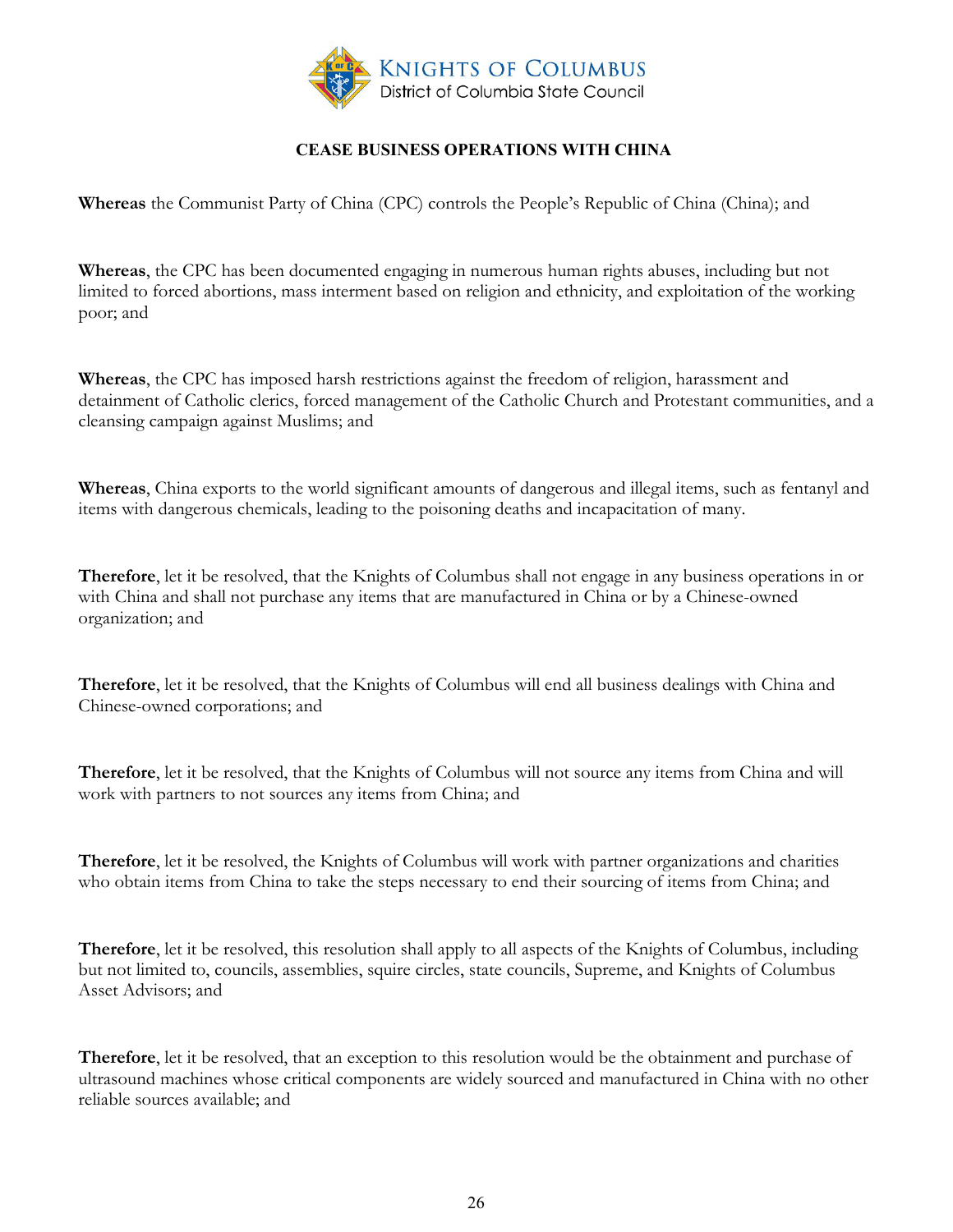KNIGHTS OF COLUMBUS
District of Columbia State Council

## CEASE BUSINESS OPERATIONS WITH CHINA

**Whereas** the Communist Party of China (CPC) controls the People's Republic of China (China); and

**Whereas**, the CPC has been documented engaging in numerous human rights abuses, including but not limited to forced abortions, mass interment based on religion and ethnicity, and exploitation of the working poor; and

**Whereas**, the CPC has imposed harsh restrictions against the freedom of religion, harassment and detainment of Catholic clerics, forced management of the Catholic Church and Protestant communities, and a cleansing campaign against Muslims; and

**Whereas**, China exports to the world significant amounts of dangerous and illegal items, such as fentanyl and items with dangerous chemicals, leading to the poisoning deaths and incapacitation of many.

**Therefore**, let it be resolved, that the Knights of Columbus shall not engage in any business operations in or with China and shall not purchase any items that are manufactured in China or by a Chinese-owned organization; and

**Therefore**, let it be resolved, that the Knights of Columbus will end all business dealings with China and Chinese-owned corporations; and

**Therefore**, let it be resolved, that the Knights of Columbus will not source any items from China and will work with partners to not sources any items from China; and

**Therefore**, let it be resolved, the Knights of Columbus will work with partner organizations and charities who obtain items from China to take the steps necessary to end their sourcing of items from China; and

**Therefore**, let it be resolved, this resolution shall apply to all aspects of the Knights of Columbus, including but not limited to, councils, assemblies, squire circles, state councils, Supreme, and Knights of Columbus Asset Advisors; and

**Therefore**, let it be resolved, that an exception to this resolution would be the obtainment and purchase of ultrasound machines whose critical components are widely sourced and manufactured in China with no other reliable sources available; and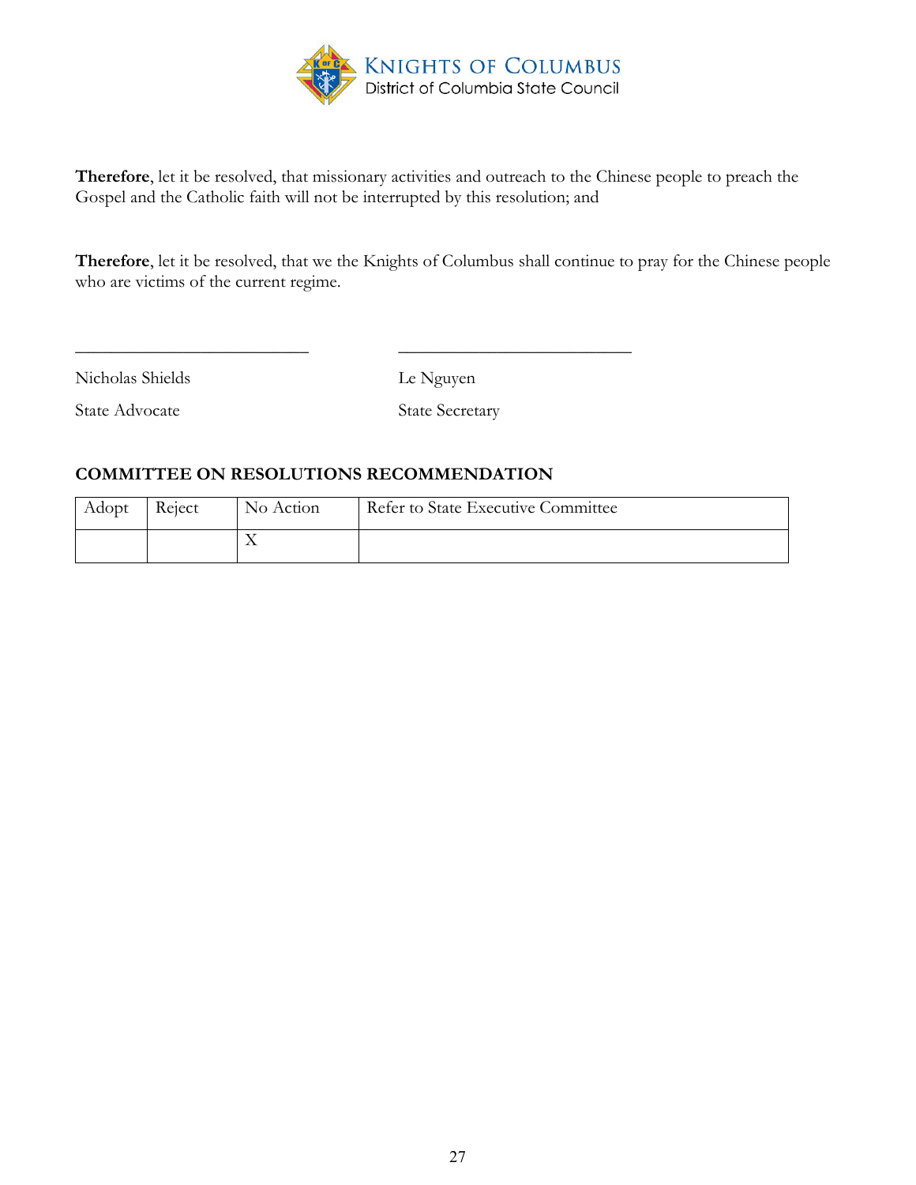**Therefore**, let it be resolved, that missionary activities and outreach to the Chinese people to preach the Gospel and the Catholic faith will not be interrupted by this resolution; and

**Therefore**, let it be resolved, that we the Knights of Columbus shall continue to pray for the Chinese people who are victims of the current regime.

\_\_\_\_\_\_\_\_\_\_\_\_\_\_\_\_\_\_\_\_\_\_\_\_\_\_\_ \_\_\_\_\_\_\_\_\_\_\_\_\_\_\_\_\_\_\_\_\_\_\_\_\_\_\_

Nicholas Shields
State Advocate

Le Nguyen
State Secretary

**COMMITTEE ON RESOLUTIONS RECOMMENDATION**

| Adopt | Reject | No Action | Refer to State Executive Committee |
| --- | --- | --- | --- |
| | | X | |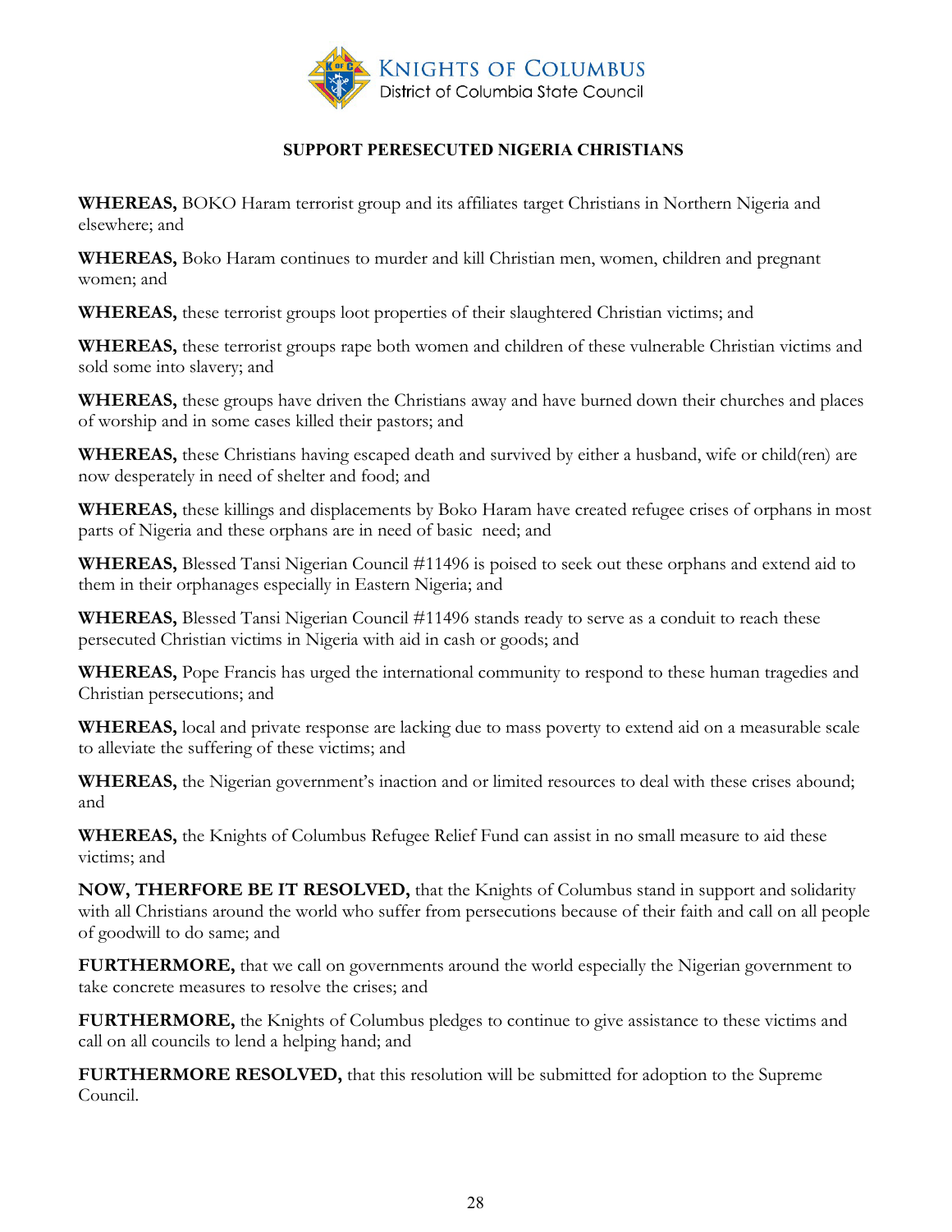KNIGHTS OF COLUMBUS
District of Columbia State Council

## SUPPORT PERESECUTED NIGERIA CHRISTIANS

**WHEREAS,** BOKO Haram terrorist group and its affiliates target Christians in Northern Nigeria and elsewhere; and

**WHEREAS,** Boko Haram continues to murder and kill Christian men, women, children and pregnant women; and

**WHEREAS,** these terrorist groups loot properties of their slaughtered Christian victims; and

**WHEREAS,** these terrorist groups rape both women and children of these vulnerable Christian victims and sold some into slavery; and

**WHEREAS,** these groups have driven the Christians away and have burned down their churches and places of worship and in some cases killed their pastors; and

**WHEREAS,** these Christians having escaped death and survived by either a husband, wife or child(ren) are now desperately in need of shelter and food; and

**WHEREAS,** these killings and displacements by Boko Haram have created refugee crises of orphans in most parts of Nigeria and these orphans are in need of basic need; and

**WHEREAS,** Blessed Tansi Nigerian Council #11496 is poised to seek out these orphans and extend aid to them in their orphanages especially in Eastern Nigeria; and

**WHEREAS,** Blessed Tansi Nigerian Council #11496 stands ready to serve as a conduit to reach these persecuted Christian victims in Nigeria with aid in cash or goods; and

**WHEREAS,** Pope Francis has urged the international community to respond to these human tragedies and Christian persecutions; and

**WHEREAS,** local and private response are lacking due to mass poverty to extend aid on a measurable scale to alleviate the suffering of these victims; and

**WHEREAS,** the Nigerian government's inaction and or limited resources to deal with these crises abound; and

**WHEREAS,** the Knights of Columbus Refugee Relief Fund can assist in no small measure to aid these victims; and

**NOW, THERFORE BE IT RESOLVED,** that the Knights of Columbus stand in support and solidarity with all Christians around the world who suffer from persecutions because of their faith and call on all people of goodwill to do same; and

**FURTHERMORE,** that we call on governments around the world especially the Nigerian government to take concrete measures to resolve the crises; and

**FURTHERMORE,** the Knights of Columbus pledges to continue to give assistance to these victims and call on all councils to lend a helping hand; and

**FURTHERMORE RESOLVED,** that this resolution will be submitted for adoption to the Supreme Council.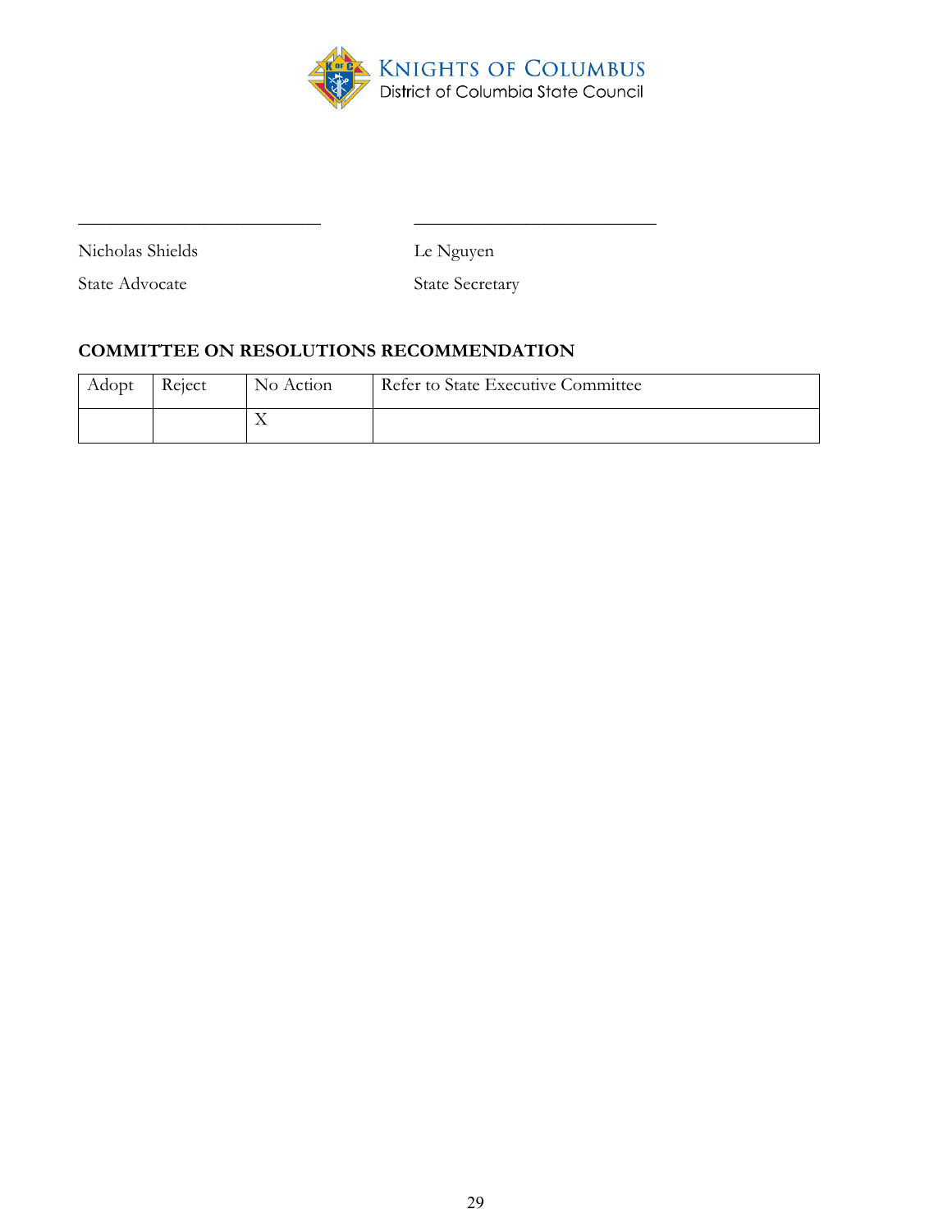KNIGHTS OF COLUMBUS
District of Columbia State Council

\_\_\_\_\_\_\_\_\_\_\_\_\_\_\_\_\_\_\_\_\_\_\_\_\_\_\_ \_\_\_\_\_\_\_\_\_\_\_\_\_\_\_\_\_\_\_\_\_\_\_\_\_\_\_

Nicholas Shields
State Advocate

Le Nguyen
State Secretary

**COMMITTEE ON RESOLUTIONS RECOMMENDATION**

| Adopt | Reject | No Action | Refer to State Executive Committee |
|---|---|---|---|
| | | X | |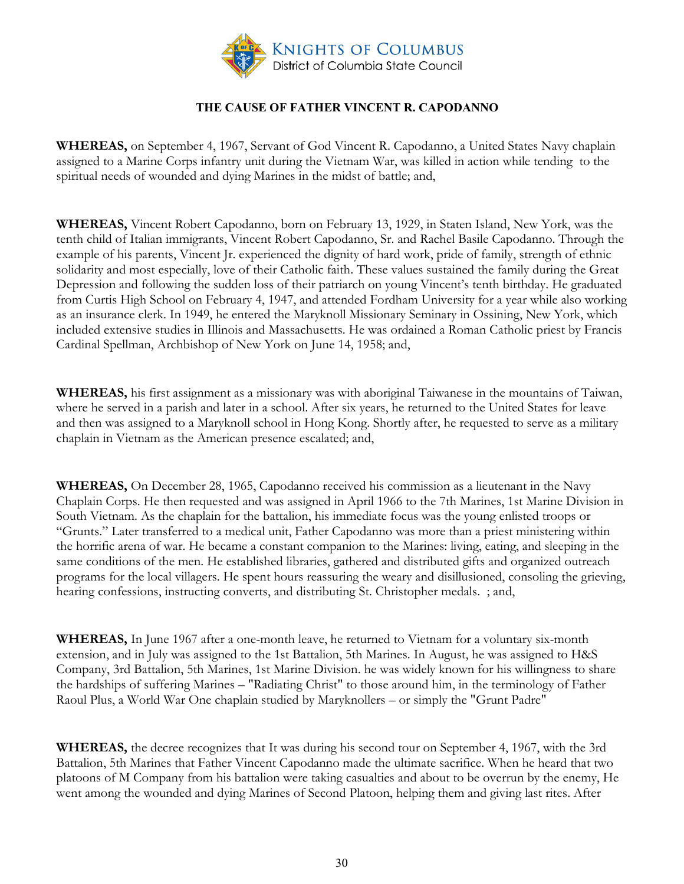KNIGHTS OF COLUMBUS
District of Columbia State Council

**THE CAUSE OF FATHER VINCENT R. CAPODANNO**

**WHEREAS,** on September 4, 1967, Servant of God Vincent R. Capodanno, a United States Navy chaplain assigned to a Marine Corps infantry unit during the Vietnam War, was killed in action while tending to the spiritual needs of wounded and dying Marines in the midst of battle; and,

**WHEREAS,** Vincent Robert Capodanno, born on February 13, 1929, in Staten Island, New York, was the tenth child of Italian immigrants, Vincent Robert Capodanno, Sr. and Rachel Basile Capodanno. Through the example of his parents, Vincent Jr. experienced the dignity of hard work, pride of family, strength of ethnic solidarity and most especially, love of their Catholic faith. These values sustained the family during the Great Depression and following the sudden loss of their patriarch on young Vincent's tenth birthday. He graduated from Curtis High School on February 4, 1947, and attended Fordham University for a year while also working as an insurance clerk. In 1949, he entered the Maryknoll Missionary Seminary in Ossining, New York, which included extensive studies in Illinois and Massachusetts. He was ordained a Roman Catholic priest by Francis Cardinal Spellman, Archbishop of New York on June 14, 1958; and,

**WHEREAS,** his first assignment as a missionary was with aboriginal Taiwanese in the mountains of Taiwan, where he served in a parish and later in a school. After six years, he returned to the United States for leave and then was assigned to a Maryknoll school in Hong Kong. Shortly after, he requested to serve as a military chaplain in Vietnam as the American presence escalated; and,

**WHEREAS,** On December 28, 1965, Capodanno received his commission as a lieutenant in the Navy Chaplain Corps. He then requested and was assigned in April 1966 to the 7th Marines, 1st Marine Division in South Vietnam. As the chaplain for the battalion, his immediate focus was the young enlisted troops or "Grunts." Later transferred to a medical unit, Father Capodanno was more than a priest ministering within the horrific arena of war. He became a constant companion to the Marines: living, eating, and sleeping in the same conditions of the men. He established libraries, gathered and distributed gifts and organized outreach programs for the local villagers. He spent hours reassuring the weary and disillusioned, consoling the grieving, hearing confessions, instructing converts, and distributing St. Christopher medals. ; and,

**WHEREAS,** In June 1967 after a one-month leave, he returned to Vietnam for a voluntary six-month extension, and in July was assigned to the 1st Battalion, 5th Marines. In August, he was assigned to H&S Company, 3rd Battalion, 5th Marines, 1st Marine Division. he was widely known for his willingness to share the hardships of suffering Marines – "Radiating Christ" to those around him, in the terminology of Father Raoul Plus, a World War One chaplain studied by Maryknollers – or simply the "Grunt Padre"

**WHEREAS,** the decree recognizes that It was during his second tour on September 4, 1967, with the 3rd Battalion, 5th Marines that Father Vincent Capodanno made the ultimate sacrifice. When he heard that two platoons of M Company from his battalion were taking casualties and about to be overrun by the enemy, He went among the wounded and dying Marines of Second Platoon, helping them and giving last rites. After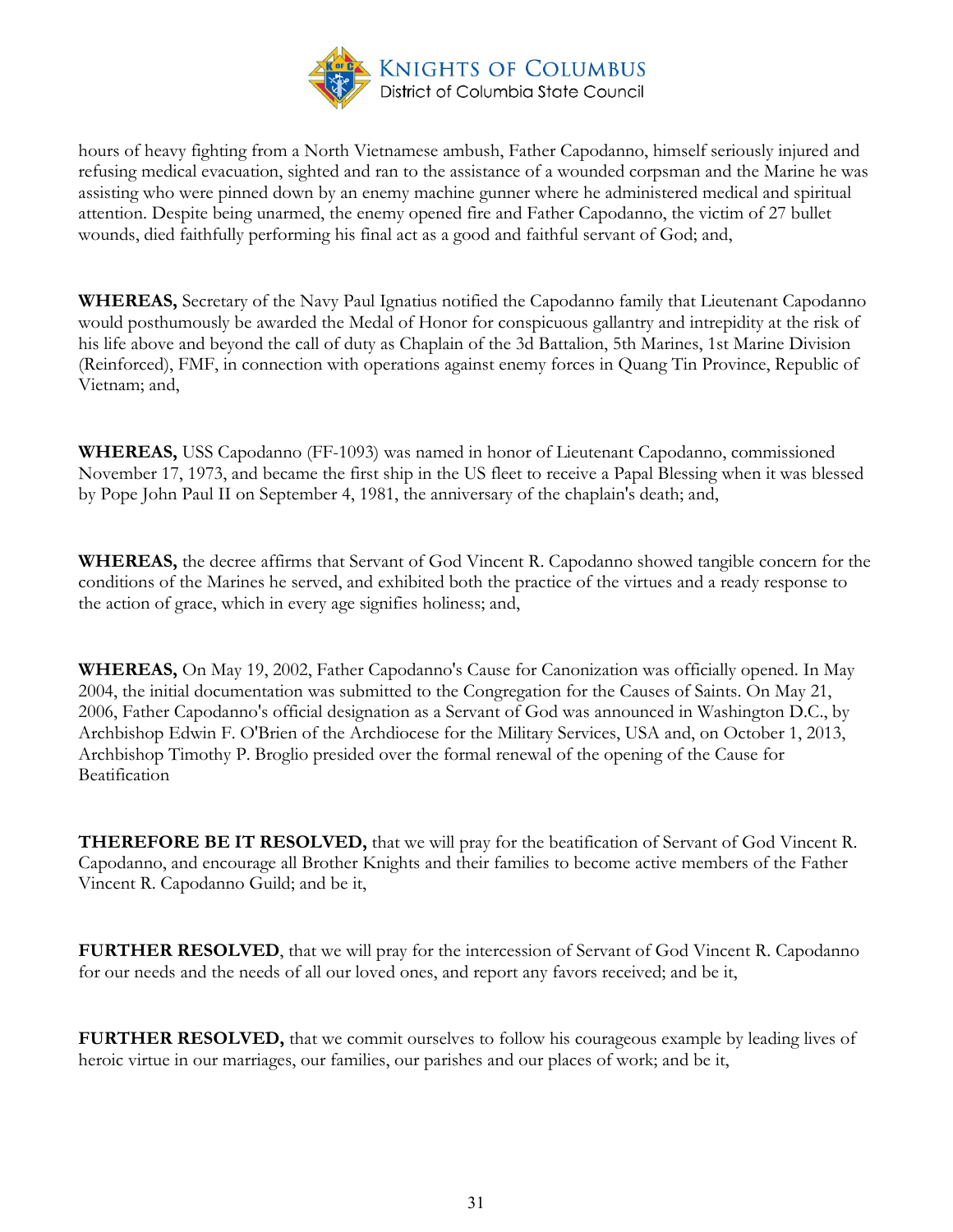hours of heavy fighting from a North Vietnamese ambush, Father Capodanno, himself seriously injured and refusing medical evacuation, sighted and ran to the assistance of a wounded corpsman and the Marine he was assisting who were pinned down by an enemy machine gunner where he administered medical and spiritual attention. Despite being unarmed, the enemy opened fire and Father Capodanno, the victim of 27 bullet wounds, died faithfully performing his final act as a good and faithful servant of God; and,

**WHEREAS,** Secretary of the Navy Paul Ignatius notified the Capodanno family that Lieutenant Capodanno would posthumously be awarded the Medal of Honor for conspicuous gallantry and intrepidity at the risk of his life above and beyond the call of duty as Chaplain of the 3d Battalion, 5th Marines, 1st Marine Division (Reinforced), FMF, in connection with operations against enemy forces in Quang Tin Province, Republic of Vietnam; and,

**WHEREAS,** USS Capodanno (FF-1093) was named in honor of Lieutenant Capodanno, commissioned November 17, 1973, and became the first ship in the US fleet to receive a Papal Blessing when it was blessed by Pope John Paul II on September 4, 1981, the anniversary of the chaplain's death; and,

**WHEREAS,** the decree affirms that Servant of God Vincent R. Capodanno showed tangible concern for the conditions of the Marines he served, and exhibited both the practice of the virtues and a ready response to the action of grace, which in every age signifies holiness; and,

**WHEREAS,** On May 19, 2002, Father Capodanno's Cause for Canonization was officially opened. In May 2004, the initial documentation was submitted to the Congregation for the Causes of Saints. On May 21, 2006, Father Capodanno's official designation as a Servant of God was announced in Washington D.C., by Archbishop Edwin F. O'Brien of the Archdiocese for the Military Services, USA and, on October 1, 2013, Archbishop Timothy P. Broglio presided over the formal renewal of the opening of the Cause for Beatification

**THEREFORE BE IT RESOLVED,** that we will pray for the beatification of Servant of God Vincent R. Capodanno, and encourage all Brother Knights and their families to become active members of the Father Vincent R. Capodanno Guild; and be it,

**FURTHER RESOLVED**, that we will pray for the intercession of Servant of God Vincent R. Capodanno for our needs and the needs of all our loved ones, and report any favors received; and be it,

**FURTHER RESOLVED,** that we commit ourselves to follow his courageous example by leading lives of heroic virtue in our marriages, our families, our parishes and our places of work; and be it,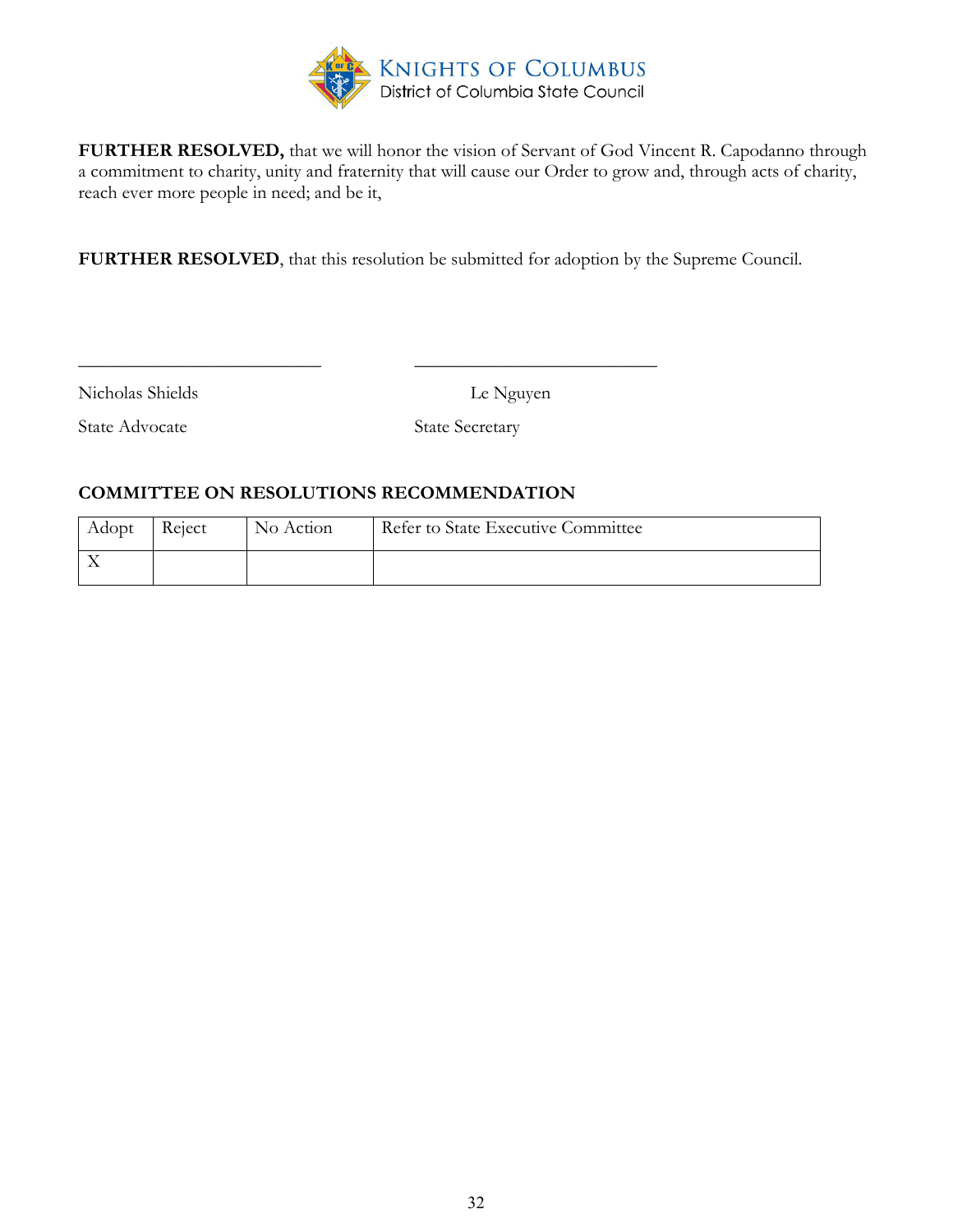**FURTHER RESOLVED,** that we will honor the vision of Servant of God Vincent R. Capodanno through a commitment to charity, unity and fraternity that will cause our Order to grow and, through acts of charity, reach ever more people in need; and be it,

**FURTHER RESOLVED**, that this resolution be submitted for adoption by the Supreme Council.

\_\_\_\_\_\_\_\_\_\_\_\_\_\_\_\_\_\_\_\_\_\_\_\_\_\_\_ \_\_\_\_\_\_\_\_\_\_\_\_\_\_\_\_\_\_\_\_\_\_\_\_\_\_\_

Nicholas Shields — Le Nguyen

State Advocate — State Secretary

**COMMITTEE ON RESOLUTIONS RECOMMENDATION**

| Adopt | Reject | No Action | Refer to State Executive Committee |
|---|---|---|---|
| X | | | |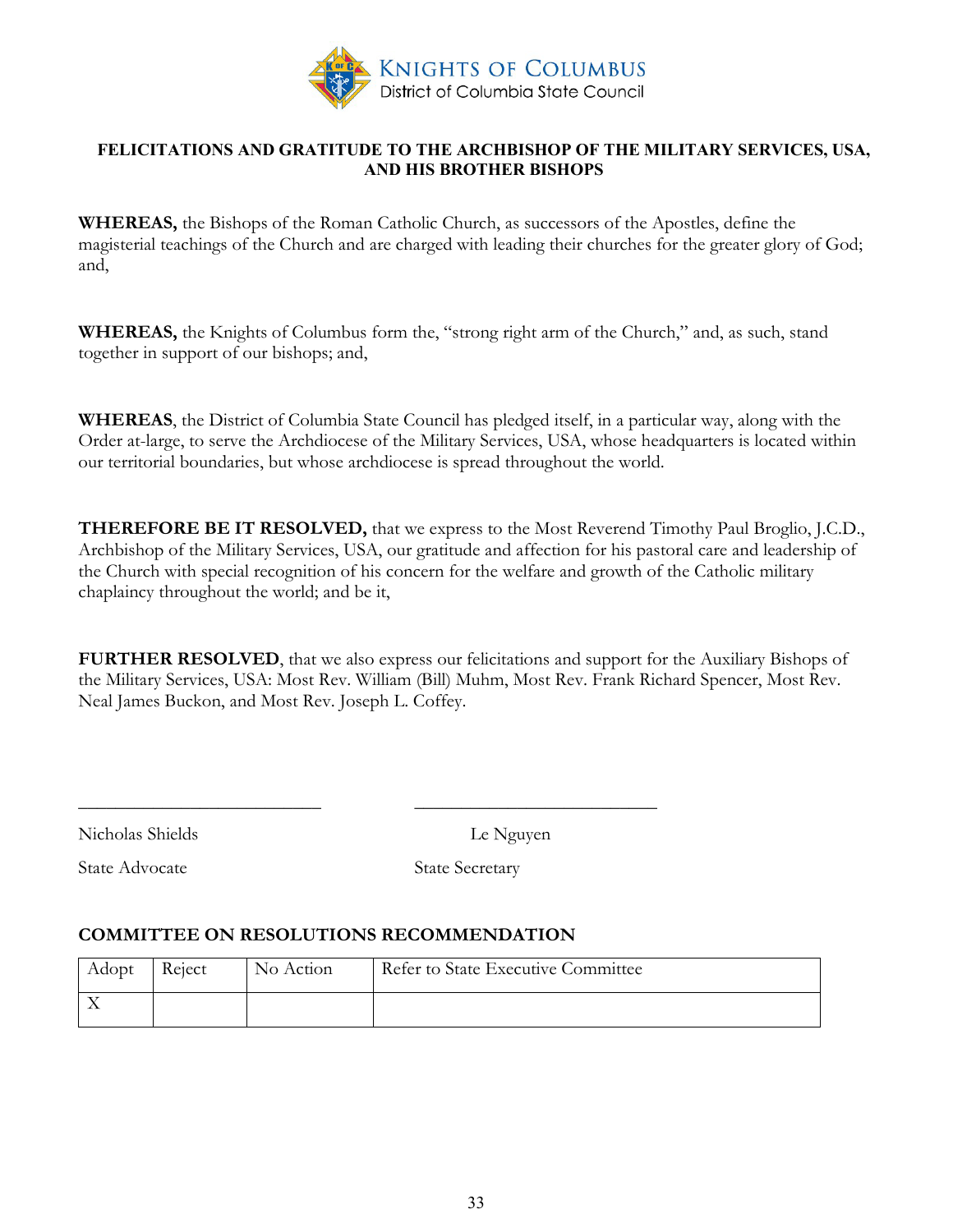KNIGHTS OF COLUMBUS
District of Columbia State Council

## FELICITATIONS AND GRATITUDE TO THE ARCHBISHOP OF THE MILITARY SERVICES, USA, AND HIS BROTHER BISHOPS

**WHEREAS,** the Bishops of the Roman Catholic Church, as successors of the Apostles, define the magisterial teachings of the Church and are charged with leading their churches for the greater glory of God; and,

**WHEREAS,** the Knights of Columbus form the, "strong right arm of the Church," and, as such, stand together in support of our bishops; and,

**WHEREAS**, the District of Columbia State Council has pledged itself, in a particular way, along with the Order at-large, to serve the Archdiocese of the Military Services, USA, whose headquarters is located within our territorial boundaries, but whose archdiocese is spread throughout the world.

**THEREFORE BE IT RESOLVED,** that we express to the Most Reverend Timothy Paul Broglio, J.C.D., Archbishop of the Military Services, USA, our gratitude and affection for his pastoral care and leadership of the Church with special recognition of his concern for the welfare and growth of the Catholic military chaplaincy throughout the world; and be it,

**FURTHER RESOLVED**, that we also express our felicitations and support for the Auxiliary Bishops of the Military Services, USA: Most Rev. William (Bill) Muhm, Most Rev. Frank Richard Spencer, Most Rev. Neal James Buckon, and Most Rev. Joseph L. Coffey.

\_\_\_\_\_\_\_\_\_\_\_\_\_\_\_\_\_\_\_\_\_\_\_\_\_\_ \_\_\_\_\_\_\_\_\_\_\_\_\_\_\_\_\_\_\_\_\_\_\_\_\_\_

Nicholas Shields — State Advocate

Le Nguyen — State Secretary

### COMMITTEE ON RESOLUTIONS RECOMMENDATION

| Adopt | Reject | No Action | Refer to State Executive Committee |
|---|---|---|---|
| X | | | |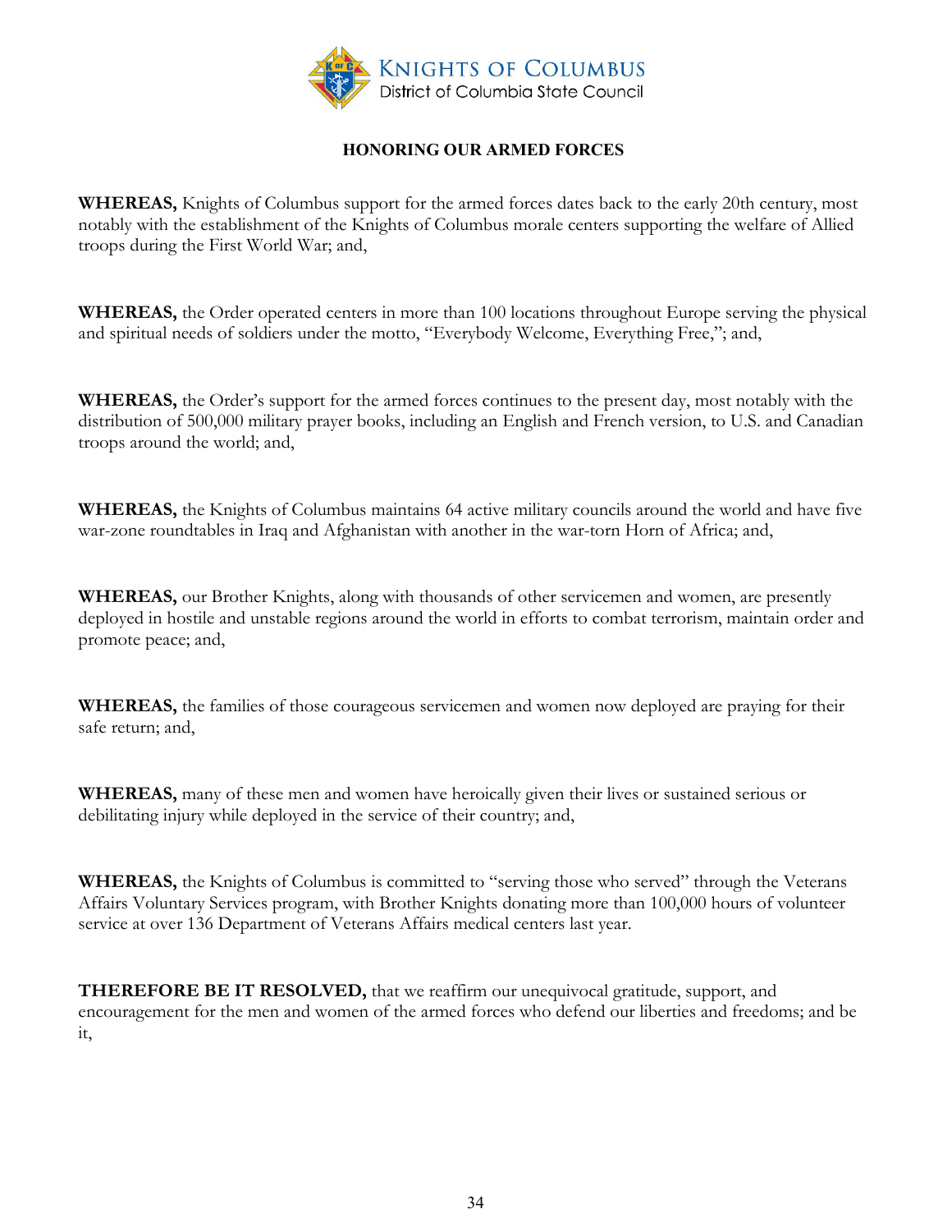KNIGHTS OF COLUMBUS
District of Columbia State Council

## HONORING OUR ARMED FORCES

**WHEREAS,** Knights of Columbus support for the armed forces dates back to the early 20th century, most notably with the establishment of the Knights of Columbus morale centers supporting the welfare of Allied troops during the First World War; and,

**WHEREAS,** the Order operated centers in more than 100 locations throughout Europe serving the physical and spiritual needs of soldiers under the motto, "Everybody Welcome, Everything Free,"; and,

**WHEREAS,** the Order's support for the armed forces continues to the present day, most notably with the distribution of 500,000 military prayer books, including an English and French version, to U.S. and Canadian troops around the world; and,

**WHEREAS,** the Knights of Columbus maintains 64 active military councils around the world and have five war-zone roundtables in Iraq and Afghanistan with another in the war-torn Horn of Africa; and,

**WHEREAS,** our Brother Knights, along with thousands of other servicemen and women, are presently deployed in hostile and unstable regions around the world in efforts to combat terrorism, maintain order and promote peace; and,

**WHEREAS,** the families of those courageous servicemen and women now deployed are praying for their safe return; and,

**WHEREAS,** many of these men and women have heroically given their lives or sustained serious or debilitating injury while deployed in the service of their country; and,

**WHEREAS,** the Knights of Columbus is committed to "serving those who served" through the Veterans Affairs Voluntary Services program, with Brother Knights donating more than 100,000 hours of volunteer service at over 136 Department of Veterans Affairs medical centers last year.

**THEREFORE BE IT RESOLVED,** that we reaffirm our unequivocal gratitude, support, and encouragement for the men and women of the armed forces who defend our liberties and freedoms; and be it,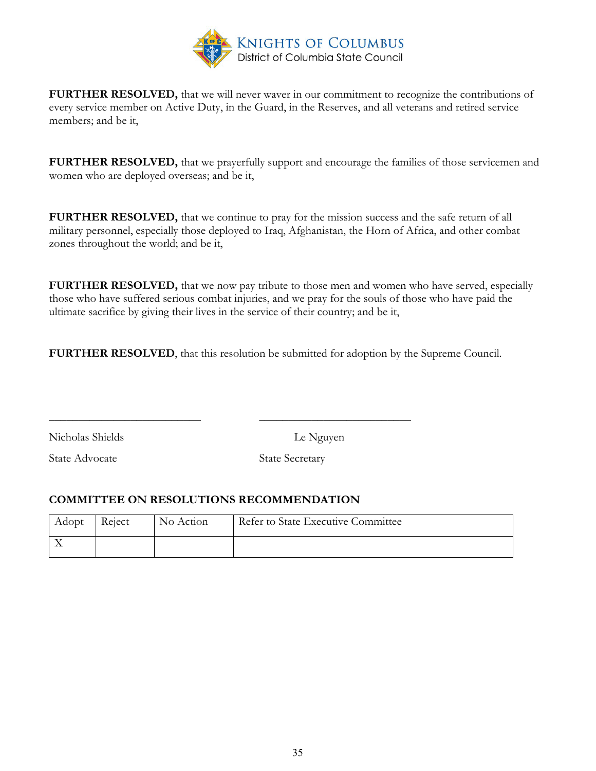**FURTHER RESOLVED,** that we will never waver in our commitment to recognize the contributions of every service member on Active Duty, in the Guard, in the Reserves, and all veterans and retired service members; and be it,

**FURTHER RESOLVED,** that we prayerfully support and encourage the families of those servicemen and women who are deployed overseas; and be it,

**FURTHER RESOLVED,** that we continue to pray for the mission success and the safe return of all military personnel, especially those deployed to Iraq, Afghanistan, the Horn of Africa, and other combat zones throughout the world; and be it,

**FURTHER RESOLVED,** that we now pay tribute to those men and women who have served, especially those who have suffered serious combat injuries, and we pray for the souls of those who have paid the ultimate sacrifice by giving their lives in the service of their country; and be it,

**FURTHER RESOLVED**, that this resolution be submitted for adoption by the Supreme Council.

\_\_\_\_\_\_\_\_\_\_\_\_\_\_\_\_\_\_\_\_\_\_\_\_\_\_\_ \_\_\_\_\_\_\_\_\_\_\_\_\_\_\_\_\_\_\_\_\_\_\_\_\_\_\_

Nicholas Shields — Le Nguyen

State Advocate — State Secretary

**COMMITTEE ON RESOLUTIONS RECOMMENDATION**

| Adopt | Reject | No Action | Refer to State Executive Committee |
|---|---|---|---|
| X | | | |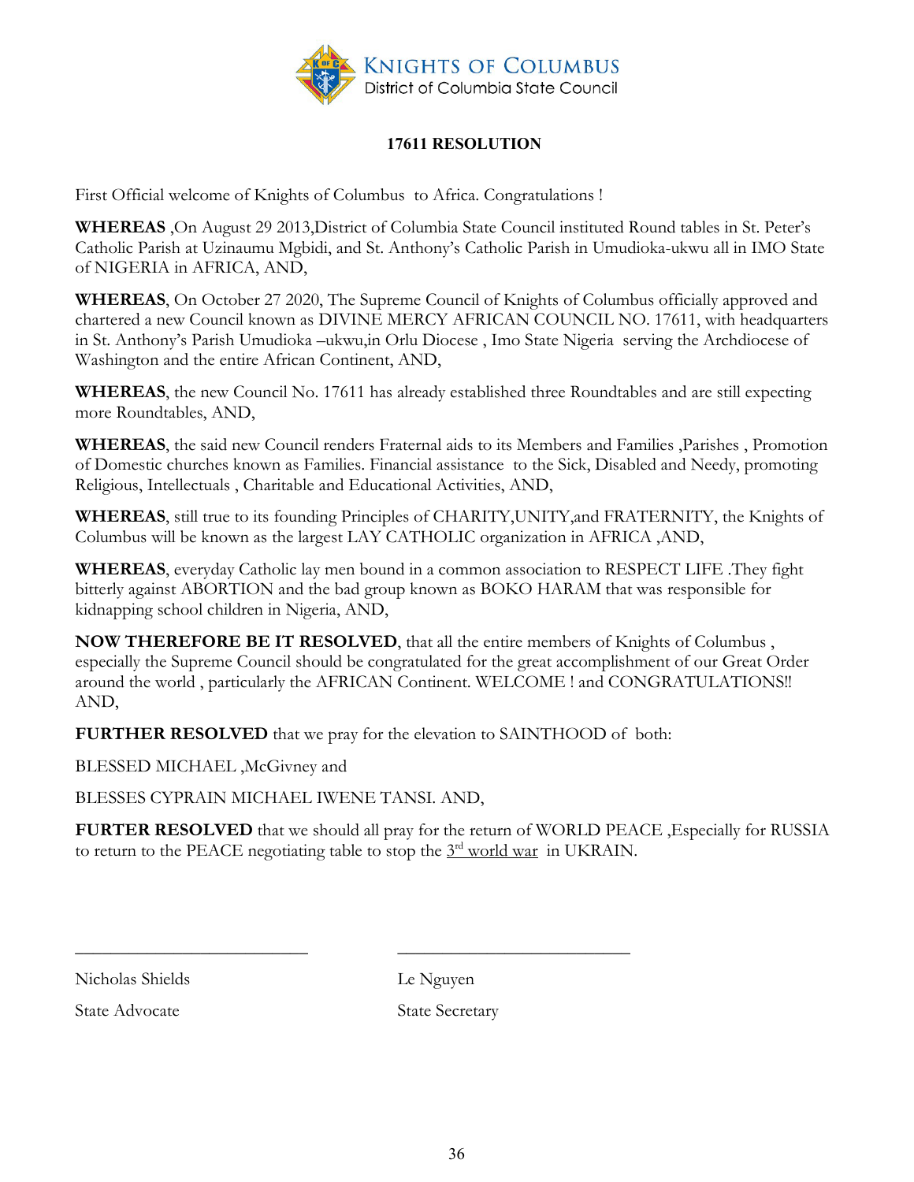KNIGHTS OF COLUMBUS
District of Columbia State Council

## 17611 RESOLUTION

First Official welcome of Knights of Columbus to Africa. Congratulations !

**WHEREAS** ,On August 29 2013,District of Columbia State Council instituted Round tables in St. Peter's Catholic Parish at Uzinaumu Mgbidi, and St. Anthony's Catholic Parish in Umudioka-ukwu all in IMO State of NIGERIA in AFRICA, AND,

**WHEREAS**, On October 27 2020, The Supreme Council of Knights of Columbus officially approved and chartered a new Council known as DIVINE MERCY AFRICAN COUNCIL NO. 17611, with headquarters in St. Anthony's Parish Umudioka –ukwu,in Orlu Diocese , Imo State Nigeria serving the Archdiocese of Washington and the entire African Continent, AND,

**WHEREAS**, the new Council No. 17611 has already established three Roundtables and are still expecting more Roundtables, AND,

**WHEREAS**, the said new Council renders Fraternal aids to its Members and Families ,Parishes , Promotion of Domestic churches known as Families. Financial assistance to the Sick, Disabled and Needy, promoting Religious, Intellectuals , Charitable and Educational Activities, AND,

**WHEREAS**, still true to its founding Principles of CHARITY,UNITY,and FRATERNITY, the Knights of Columbus will be known as the largest LAY CATHOLIC organization in AFRICA ,AND,

**WHEREAS**, everyday Catholic lay men bound in a common association to RESPECT LIFE .They fight bitterly against ABORTION and the bad group known as BOKO HARAM that was responsible for kidnapping school children in Nigeria, AND,

**NOW THEREFORE BE IT RESOLVED**, that all the entire members of Knights of Columbus , especially the Supreme Council should be congratulated for the great accomplishment of our Great Order around the world , particularly the AFRICAN Continent. WELCOME ! and CONGRATULATIONS!! AND,

**FURTHER RESOLVED** that we pray for the elevation to SAINTHOOD of both:

BLESSED MICHAEL ,McGivney and

BLESSES CYPRAIN MICHAEL IWENE TANSI. AND,

**FURTER RESOLVED** that we should all pray for the return of WORLD PEACE ,Especially for RUSSIA to return to the PEACE negotiating table to stop the <u>3rd world war</u> in UKRAIN.

\_\_\_\_\_\_\_\_\_\_\_\_\_\_\_\_\_\_\_\_\_\_\_\_\_\_\_ \_\_\_\_\_\_\_\_\_\_\_\_\_\_\_\_\_\_\_\_\_\_\_\_\_\_\_

Nicholas Shields
State Advocate

Le Nguyen
State Secretary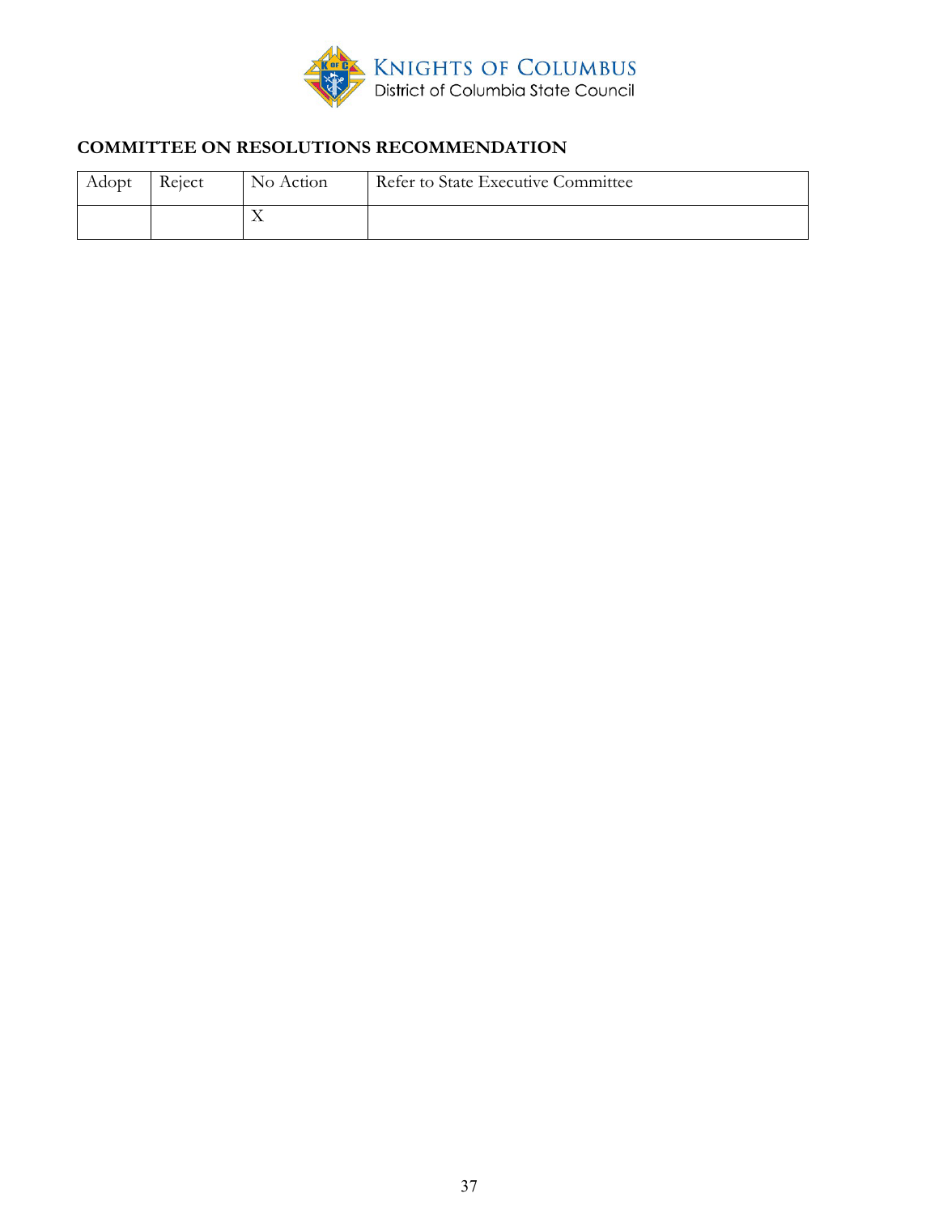**KNIGHTS OF COLUMBUS**
District of Columbia State Council

### COMMITTEE ON RESOLUTIONS RECOMMENDATION

| Adopt | Reject | No Action | Refer to State Executive Committee |
|---|---|---|---|
| | | X | |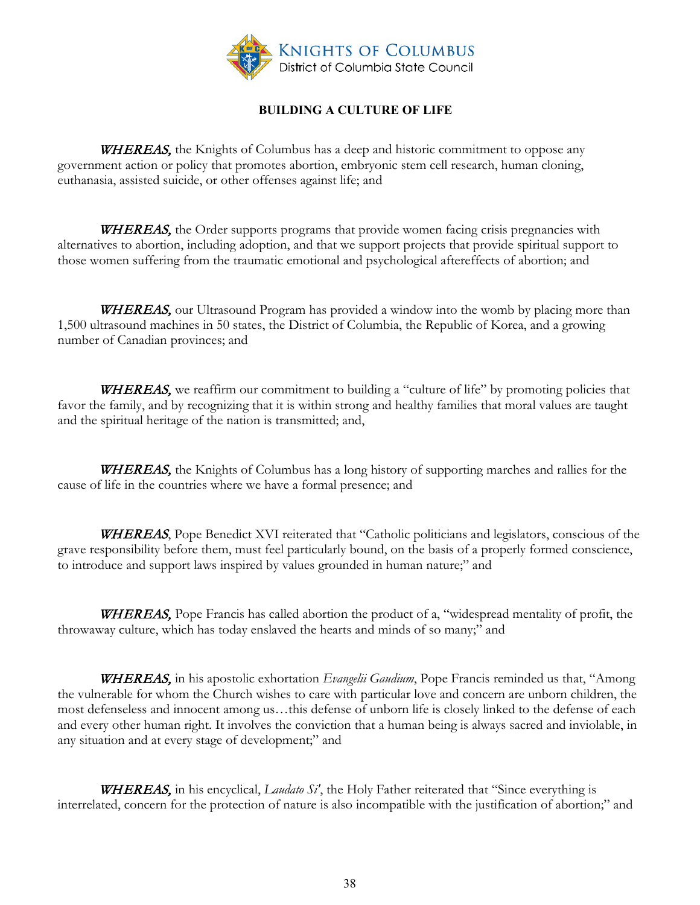KNIGHTS OF COLUMBUS
District of Columbia State Council

## BUILDING A CULTURE OF LIFE

***WHEREAS,*** the Knights of Columbus has a deep and historic commitment to oppose any government action or policy that promotes abortion, embryonic stem cell research, human cloning, euthanasia, assisted suicide, or other offenses against life; and

***WHEREAS,*** the Order supports programs that provide women facing crisis pregnancies with alternatives to abortion, including adoption, and that we support projects that provide spiritual support to those women suffering from the traumatic emotional and psychological aftereffects of abortion; and

***WHEREAS,*** our Ultrasound Program has provided a window into the womb by placing more than 1,500 ultrasound machines in 50 states, the District of Columbia, the Republic of Korea, and a growing number of Canadian provinces; and

***WHEREAS,*** we reaffirm our commitment to building a "culture of life" by promoting policies that favor the family, and by recognizing that it is within strong and healthy families that moral values are taught and the spiritual heritage of the nation is transmitted; and,

***WHEREAS,*** the Knights of Columbus has a long history of supporting marches and rallies for the cause of life in the countries where we have a formal presence; and

***WHEREAS***, Pope Benedict XVI reiterated that "Catholic politicians and legislators, conscious of the grave responsibility before them, must feel particularly bound, on the basis of a properly formed conscience, to introduce and support laws inspired by values grounded in human nature;" and

***WHEREAS,*** Pope Francis has called abortion the product of a, "widespread mentality of profit, the throwaway culture, which has today enslaved the hearts and minds of so many;" and

***WHEREAS,*** in his apostolic exhortation *Evangelii Gaudium*, Pope Francis reminded us that, "Among the vulnerable for whom the Church wishes to care with particular love and concern are unborn children, the most defenseless and innocent among us…this defense of unborn life is closely linked to the defense of each and every other human right. It involves the conviction that a human being is always sacred and inviolable, in any situation and at every stage of development;" and

***WHEREAS,*** in his encyclical, *Laudato Si'*, the Holy Father reiterated that "Since everything is interrelated, concern for the protection of nature is also incompatible with the justification of abortion;" and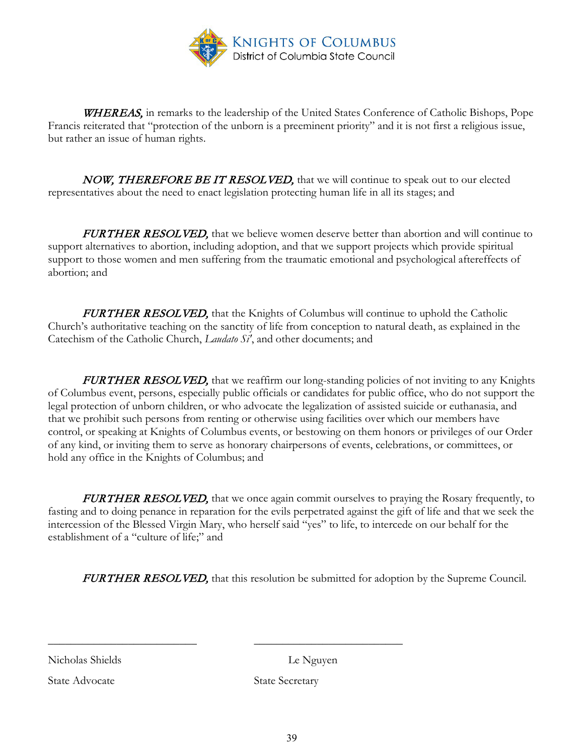**KNIGHTS OF COLUMBUS**
District of Columbia State Council

***WHEREAS,*** in remarks to the leadership of the United States Conference of Catholic Bishops, Pope Francis reiterated that "protection of the unborn is a preeminent priority" and it is not first a religious issue, but rather an issue of human rights.

***NOW, THEREFORE BE IT RESOLVED,*** that we will continue to speak out to our elected representatives about the need to enact legislation protecting human life in all its stages; and

***FURTHER RESOLVED,*** that we believe women deserve better than abortion and will continue to support alternatives to abortion, including adoption, and that we support projects which provide spiritual support to those women and men suffering from the traumatic emotional and psychological aftereffects of abortion; and

***FURTHER RESOLVED,*** that the Knights of Columbus will continue to uphold the Catholic Church's authoritative teaching on the sanctity of life from conception to natural death, as explained in the Catechism of the Catholic Church, *Laudato Si'*, and other documents; and

***FURTHER RESOLVED,*** that we reaffirm our long-standing policies of not inviting to any Knights of Columbus event, persons, especially public officials or candidates for public office, who do not support the legal protection of unborn children, or who advocate the legalization of assisted suicide or euthanasia, and that we prohibit such persons from renting or otherwise using facilities over which our members have control, or speaking at Knights of Columbus events, or bestowing on them honors or privileges of our Order of any kind, or inviting them to serve as honorary chairpersons of events, celebrations, or committees, or hold any office in the Knights of Columbus; and

***FURTHER RESOLVED,*** that we once again commit ourselves to praying the Rosary frequently, to fasting and to doing penance in reparation for the evils perpetrated against the gift of life and that we seek the intercession of the Blessed Virgin Mary, who herself said "yes" to life, to intercede on our behalf for the establishment of a "culture of life;" and

***FURTHER RESOLVED,*** that this resolution be submitted for adoption by the Supreme Council.

\_\_\_\_\_\_\_\_\_\_\_\_\_\_\_\_\_\_\_\_\_\_\_\_\_\_\_ \_\_\_\_\_\_\_\_\_\_\_\_\_\_\_\_\_\_\_\_\_\_\_\_\_\_\_

Nicholas Shields — State Advocate

Le Nguyen — State Secretary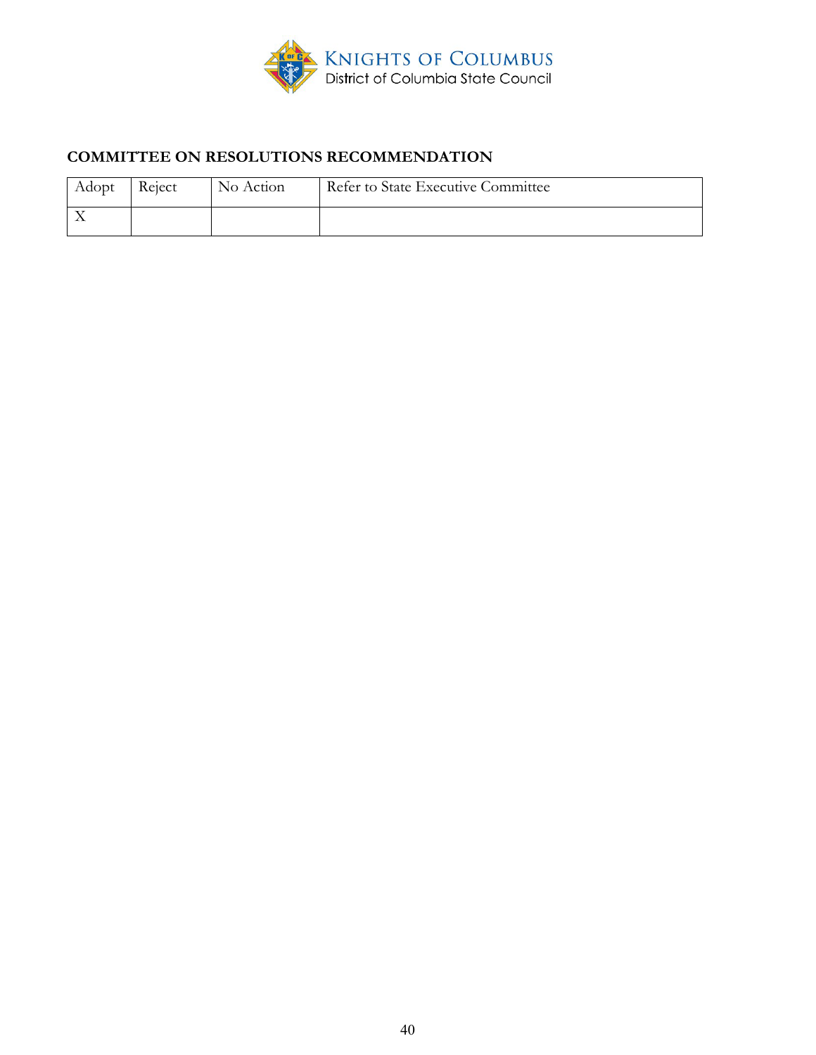KNIGHTS OF COLUMBUS
District of Columbia State Council

**COMMITTEE ON RESOLUTIONS RECOMMENDATION**

| Adopt | Reject | No Action | Refer to State Executive Committee |
|---|---|---|---|
| X | | | |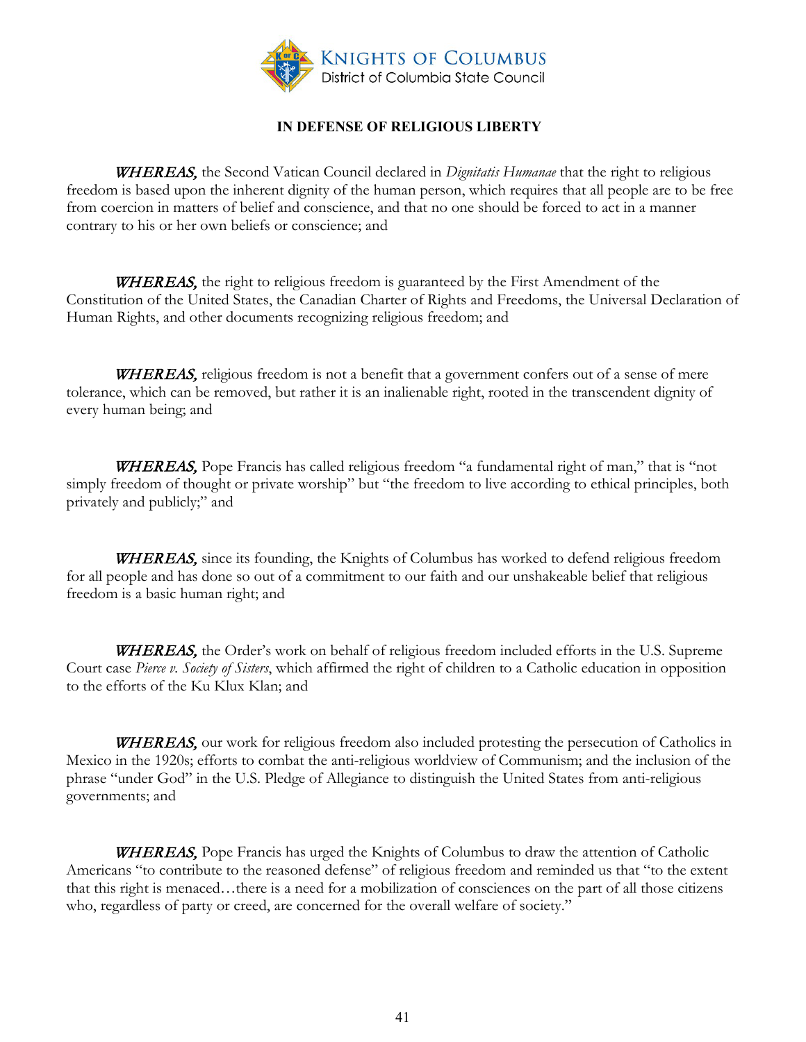KNIGHTS OF COLUMBUS
District of Columbia State Council

**IN DEFENSE OF RELIGIOUS LIBERTY**

***WHEREAS,*** the Second Vatican Council declared in *Dignitatis Humanae* that the right to religious freedom is based upon the inherent dignity of the human person, which requires that all people are to be free from coercion in matters of belief and conscience, and that no one should be forced to act in a manner contrary to his or her own beliefs or conscience; and

***WHEREAS,*** the right to religious freedom is guaranteed by the First Amendment of the Constitution of the United States, the Canadian Charter of Rights and Freedoms, the Universal Declaration of Human Rights, and other documents recognizing religious freedom; and

***WHEREAS,*** religious freedom is not a benefit that a government confers out of a sense of mere tolerance, which can be removed, but rather it is an inalienable right, rooted in the transcendent dignity of every human being; and

***WHEREAS,*** Pope Francis has called religious freedom "a fundamental right of man," that is "not simply freedom of thought or private worship" but "the freedom to live according to ethical principles, both privately and publicly;" and

***WHEREAS,*** since its founding, the Knights of Columbus has worked to defend religious freedom for all people and has done so out of a commitment to our faith and our unshakeable belief that religious freedom is a basic human right; and

***WHEREAS,*** the Order's work on behalf of religious freedom included efforts in the U.S. Supreme Court case *Pierce v. Society of Sisters*, which affirmed the right of children to a Catholic education in opposition to the efforts of the Ku Klux Klan; and

***WHEREAS,*** our work for religious freedom also included protesting the persecution of Catholics in Mexico in the 1920s; efforts to combat the anti-religious worldview of Communism; and the inclusion of the phrase "under God" in the U.S. Pledge of Allegiance to distinguish the United States from anti-religious governments; and

***WHEREAS,*** Pope Francis has urged the Knights of Columbus to draw the attention of Catholic Americans "to contribute to the reasoned defense" of religious freedom and reminded us that "to the extent that this right is menaced…there is a need for a mobilization of consciences on the part of all those citizens who, regardless of party or creed, are concerned for the overall welfare of society."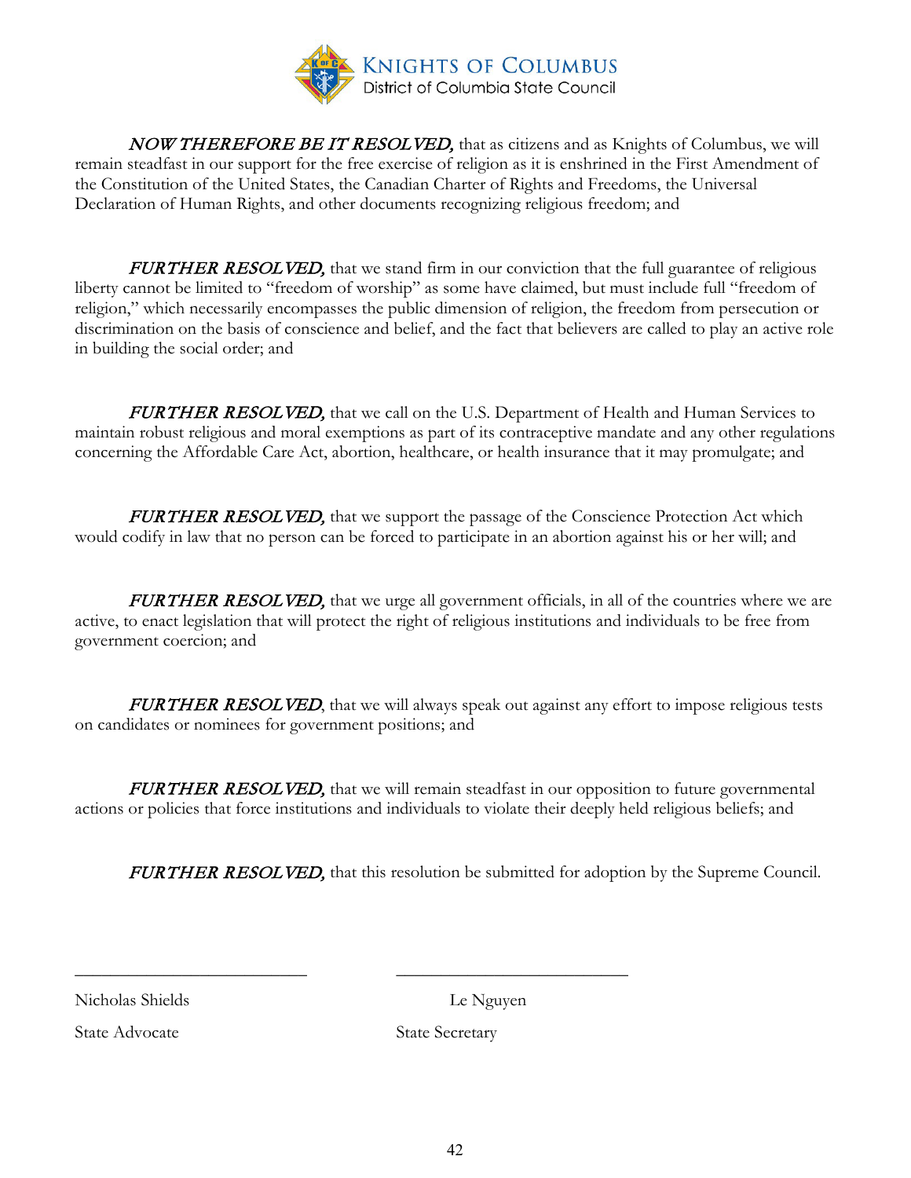**KNIGHTS OF COLUMBUS**
District of Columbia State Council

***NOW THEREFORE BE IT RESOLVED,*** that as citizens and as Knights of Columbus, we will remain steadfast in our support for the free exercise of religion as it is enshrined in the First Amendment of the Constitution of the United States, the Canadian Charter of Rights and Freedoms, the Universal Declaration of Human Rights, and other documents recognizing religious freedom; and

***FURTHER RESOLVED,*** that we stand firm in our conviction that the full guarantee of religious liberty cannot be limited to "freedom of worship" as some have claimed, but must include full "freedom of religion," which necessarily encompasses the public dimension of religion, the freedom from persecution or discrimination on the basis of conscience and belief, and the fact that believers are called to play an active role in building the social order; and

***FURTHER RESOLVED,*** that we call on the U.S. Department of Health and Human Services to maintain robust religious and moral exemptions as part of its contraceptive mandate and any other regulations concerning the Affordable Care Act, abortion, healthcare, or health insurance that it may promulgate; and

***FURTHER RESOLVED,*** that we support the passage of the Conscience Protection Act which would codify in law that no person can be forced to participate in an abortion against his or her will; and

***FURTHER RESOLVED,*** that we urge all government officials, in all of the countries where we are active, to enact legislation that will protect the right of religious institutions and individuals to be free from government coercion; and

***FURTHER RESOLVED***, that we will always speak out against any effort to impose religious tests on candidates or nominees for government positions; and

***FURTHER RESOLVED,*** that we will remain steadfast in our opposition to future governmental actions or policies that force institutions and individuals to violate their deeply held religious beliefs; and

***FURTHER RESOLVED,*** that this resolution be submitted for adoption by the Supreme Council.

| ___________________________ | ___________________________ |
|---|---|
| Nicholas Shields | Le Nguyen |
| State Advocate | State Secretary |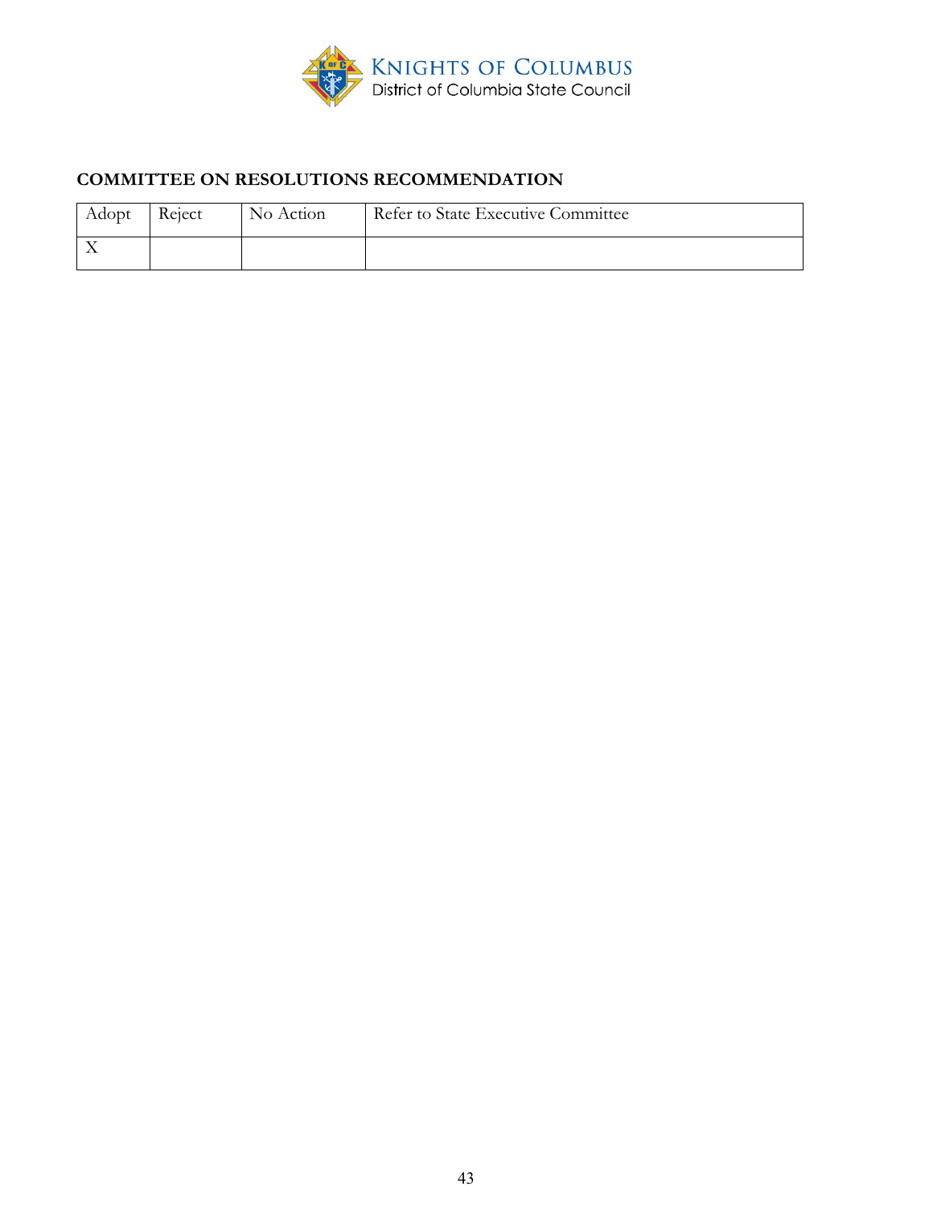KNIGHTS OF COLUMBUS
District of Columbia State Council

## COMMITTEE ON RESOLUTIONS RECOMMENDATION

| Adopt | Reject | No Action | Refer to State Executive Committee |
| --- | --- | --- | --- |
| X | | | |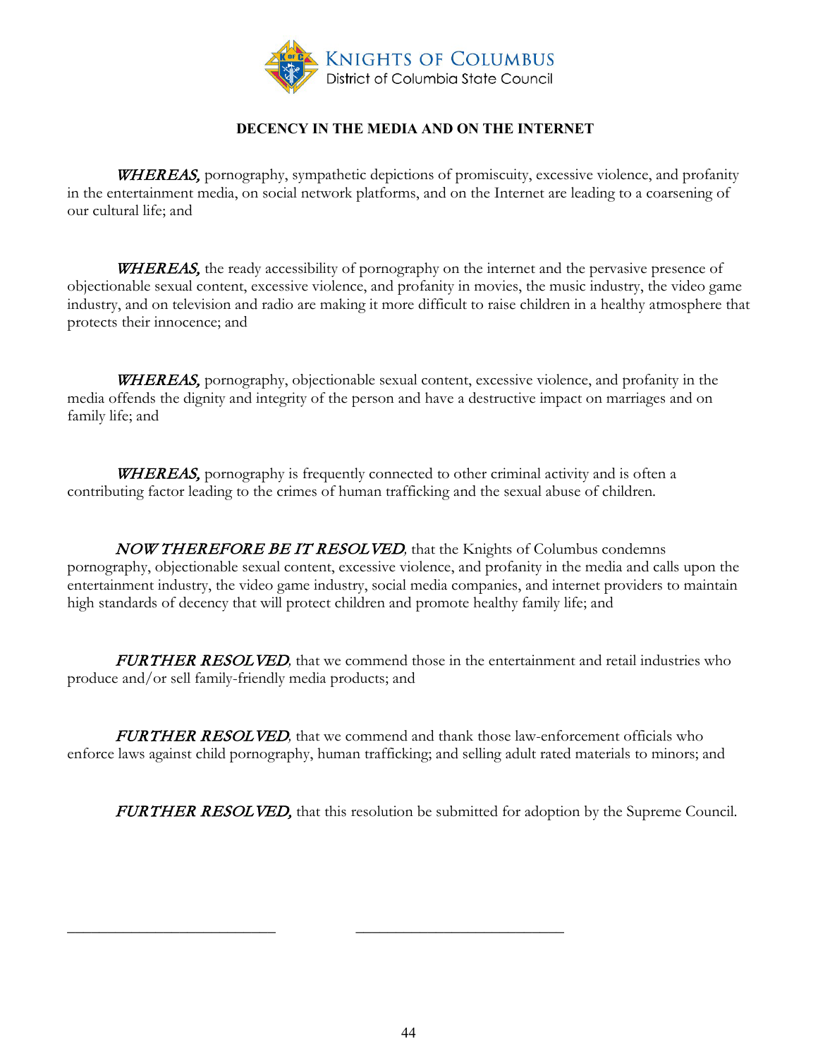KNIGHTS OF COLUMBUS
District of Columbia State Council

## DECENCY IN THE MEDIA AND ON THE INTERNET

***WHEREAS,*** pornography, sympathetic depictions of promiscuity, excessive violence, and profanity in the entertainment media, on social network platforms, and on the Internet are leading to a coarsening of our cultural life; and

***WHEREAS,*** the ready accessibility of pornography on the internet and the pervasive presence of objectionable sexual content, excessive violence, and profanity in movies, the music industry, the video game industry, and on television and radio are making it more difficult to raise children in a healthy atmosphere that protects their innocence; and

***WHEREAS,*** pornography, objectionable sexual content, excessive violence, and profanity in the media offends the dignity and integrity of the person and have a destructive impact on marriages and on family life; and

***WHEREAS,*** pornography is frequently connected to other criminal activity and is often a contributing factor leading to the crimes of human trafficking and the sexual abuse of children.

***NOW THEREFORE BE IT RESOLVED***, that the Knights of Columbus condemns pornography, objectionable sexual content, excessive violence, and profanity in the media and calls upon the entertainment industry, the video game industry, social media companies, and internet providers to maintain high standards of decency that will protect children and promote healthy family life; and

***FURTHER RESOLVED***, that we commend those in the entertainment and retail industries who produce and/or sell family-friendly media products; and

***FURTHER RESOLVED***, that we commend and thank those law-enforcement officials who enforce laws against child pornography, human trafficking; and selling adult rated materials to minors; and

***FURTHER RESOLVED,*** that this resolution be submitted for adoption by the Supreme Council.

\_\_\_\_\_\_\_\_\_\_\_\_\_\_\_\_\_\_\_\_\_\_\_\_\_\_\_ \_\_\_\_\_\_\_\_\_\_\_\_\_\_\_\_\_\_\_\_\_\_\_\_\_\_\_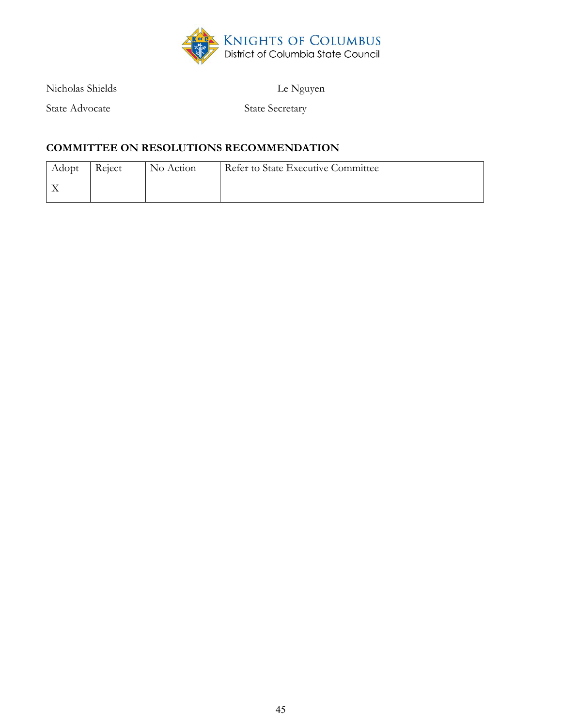KNIGHTS OF COLUMBUS
District of Columbia State Council

| Nicholas Shields | Le Nguyen |
|---|---|
| State Advocate | State Secretary |

**COMMITTEE ON RESOLUTIONS RECOMMENDATION**

| Adopt | Reject | No Action | Refer to State Executive Committee |
|---|---|---|---|
| X | | | |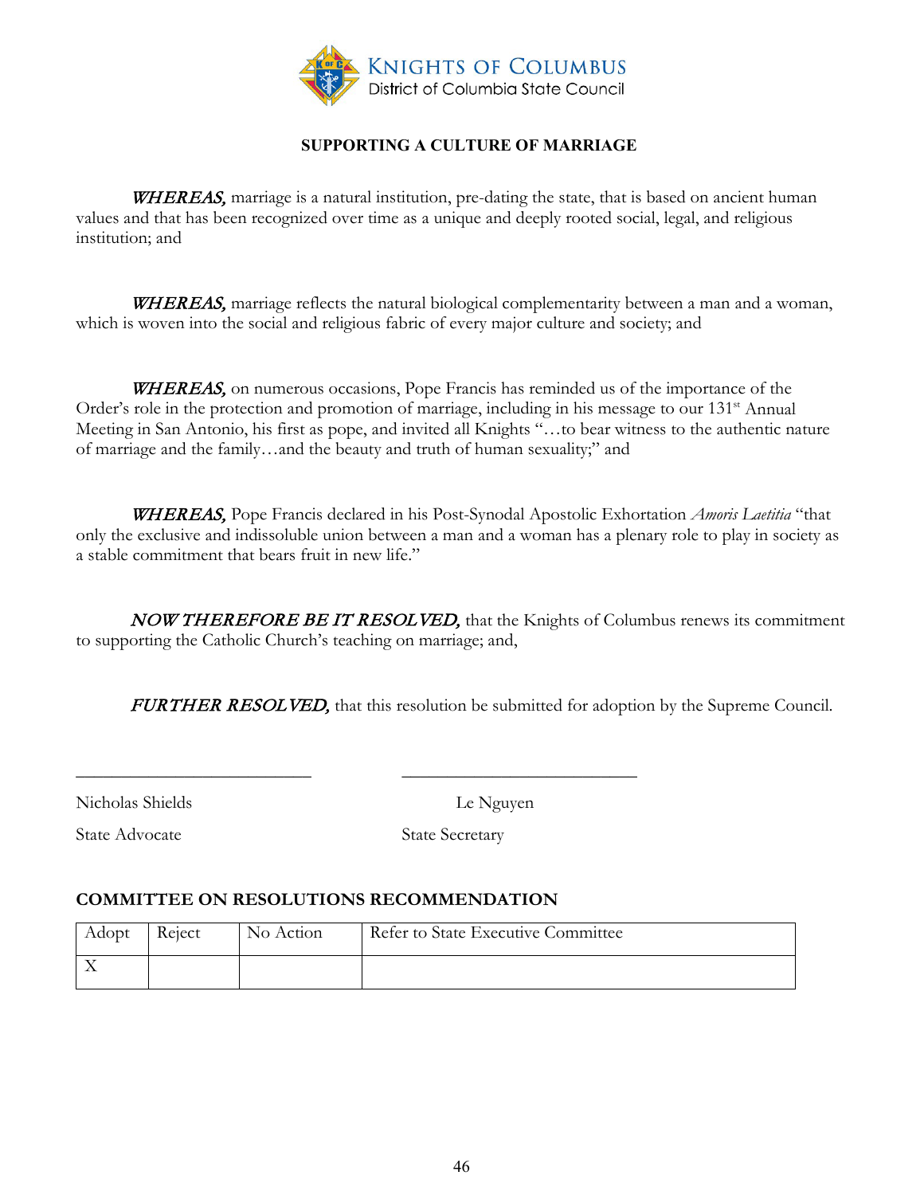KNIGHTS OF COLUMBUS
District of Columbia State Council

## SUPPORTING A CULTURE OF MARRIAGE

***WHEREAS,*** marriage is a natural institution, pre-dating the state, that is based on ancient human values and that has been recognized over time as a unique and deeply rooted social, legal, and religious institution; and

***WHEREAS,*** marriage reflects the natural biological complementarity between a man and a woman, which is woven into the social and religious fabric of every major culture and society; and

***WHEREAS,*** on numerous occasions, Pope Francis has reminded us of the importance of the Order's role in the protection and promotion of marriage, including in his message to our 131st Annual Meeting in San Antonio, his first as pope, and invited all Knights "…to bear witness to the authentic nature of marriage and the family…and the beauty and truth of human sexuality;" and

***WHEREAS,*** Pope Francis declared in his Post-Synodal Apostolic Exhortation *Amoris Laetitia* "that only the exclusive and indissoluble union between a man and a woman has a plenary role to play in society as a stable commitment that bears fruit in new life."

***NOW THEREFORE BE IT RESOLVED,*** that the Knights of Columbus renews its commitment to supporting the Catholic Church's teaching on marriage; and,

***FURTHER RESOLVED,*** that this resolution be submitted for adoption by the Supreme Council.

\_\_\_\_\_\_\_\_\_\_\_\_\_\_\_\_\_\_\_\_\_\_\_\_\_\_\_ \_\_\_\_\_\_\_\_\_\_\_\_\_\_\_\_\_\_\_\_\_\_\_\_\_\_\_

Nicholas Shields — State Advocate

Le Nguyen — State Secretary

### COMMITTEE ON RESOLUTIONS RECOMMENDATION

| Adopt | Reject | No Action | Refer to State Executive Committee |
|---|---|---|---|
| X | | | |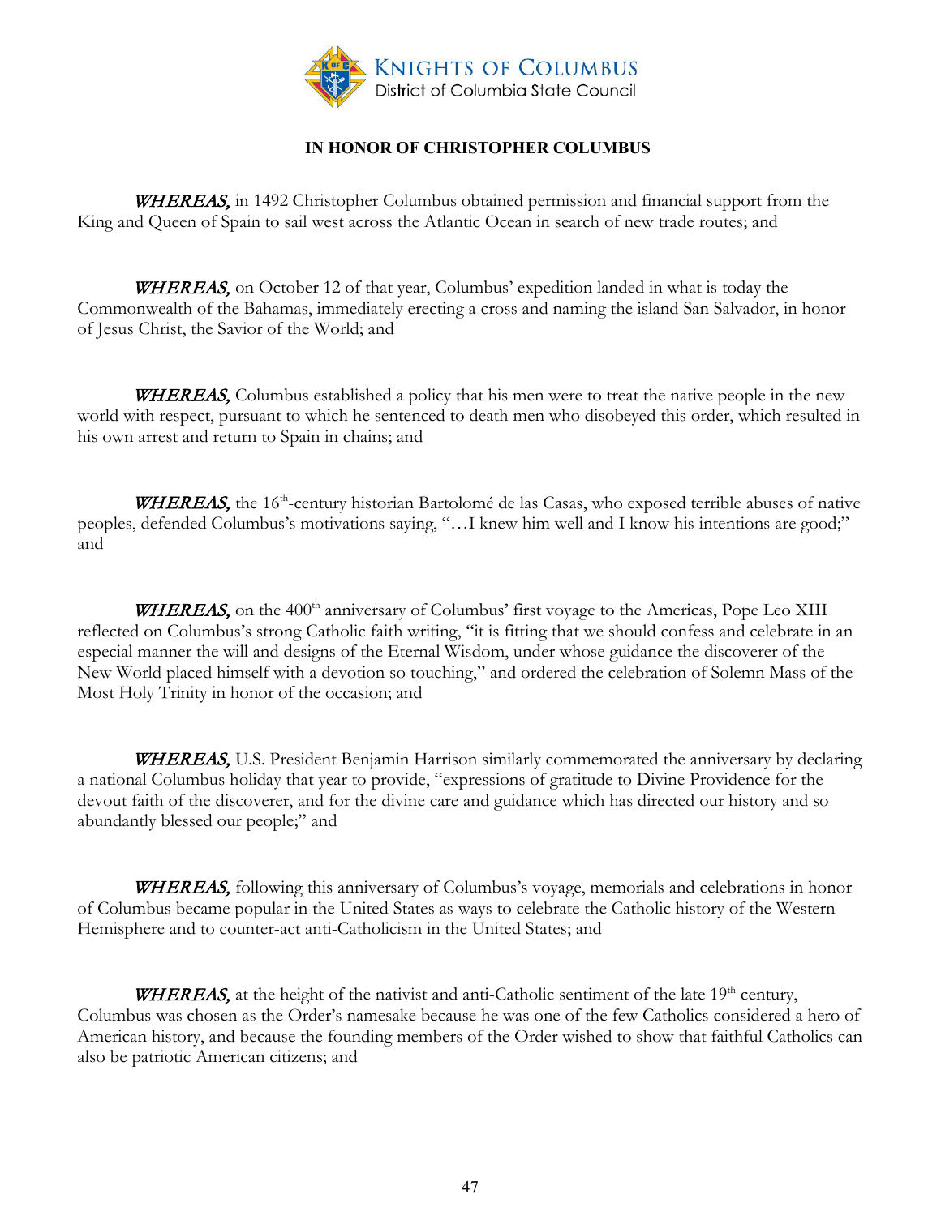**KNIGHTS OF COLUMBUS**
District of Columbia State Council

**IN HONOR OF CHRISTOPHER COLUMBUS**

***WHEREAS,*** in 1492 Christopher Columbus obtained permission and financial support from the King and Queen of Spain to sail west across the Atlantic Ocean in search of new trade routes; and

***WHEREAS,*** on October 12 of that year, Columbus' expedition landed in what is today the Commonwealth of the Bahamas, immediately erecting a cross and naming the island San Salvador, in honor of Jesus Christ, the Savior of the World; and

***WHEREAS,*** Columbus established a policy that his men were to treat the native people in the new world with respect, pursuant to which he sentenced to death men who disobeyed this order, which resulted in his own arrest and return to Spain in chains; and

***WHEREAS,*** the 16th-century historian Bartolomé de las Casas, who exposed terrible abuses of native peoples, defended Columbus's motivations saying, "…I knew him well and I know his intentions are good;" and

***WHEREAS,*** on the 400th anniversary of Columbus' first voyage to the Americas, Pope Leo XIII reflected on Columbus's strong Catholic faith writing, "it is fitting that we should confess and celebrate in an especial manner the will and designs of the Eternal Wisdom, under whose guidance the discoverer of the New World placed himself with a devotion so touching," and ordered the celebration of Solemn Mass of the Most Holy Trinity in honor of the occasion; and

***WHEREAS,*** U.S. President Benjamin Harrison similarly commemorated the anniversary by declaring a national Columbus holiday that year to provide, "expressions of gratitude to Divine Providence for the devout faith of the discoverer, and for the divine care and guidance which has directed our history and so abundantly blessed our people;" and

***WHEREAS,*** following this anniversary of Columbus's voyage, memorials and celebrations in honor of Columbus became popular in the United States as ways to celebrate the Catholic history of the Western Hemisphere and to counter-act anti-Catholicism in the United States; and

***WHEREAS,*** at the height of the nativist and anti-Catholic sentiment of the late 19th century, Columbus was chosen as the Order's namesake because he was one of the few Catholics considered a hero of American history, and because the founding members of the Order wished to show that faithful Catholics can also be patriotic American citizens; and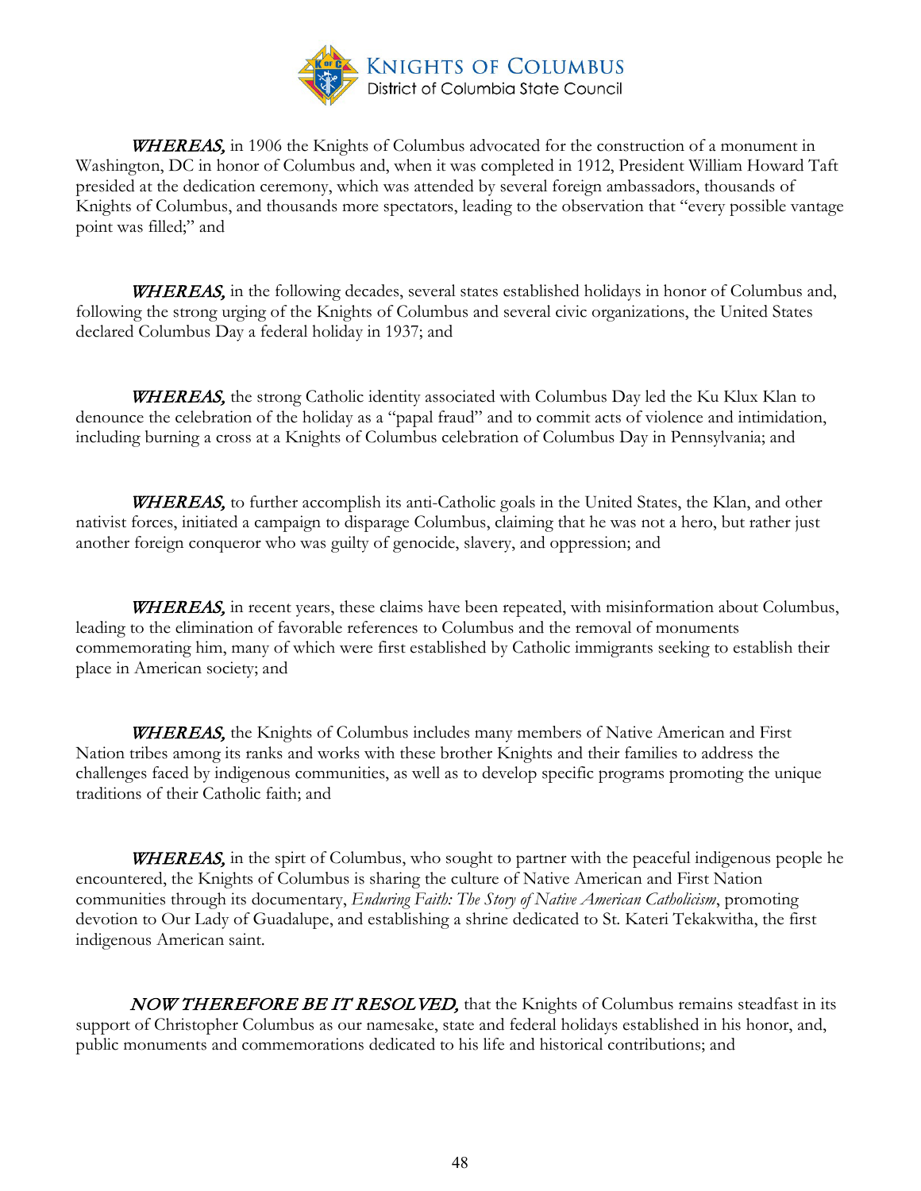**KNIGHTS OF COLUMBUS**
District of Columbia State Council

***WHEREAS,*** in 1906 the Knights of Columbus advocated for the construction of a monument in Washington, DC in honor of Columbus and, when it was completed in 1912, President William Howard Taft presided at the dedication ceremony, which was attended by several foreign ambassadors, thousands of Knights of Columbus, and thousands more spectators, leading to the observation that "every possible vantage point was filled;" and

***WHEREAS,*** in the following decades, several states established holidays in honor of Columbus and, following the strong urging of the Knights of Columbus and several civic organizations, the United States declared Columbus Day a federal holiday in 1937; and

***WHEREAS,*** the strong Catholic identity associated with Columbus Day led the Ku Klux Klan to denounce the celebration of the holiday as a "papal fraud" and to commit acts of violence and intimidation, including burning a cross at a Knights of Columbus celebration of Columbus Day in Pennsylvania; and

***WHEREAS,*** to further accomplish its anti-Catholic goals in the United States, the Klan, and other nativist forces, initiated a campaign to disparage Columbus, claiming that he was not a hero, but rather just another foreign conqueror who was guilty of genocide, slavery, and oppression; and

***WHEREAS,*** in recent years, these claims have been repeated, with misinformation about Columbus, leading to the elimination of favorable references to Columbus and the removal of monuments commemorating him, many of which were first established by Catholic immigrants seeking to establish their place in American society; and

***WHEREAS,*** the Knights of Columbus includes many members of Native American and First Nation tribes among its ranks and works with these brother Knights and their families to address the challenges faced by indigenous communities, as well as to develop specific programs promoting the unique traditions of their Catholic faith; and

***WHEREAS,*** in the spirt of Columbus, who sought to partner with the peaceful indigenous people he encountered, the Knights of Columbus is sharing the culture of Native American and First Nation communities through its documentary, *Enduring Faith: The Story of Native American Catholicism*, promoting devotion to Our Lady of Guadalupe, and establishing a shrine dedicated to St. Kateri Tekakwitha, the first indigenous American saint.

***NOW THEREFORE BE IT RESOLVED,*** that the Knights of Columbus remains steadfast in its support of Christopher Columbus as our namesake, state and federal holidays established in his honor, and, public monuments and commemorations dedicated to his life and historical contributions; and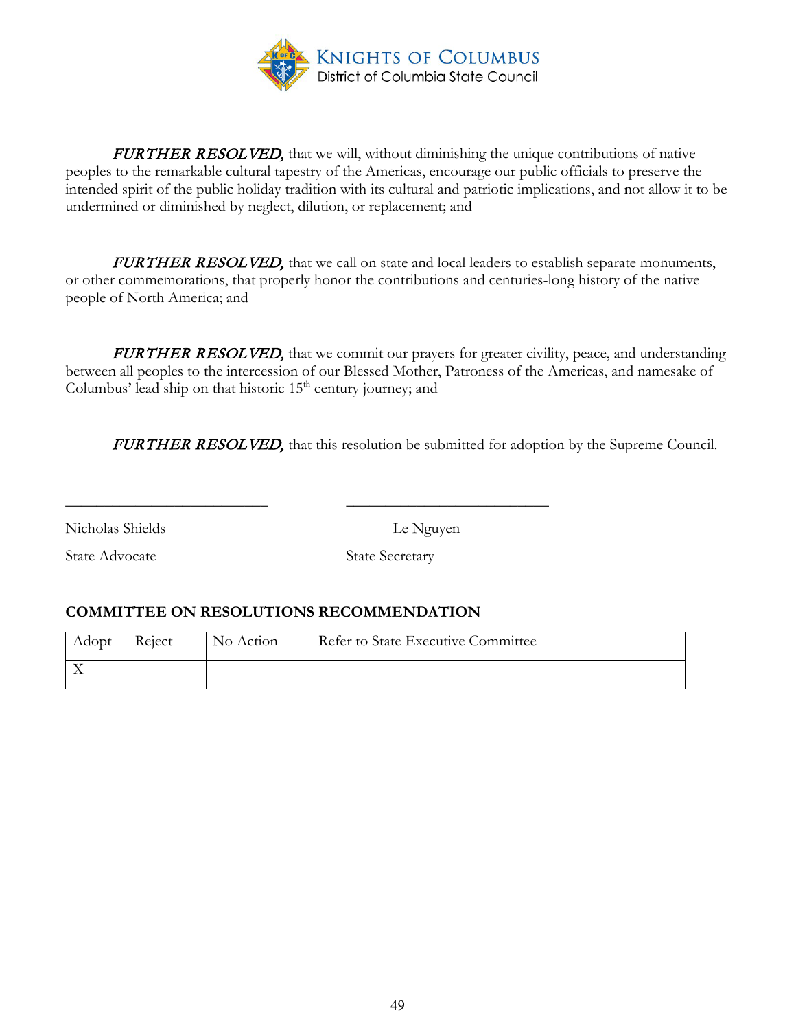*FURTHER RESOLVED,* that we will, without diminishing the unique contributions of native peoples to the remarkable cultural tapestry of the Americas, encourage our public officials to preserve the intended spirit of the public holiday tradition with its cultural and patriotic implications, and not allow it to be undermined or diminished by neglect, dilution, or replacement; and

*FURTHER RESOLVED,* that we call on state and local leaders to establish separate monuments, or other commemorations, that properly honor the contributions and centuries-long history of the native people of North America; and

*FURTHER RESOLVED,* that we commit our prayers for greater civility, peace, and understanding between all peoples to the intercession of our Blessed Mother, Patroness of the Americas, and namesake of Columbus' lead ship on that historic 15th century journey; and

*FURTHER RESOLVED,* that this resolution be submitted for adoption by the Supreme Council.

\_\_\_\_\_\_\_\_\_\_\_\_\_\_\_\_\_\_\_\_\_\_\_\_\_\_\_ \_\_\_\_\_\_\_\_\_\_\_\_\_\_\_\_\_\_\_\_\_\_\_\_\_\_\_

Nicholas Shields — State Advocate

Le Nguyen — State Secretary

**COMMITTEE ON RESOLUTIONS RECOMMENDATION**

| Adopt | Reject | No Action | Refer to State Executive Committee |
|---|---|---|---|
| X | | | |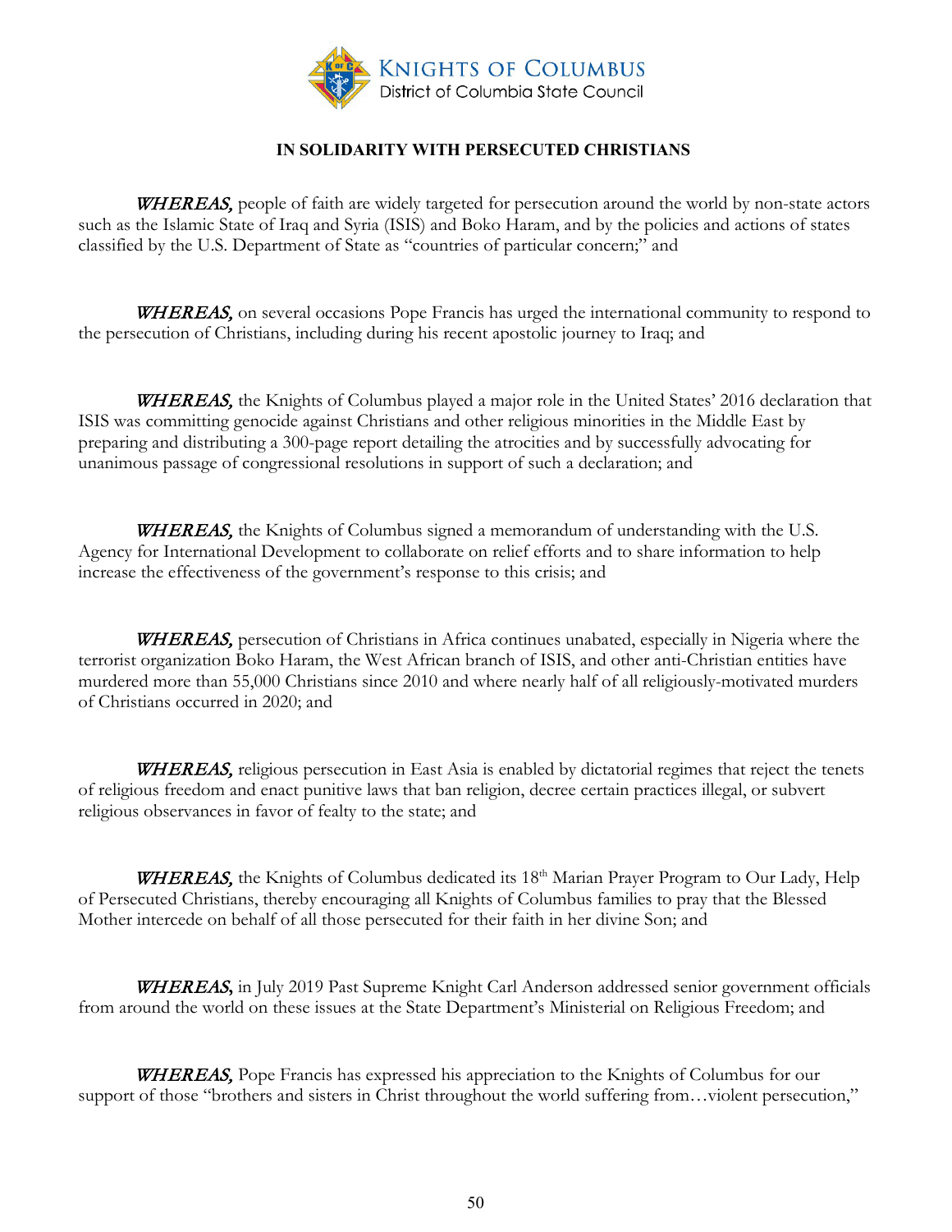KNIGHTS OF COLUMBUS
District of Columbia State Council

**IN SOLIDARITY WITH PERSECUTED CHRISTIANS**

***WHEREAS,*** people of faith are widely targeted for persecution around the world by non-state actors such as the Islamic State of Iraq and Syria (ISIS) and Boko Haram, and by the policies and actions of states classified by the U.S. Department of State as "countries of particular concern;" and

***WHEREAS,*** on several occasions Pope Francis has urged the international community to respond to the persecution of Christians, including during his recent apostolic journey to Iraq; and

***WHEREAS,*** the Knights of Columbus played a major role in the United States' 2016 declaration that ISIS was committing genocide against Christians and other religious minorities in the Middle East by preparing and distributing a 300-page report detailing the atrocities and by successfully advocating for unanimous passage of congressional resolutions in support of such a declaration; and

***WHEREAS,*** the Knights of Columbus signed a memorandum of understanding with the U.S. Agency for International Development to collaborate on relief efforts and to share information to help increase the effectiveness of the government's response to this crisis; and

***WHEREAS,*** persecution of Christians in Africa continues unabated, especially in Nigeria where the terrorist organization Boko Haram, the West African branch of ISIS, and other anti-Christian entities have murdered more than 55,000 Christians since 2010 and where nearly half of all religiously-motivated murders of Christians occurred in 2020; and

***WHEREAS,*** religious persecution in East Asia is enabled by dictatorial regimes that reject the tenets of religious freedom and enact punitive laws that ban religion, decree certain practices illegal, or subvert religious observances in favor of fealty to the state; and

***WHEREAS,*** the Knights of Columbus dedicated its 18th Marian Prayer Program to Our Lady, Help of Persecuted Christians, thereby encouraging all Knights of Columbus families to pray that the Blessed Mother intercede on behalf of all those persecuted for their faith in her divine Son; and

***WHEREAS,*** in July 2019 Past Supreme Knight Carl Anderson addressed senior government officials from around the world on these issues at the State Department's Ministerial on Religious Freedom; and

***WHEREAS,*** Pope Francis has expressed his appreciation to the Knights of Columbus for our support of those "brothers and sisters in Christ throughout the world suffering from…violent persecution,"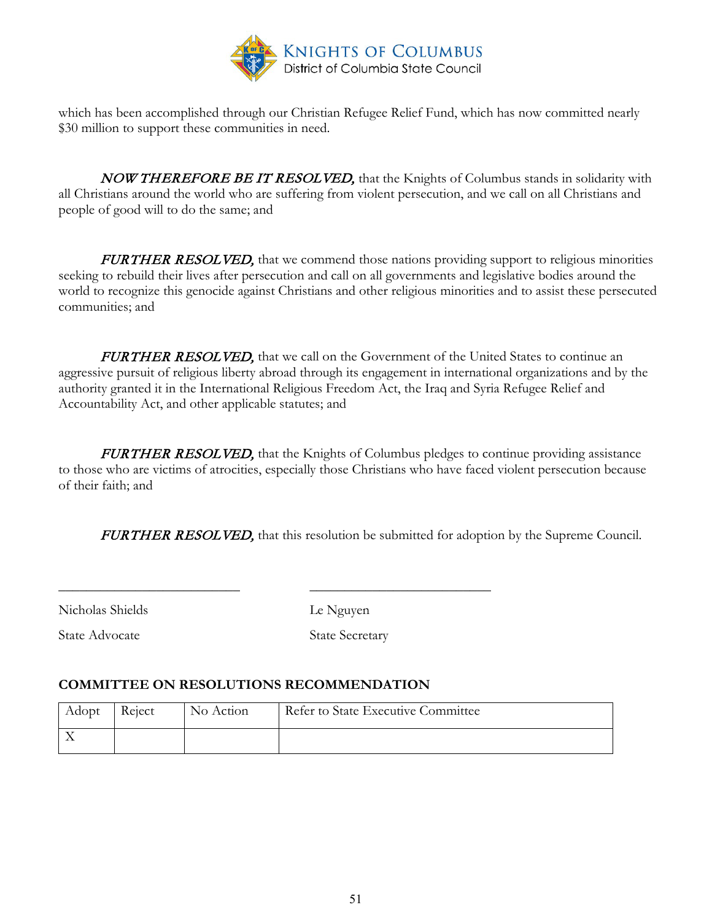which has been accomplished through our Christian Refugee Relief Fund, which has now committed nearly $30 million to support these communities in need.

***NOW THEREFORE BE IT RESOLVED,*** that the Knights of Columbus stands in solidarity with all Christians around the world who are suffering from violent persecution, and we call on all Christians and people of good will to do the same; and

***FURTHER RESOLVED,*** that we commend those nations providing support to religious minorities seeking to rebuild their lives after persecution and call on all governments and legislative bodies around the world to recognize this genocide against Christians and other religious minorities and to assist these persecuted communities; and

***FURTHER RESOLVED,*** that we call on the Government of the United States to continue an aggressive pursuit of religious liberty abroad through its engagement in international organizations and by the authority granted it in the International Religious Freedom Act, the Iraq and Syria Refugee Relief and Accountability Act, and other applicable statutes; and

***FURTHER RESOLVED,*** that the Knights of Columbus pledges to continue providing assistance to those who are victims of atrocities, especially those Christians who have faced violent persecution because of their faith; and

***FURTHER RESOLVED,*** that this resolution be submitted for adoption by the Supreme Council.

\_\_\_\_\_\_\_\_\_\_\_\_\_\_\_\_\_\_\_\_\_\_\_\_\_\_\_ \_\_\_\_\_\_\_\_\_\_\_\_\_\_\_\_\_\_\_\_\_\_\_\_\_\_\_

Nicholas Shields — State Advocate

Le Nguyen — State Secretary

**COMMITTEE ON RESOLUTIONS RECOMMENDATION**

| Adopt | Reject | No Action | Refer to State Executive Committee |
|---|---|---|---|
| X | | | |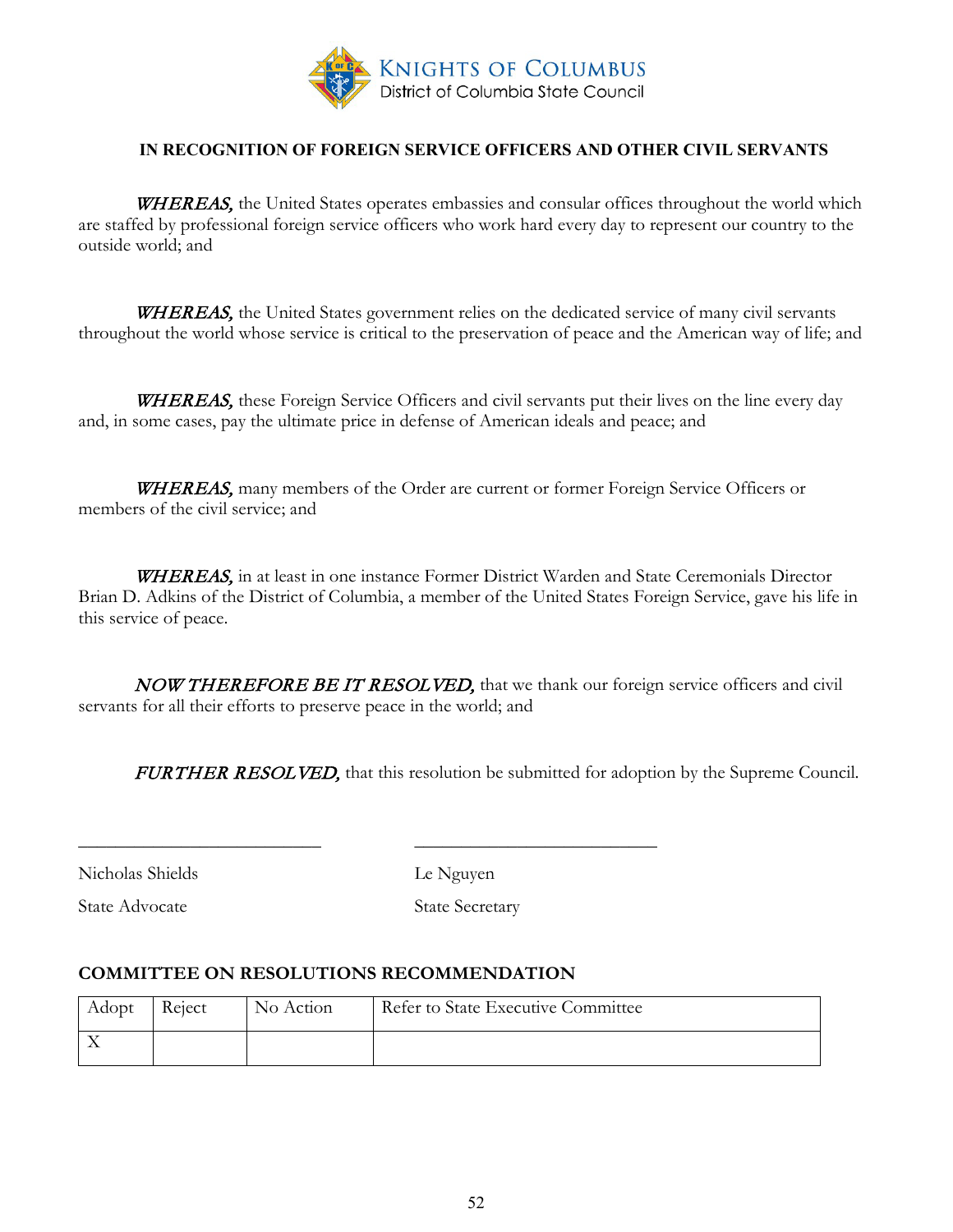KNIGHTS OF COLUMBUS
District of Columbia State Council

## IN RECOGNITION OF FOREIGN SERVICE OFFICERS AND OTHER CIVIL SERVANTS

*WHEREAS,* the United States operates embassies and consular offices throughout the world which are staffed by professional foreign service officers who work hard every day to represent our country to the outside world; and

*WHEREAS,* the United States government relies on the dedicated service of many civil servants throughout the world whose service is critical to the preservation of peace and the American way of life; and

*WHEREAS,* these Foreign Service Officers and civil servants put their lives on the line every day and, in some cases, pay the ultimate price in defense of American ideals and peace; and

*WHEREAS,* many members of the Order are current or former Foreign Service Officers or members of the civil service; and

*WHEREAS,* in at least in one instance Former District Warden and State Ceremonials Director Brian D. Adkins of the District of Columbia, a member of the United States Foreign Service, gave his life in this service of peace.

*NOW THEREFORE BE IT RESOLVED,* that we thank our foreign service officers and civil servants for all their efforts to preserve peace in the world; and

*FURTHER RESOLVED,* that this resolution be submitted for adoption by the Supreme Council.

\_\_\_\_\_\_\_\_\_\_\_\_\_\_\_\_\_\_\_\_\_\_\_\_\_\_\_\_ \_\_\_\_\_\_\_\_\_\_\_\_\_\_\_\_\_\_\_\_\_\_\_\_\_\_\_\_

Nicholas Shields — State Advocate

Le Nguyen — State Secretary

**COMMITTEE ON RESOLUTIONS RECOMMENDATION**

| Adopt | Reject | No Action | Refer to State Executive Committee |
|---|---|---|---|
| X | | | |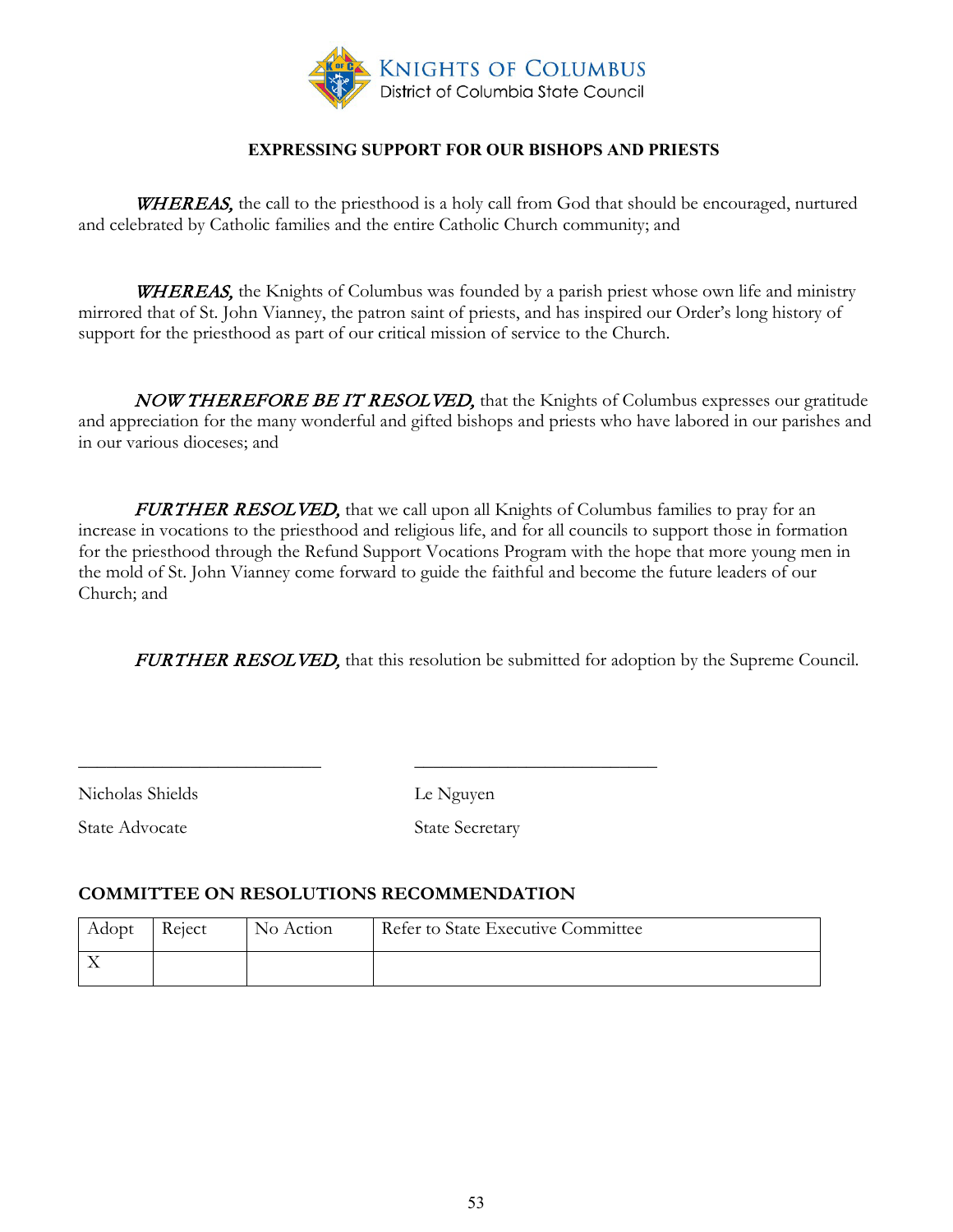**Knights of Columbus**
District of Columbia State Council

## EXPRESSING SUPPORT FOR OUR BISHOPS AND PRIESTS

***WHEREAS,*** the call to the priesthood is a holy call from God that should be encouraged, nurtured and celebrated by Catholic families and the entire Catholic Church community; and

***WHEREAS,*** the Knights of Columbus was founded by a parish priest whose own life and ministry mirrored that of St. John Vianney, the patron saint of priests, and has inspired our Order's long history of support for the priesthood as part of our critical mission of service to the Church.

***NOW THEREFORE BE IT RESOLVED,*** that the Knights of Columbus expresses our gratitude and appreciation for the many wonderful and gifted bishops and priests who have labored in our parishes and in our various dioceses; and

***FURTHER RESOLVED,*** that we call upon all Knights of Columbus families to pray for an increase in vocations to the priesthood and religious life, and for all councils to support those in formation for the priesthood through the Refund Support Vocations Program with the hope that more young men in the mold of St. John Vianney come forward to guide the faithful and become the future leaders of our Church; and

***FURTHER RESOLVED,*** that this resolution be submitted for adoption by the Supreme Council.

___________________________ ___________________________

Nicholas Shields
State Advocate

Le Nguyen
State Secretary

### COMMITTEE ON RESOLUTIONS RECOMMENDATION

| Adopt | Reject | No Action | Refer to State Executive Committee |
|---|---|---|---|
| X | | | |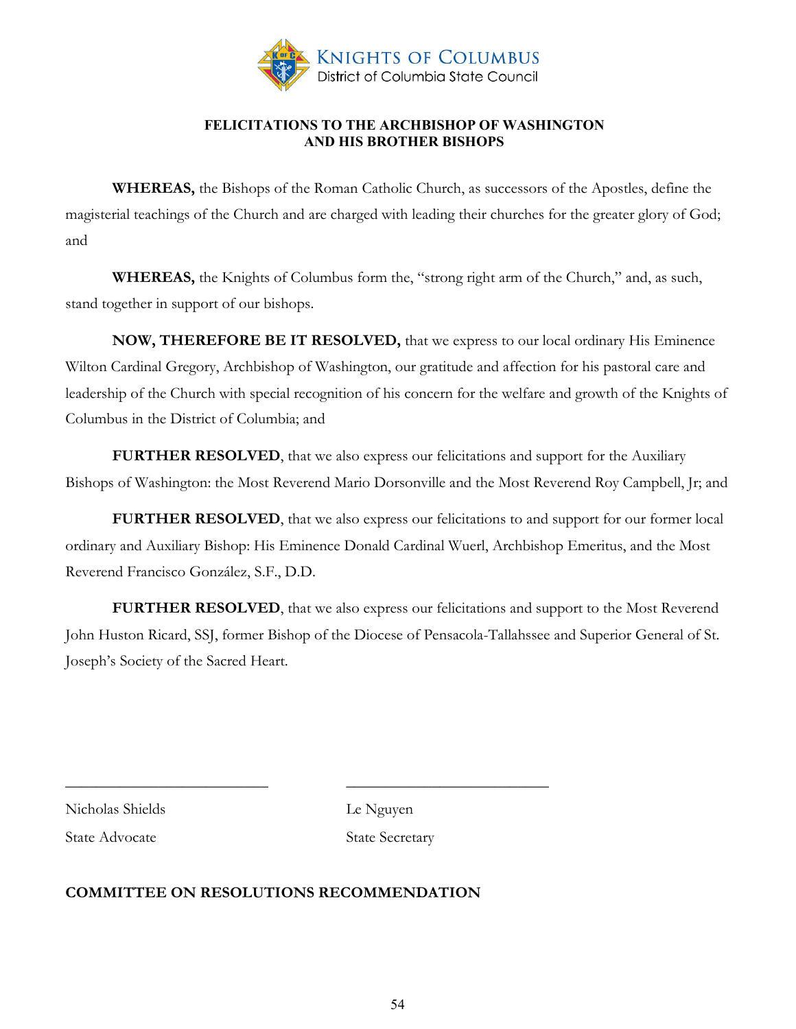KNIGHTS OF COLUMBUS
District of Columbia State Council

**FELICITATIONS TO THE ARCHBISHOP OF WASHINGTON AND HIS BROTHER BISHOPS**

**WHEREAS,** the Bishops of the Roman Catholic Church, as successors of the Apostles, define the magisterial teachings of the Church and are charged with leading their churches for the greater glory of God; and

**WHEREAS,** the Knights of Columbus form the, "strong right arm of the Church," and, as such, stand together in support of our bishops.

**NOW, THEREFORE BE IT RESOLVED,** that we express to our local ordinary His Eminence Wilton Cardinal Gregory, Archbishop of Washington, our gratitude and affection for his pastoral care and leadership of the Church with special recognition of his concern for the welfare and growth of the Knights of Columbus in the District of Columbia; and

**FURTHER RESOLVED**, that we also express our felicitations and support for the Auxiliary Bishops of Washington: the Most Reverend Mario Dorsonville and the Most Reverend Roy Campbell, Jr; and

**FURTHER RESOLVED**, that we also express our felicitations to and support for our former local ordinary and Auxiliary Bishop: His Eminence Donald Cardinal Wuerl, Archbishop Emeritus, and the Most Reverend Francisco González, S.F., D.D.

**FURTHER RESOLVED**, that we also express our felicitations and support to the Most Reverend John Huston Ricard, SSJ, former Bishop of the Diocese of Pensacola-Tallahssee and Superior General of St. Joseph's Society of the Sacred Heart.

\_\_\_\_\_\_\_\_\_\_\_\_\_\_\_\_\_\_\_\_\_\_\_\_\_\_ \_\_\_\_\_\_\_\_\_\_\_\_\_\_\_\_\_\_\_\_\_\_\_\_\_\_

Nicholas Shields — State Advocate

Le Nguyen — State Secretary

**COMMITTEE ON RESOLUTIONS RECOMMENDATION**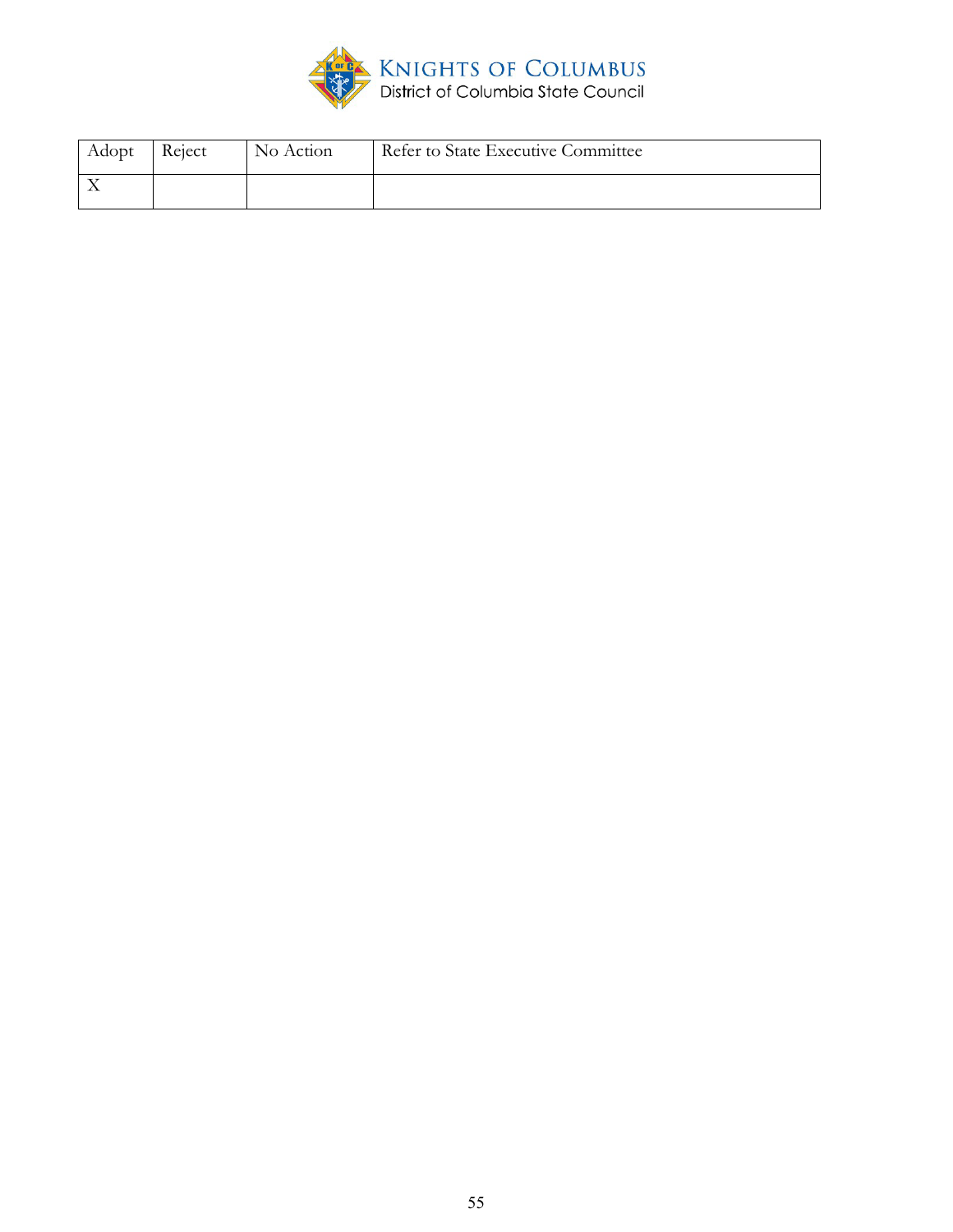| Adopt | Reject | No Action | Refer to State Executive Committee |
| --- | --- | --- | --- |
| X | | | |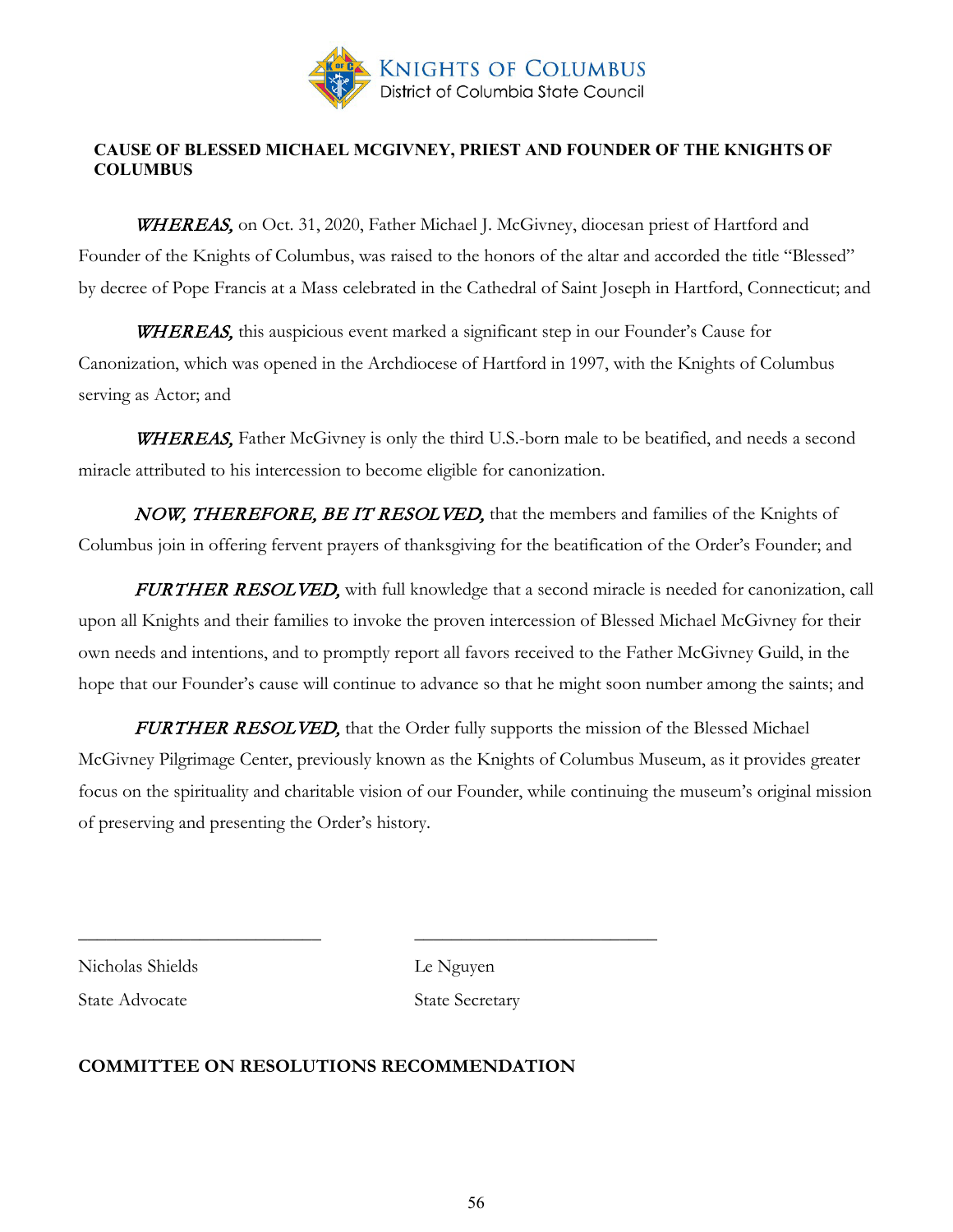KNIGHTS OF COLUMBUS
District of Columbia State Council

**CAUSE OF BLESSED MICHAEL MCGIVNEY, PRIEST AND FOUNDER OF THE KNIGHTS OF COLUMBUS**

***WHEREAS,*** on Oct. 31, 2020, Father Michael J. McGivney, diocesan priest of Hartford and Founder of the Knights of Columbus, was raised to the honors of the altar and accorded the title "Blessed" by decree of Pope Francis at a Mass celebrated in the Cathedral of Saint Joseph in Hartford, Connecticut; and

***WHEREAS,*** this auspicious event marked a significant step in our Founder's Cause for Canonization, which was opened in the Archdiocese of Hartford in 1997, with the Knights of Columbus serving as Actor; and

***WHEREAS,*** Father McGivney is only the third U.S.-born male to be beatified, and needs a second miracle attributed to his intercession to become eligible for canonization.

***NOW, THEREFORE, BE IT RESOLVED,*** that the members and families of the Knights of Columbus join in offering fervent prayers of thanksgiving for the beatification of the Order's Founder; and

***FURTHER RESOLVED,*** with full knowledge that a second miracle is needed for canonization, call upon all Knights and their families to invoke the proven intercession of Blessed Michael McGivney for their own needs and intentions, and to promptly report all favors received to the Father McGivney Guild, in the hope that our Founder's cause will continue to advance so that he might soon number among the saints; and

***FURTHER RESOLVED,*** that the Order fully supports the mission of the Blessed Michael McGivney Pilgrimage Center, previously known as the Knights of Columbus Museum, as it provides greater focus on the spirituality and charitable vision of our Founder, while continuing the museum's original mission of preserving and presenting the Order's history.

| ___________________________ | ___________________________ |
|---|---|
| Nicholas Shields | Le Nguyen |
| State Advocate | State Secretary |

**COMMITTEE ON RESOLUTIONS RECOMMENDATION**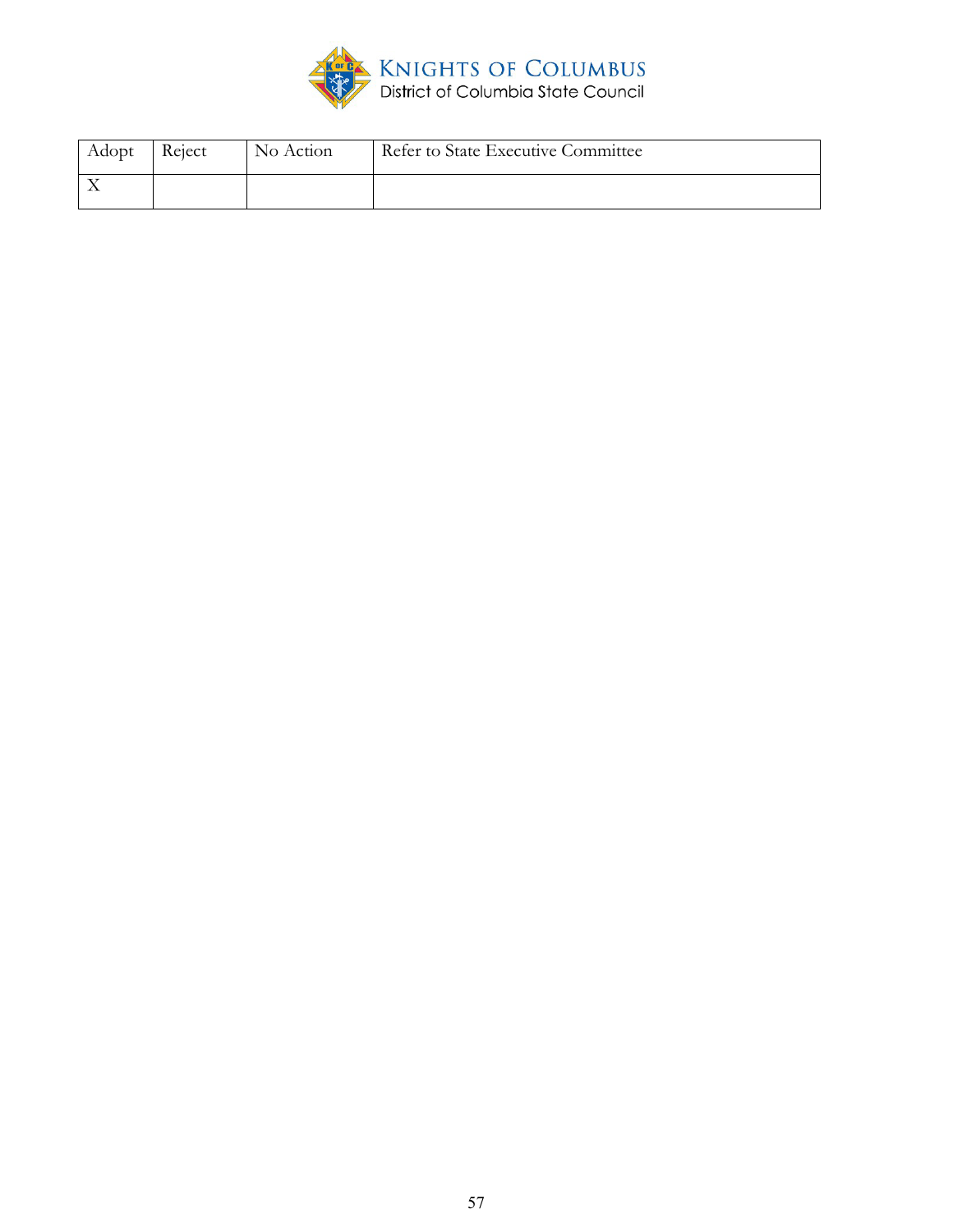| Adopt | Reject | No Action | Refer to State Executive Committee |
| --- | --- | --- | --- |
| X | | | |